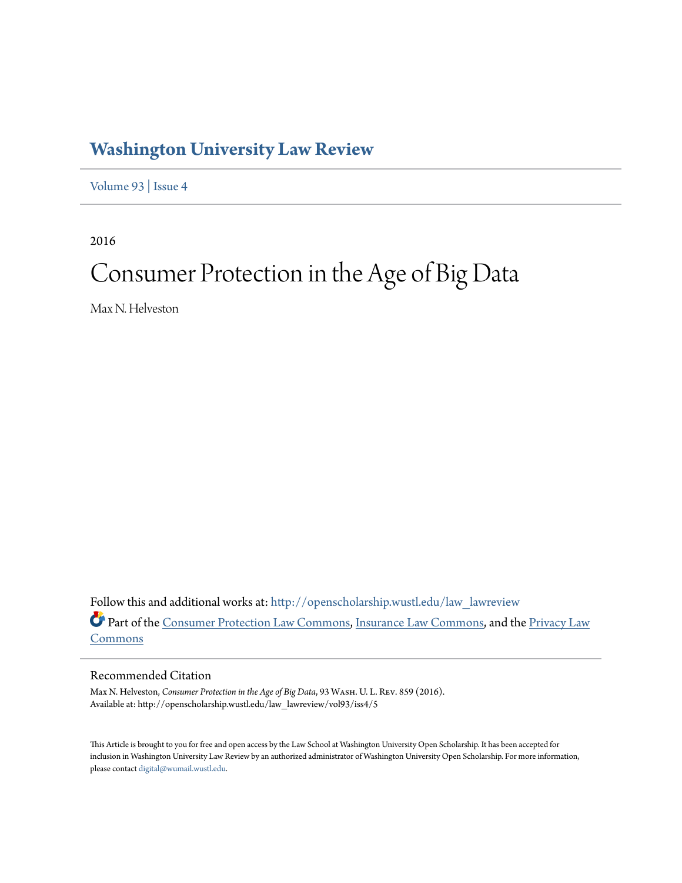# Washington University Law Review

Volume 93 | Issue 4

2016

# Consumer Protection in the Age of Big Data

Max N. Helveston

Follow this and additional works at: http://openscholarship.wustl.edu/law_lawreview

Part of the Consumer Protection Law Commons, Insurance Law Commons, and the Privacy Law Commons

## Recommended Citation

Max N. Helveston, *Consumer Protection in the Age of Big Data*, 93 Wash. U. L. Rev. 859 (2016).
Available at: http://openscholarship.wustl.edu/law_lawreview/vol93/iss4/5

This Article is brought to you for free and open access by the Law School at Washington University Open Scholarship. It has been accepted for inclusion in Washington University Law Review by an authorized administrator of Washington University Open Scholarship. For more information, please contact digital@wumail.wustl.edu.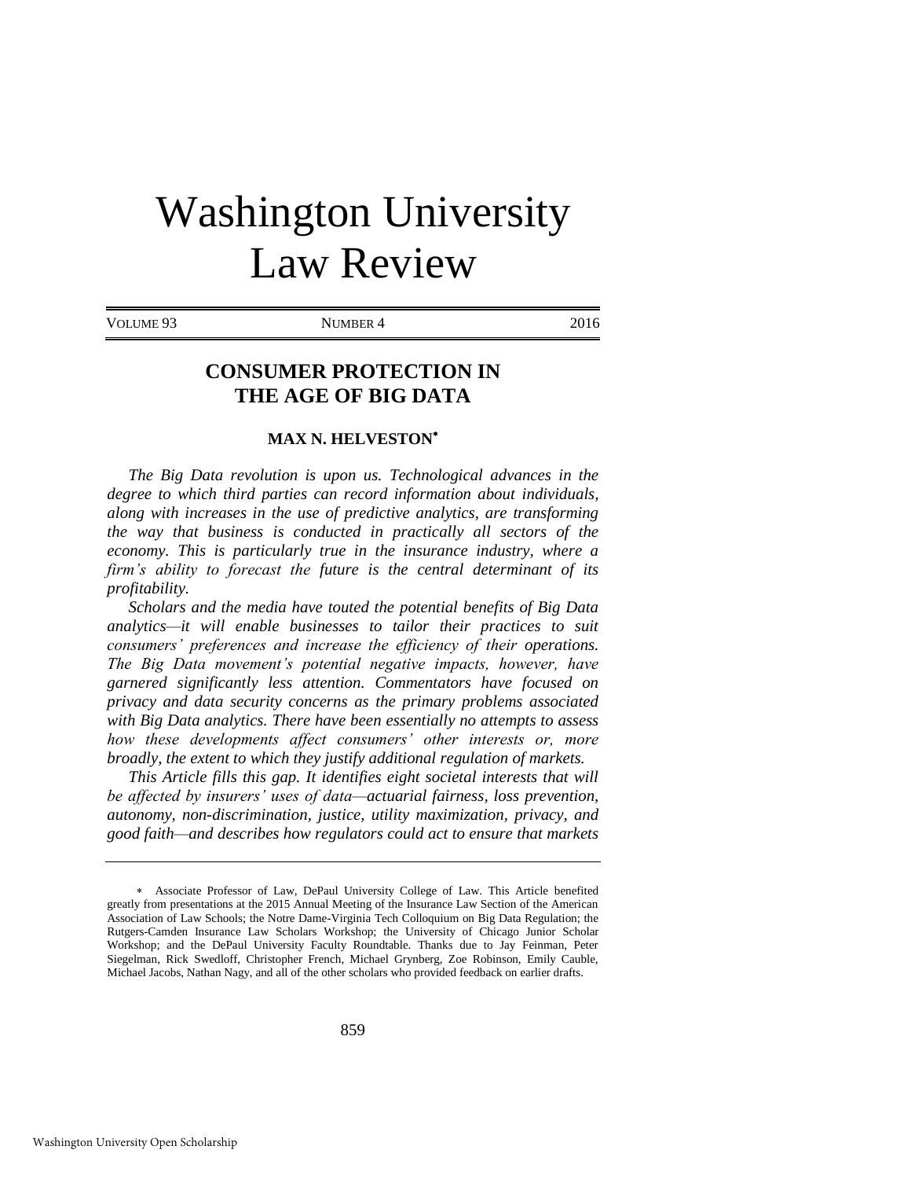# Washington University Law Review

VOLUME 93 NUMBER 4 2016

## CONSUMER PROTECTION IN THE AGE OF BIG DATA

### MAX N. HELVESTON*

*The Big Data revolution is upon us. Technological advances in the degree to which third parties can record information about individuals, along with increases in the use of predictive analytics, are transforming the way that business is conducted in practically all sectors of the economy. This is particularly true in the insurance industry, where a firm's ability to forecast the future is the central determinant of its profitability.*

*Scholars and the media have touted the potential benefits of Big Data analytics—it will enable businesses to tailor their practices to suit consumers' preferences and increase the efficiency of their operations. The Big Data movement's potential negative impacts, however, have garnered significantly less attention. Commentators have focused on privacy and data security concerns as the primary problems associated with Big Data analytics. There have been essentially no attempts to assess how these developments affect consumers' other interests or, more broadly, the extent to which they justify additional regulation of markets.*

*This Article fills this gap. It identifies eight societal interests that will be affected by insurers' uses of data—actuarial fairness, loss prevention, autonomy, non-discrimination, justice, utility maximization, privacy, and good faith—and describes how regulators could act to ensure that markets*

---

\* Associate Professor of Law, DePaul University College of Law. This Article benefited greatly from presentations at the 2015 Annual Meeting of the Insurance Law Section of the American Association of Law Schools; the Notre Dame-Virginia Tech Colloquium on Big Data Regulation; the Rutgers-Camden Insurance Law Scholars Workshop; the University of Chicago Junior Scholar Workshop; and the DePaul University Faculty Roundtable. Thanks due to Jay Feinman, Peter Siegelman, Rick Swedloff, Christopher French, Michael Grynberg, Zoe Robinson, Emily Cauble, Michael Jacobs, Nathan Nagy, and all of the other scholars who provided feedback on earlier drafts.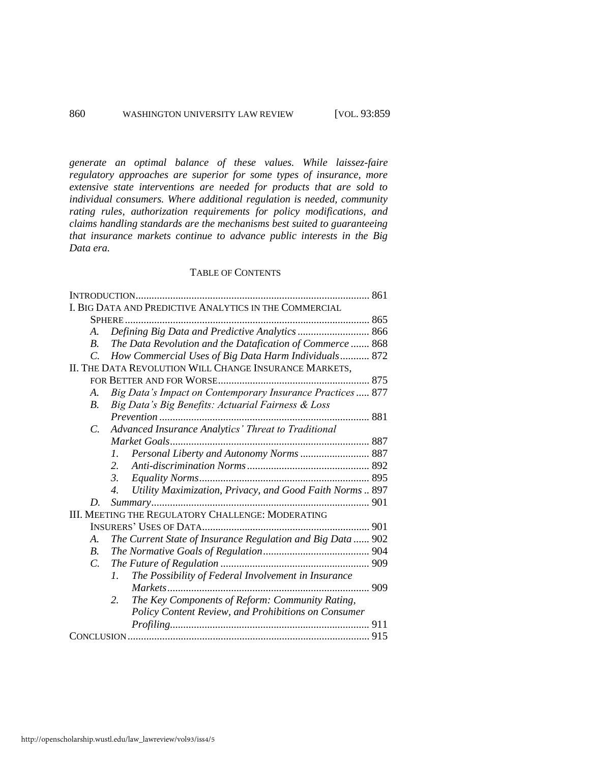*generate an optimal balance of these values. While laissez-faire regulatory approaches are superior for some types of insurance, more extensive state interventions are needed for products that are sold to individual consumers. Where additional regulation is needed, community rating rules, authorization requirements for policy modifications, and claims handling standards are the mechanisms best suited to guaranteeing that insurance markets continue to advance public interests in the Big Data era.*

TABLE OF CONTENTS

INTRODUCTION ........ 861

I. BIG DATA AND PREDICTIVE ANALYTICS IN THE COMMERCIAL SPHERE ........ 865
- A. *Defining Big Data and Predictive Analytics* ........ 866
- B. *The Data Revolution and the Datafication of Commerce* ........ 868
- C. *How Commercial Uses of Big Data Harm Individuals* ........ 872

II. THE DATA REVOLUTION WILL CHANGE INSURANCE MARKETS, FOR BETTER AND FOR WORSE ........ 875
- A. *Big Data's Impact on Contemporary Insurance Practices* ........ 877
- B. *Big Data's Big Benefits: Actuarial Fairness & Loss Prevention* ........ 881
- C. *Advanced Insurance Analytics' Threat to Traditional Market Goals* ........ 887
  - 1. *Personal Liberty and Autonomy Norms* ........ 887
  - 2. *Anti-discrimination Norms* ........ 892
  - 3. *Equality Norms* ........ 895
  - 4. *Utility Maximization, Privacy, and Good Faith Norms* ........ 897
- D. *Summary* ........ 901

III. MEETING THE REGULATORY CHALLENGE: MODERATING INSURERS' USES OF DATA ........ 901
- A. *The Current State of Insurance Regulation and Big Data* ........ 902
- B. *The Normative Goals of Regulation* ........ 904
- C. *The Future of Regulation* ........ 909
  - 1. *The Possibility of Federal Involvement in Insurance Markets* ........ 909
  - 2. *The Key Components of Reform: Community Rating, Policy Content Review, and Prohibitions on Consumer Profiling* ........ 911

CONCLUSION ........ 915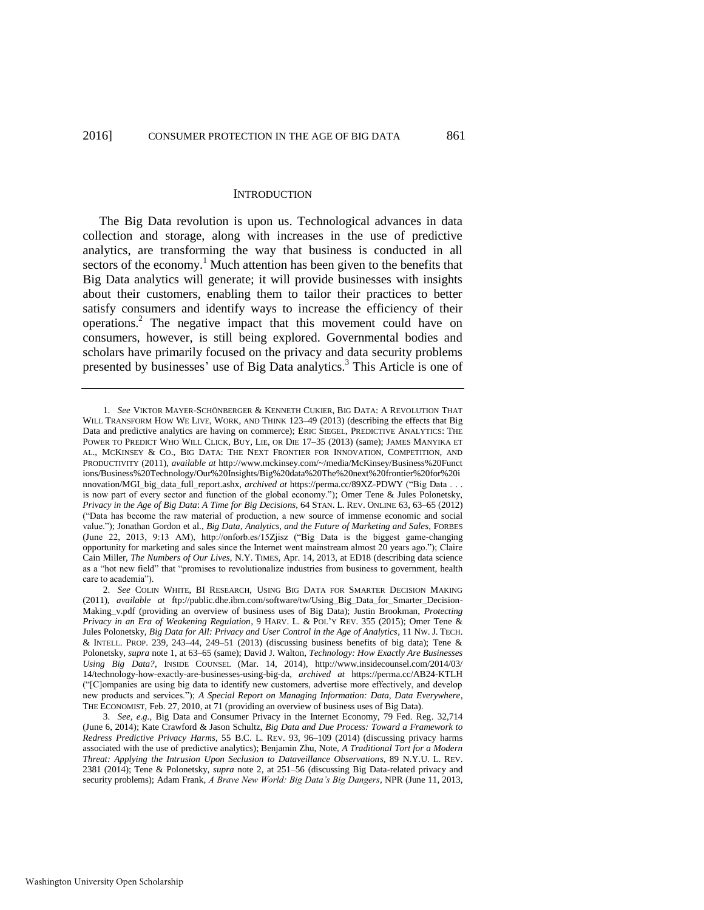## INTRODUCTION

The Big Data revolution is upon us. Technological advances in data collection and storage, along with increases in the use of predictive analytics, are transforming the way that business is conducted in all sectors of the economy.[1] Much attention has been given to the benefits that Big Data analytics will generate; it will provide businesses with insights about their customers, enabling them to tailor their practices to better satisfy consumers and identify ways to increase the efficiency of their operations.[2] The negative impact that this movement could have on consumers, however, is still being explored. Governmental bodies and scholars have primarily focused on the privacy and data security problems presented by businesses' use of Big Data analytics.[3] This Article is one of

---

1. *See* VIKTOR MAYER-SCHÖNBERGER & KENNETH CUKIER, BIG DATA: A REVOLUTION THAT WILL TRANSFORM HOW WE LIVE, WORK, AND THINK 123–49 (2013) (describing the effects that Big Data and predictive analytics are having on commerce); ERIC SIEGEL, PREDICTIVE ANALYTICS: THE POWER TO PREDICT WHO WILL CLICK, BUY, LIE, OR DIE 17–35 (2013) (same); JAMES MANYIKA ET AL., MCKINSEY & CO., BIG DATA: THE NEXT FRONTIER FOR INNOVATION, COMPETITION, AND PRODUCTIVITY (2011), *available at* http://www.mckinsey.com/~/media/McKinsey/Business%20Functions/Business%20Technology/Our%20Insights/Big%20data%20The%20next%20frontier%20for%20innovation/MGI_big_data_full_report.ashx, *archived at* https://perma.cc/89XZ-PDWY ("Big Data . . . is now part of every sector and function of the global economy."); Omer Tene & Jules Polonetsky, *Privacy in the Age of Big Data*: *A Time for Big Decisions*, 64 STAN. L. REV. ONLINE 63, 63–65 (2012) ("Data has become the raw material of production, a new source of immense economic and social value."); Jonathan Gordon et al., *Big Data, Analytics, and the Future of Marketing and Sales*, FORBES (June 22, 2013, 9:13 AM), http://onforb.es/15Zjisz ("Big Data is the biggest game-changing opportunity for marketing and sales since the Internet went mainstream almost 20 years ago."); Claire Cain Miller, *The Numbers of Our Lives*, N.Y. TIMES, Apr. 14, 2013, at ED18 (describing data science as a "hot new field" that "promises to revolutionalize industries from business to government, health care to academia").

2. *See* COLIN WHITE, BI RESEARCH, USING BIG DATA FOR SMARTER DECISION MAKING (2011), *available at* ftp://public.dhe.ibm.com/software/tw/Using_Big_Data_for_Smarter_Decision-Making_v.pdf (providing an overview of business uses of Big Data); Justin Brookman, *Protecting Privacy in an Era of Weakening Regulation*, 9 HARV. L. & POL'Y REV. 355 (2015); Omer Tene & Jules Polonetsky, *Big Data for All: Privacy and User Control in the Age of Analytics*, 11 NW. J. TECH. & INTELL. PROP. 239, 243–44, 249–51 (2013) (discussing business benefits of big data); Tene & Polonetsky, *supra* note 1, at 63–65 (same); David J. Walton, *Technology: How Exactly Are Businesses Using Big Data?*, INSIDE COUNSEL (Mar. 14, 2014), http://www.insidecounsel.com/2014/03/14/technology-how-exactly-are-businesses-using-big-da, *archived at* https://perma.cc/AB24-KTLH ("[C]ompanies are using big data to identify new customers, advertise more effectively, and develop new products and services."); *A Special Report on Managing Information: Data, Data Everywhere*, THE ECONOMIST, Feb. 27, 2010, at 71 (providing an overview of business uses of Big Data).

3. *See, e.g.*, Big Data and Consumer Privacy in the Internet Economy, 79 Fed. Reg. 32,714 (June 6, 2014); Kate Crawford & Jason Schultz, *Big Data and Due Process: Toward a Framework to Redress Predictive Privacy Harms*, 55 B.C. L. REV. 93, 96–109 (2014) (discussing privacy harms associated with the use of predictive analytics); Benjamin Zhu, Note, *A Traditional Tort for a Modern Threat: Applying the Intrusion Upon Seclusion to Dataveillance Observations*, 89 N.Y.U. L. REV. 2381 (2014); Tene & Polonetsky, *supra* note 2, at 251–56 (discussing Big Data-related privacy and security problems); Adam Frank, *A Brave New World: Big Data's Big Dangers*, NPR (June 11, 2013,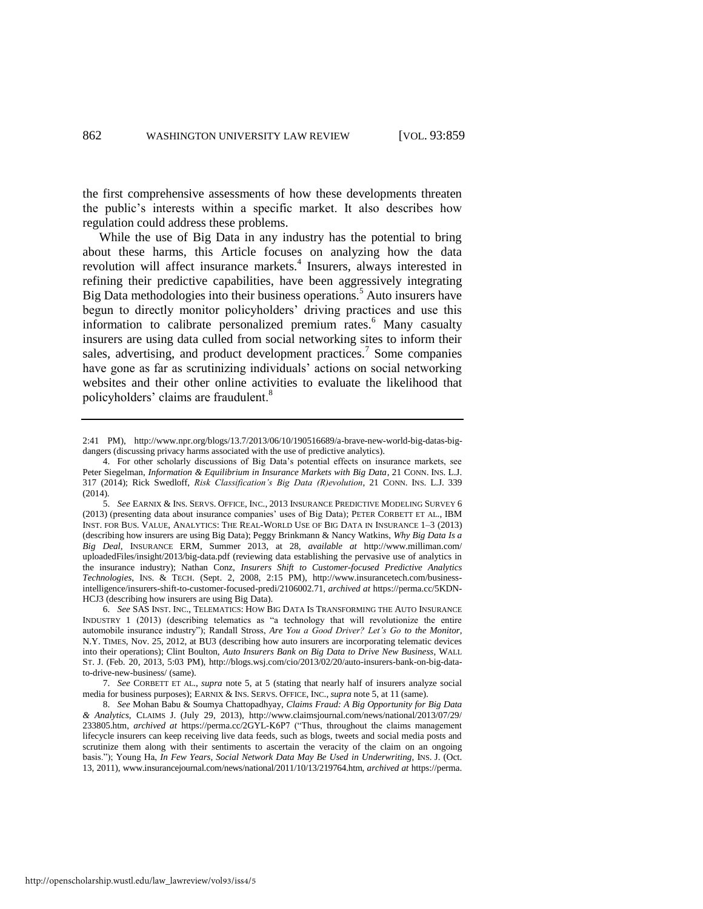the first comprehensive assessments of how these developments threaten the public's interests within a specific market. It also describes how regulation could address these problems.

While the use of Big Data in any industry has the potential to bring about these harms, this Article focuses on analyzing how the data revolution will affect insurance markets.[4] Insurers, always interested in refining their predictive capabilities, have been aggressively integrating Big Data methodologies into their business operations.[5] Auto insurers have begun to directly monitor policyholders' driving practices and use this information to calibrate personalized premium rates.[6] Many casualty insurers are using data culled from social networking sites to inform their sales, advertising, and product development practices.[7] Some companies have gone as far as scrutinizing individuals' actions on social networking websites and their other online activities to evaluate the likelihood that policyholders' claims are fraudulent.[8]

---

2:41 PM), http://www.npr.org/blogs/13.7/2013/06/10/190516689/a-brave-new-world-big-datas-big-dangers (discussing privacy harms associated with the use of predictive analytics).

4. For other scholarly discussions of Big Data's potential effects on insurance markets, see Peter Siegelman, *Information & Equilibrium in Insurance Markets with Big Data*, 21 CONN. INS. L.J. 317 (2014); Rick Swedloff, *Risk Classification's Big Data (R)evolution*, 21 CONN. INS. L.J. 339 (2014).

5. *See* EARNIX & INS. SERVS. OFFICE, INC., 2013 INSURANCE PREDICTIVE MODELING SURVEY 6 (2013) (presenting data about insurance companies' uses of Big Data); PETER CORBETT ET AL., IBM INST. FOR BUS. VALUE, ANALYTICS: THE REAL-WORLD USE OF BIG DATA IN INSURANCE 1–3 (2013) (describing how insurers are using Big Data); Peggy Brinkmann & Nancy Watkins, *Why Big Data Is a Big Deal*, INSURANCE ERM, Summer 2013, at 28, *available at* http://www.milliman.com/uploadedFiles/insight/2013/big-data.pdf (reviewing data establishing the pervasive use of analytics in the insurance industry); Nathan Conz, *Insurers Shift to Customer-focused Predictive Analytics Technologies*, INS. & TECH. (Sept. 2, 2008, 2:15 PM), http://www.insurancetech.com/business-intelligence/insurers-shift-to-customer-focused-predi/2106002.71, *archived at* https://perma.cc/5KDN-HCJ3 (describing how insurers are using Big Data).

6. *See* SAS INST. INC., TELEMATICS: HOW BIG DATA IS TRANSFORMING THE AUTO INSURANCE INDUSTRY 1 (2013) (describing telematics as "a technology that will revolutionize the entire automobile insurance industry"); Randall Stross, *Are You a Good Driver? Let's Go to the Monitor*, N.Y. TIMES, Nov. 25, 2012, at BU3 (describing how auto insurers are incorporating telematic devices into their operations); Clint Boulton, *Auto Insurers Bank on Big Data to Drive New Business*, WALL ST. J. (Feb. 20, 2013, 5:03 PM), http://blogs.wsj.com/cio/2013/02/20/auto-insurers-bank-on-big-data-to-drive-new-business/ (same).

7. *See* CORBETT ET AL., *supra* note 5, at 5 (stating that nearly half of insurers analyze social media for business purposes); EARNIX & INS. SERVS. OFFICE, INC., *supra* note 5, at 11 (same).

8. *See* Mohan Babu & Soumya Chattopadhyay, *Claims Fraud: A Big Opportunity for Big Data & Analytics*, CLAIMS J. (July 29, 2013), http://www.claimsjournal.com/news/national/2013/07/29/233805.htm, *archived at* https://perma.cc/2GYL-K6P7 ("Thus, throughout the claims management lifecycle insurers can keep receiving live data feeds, such as blogs, tweets and social media posts and scrutinize them along with their sentiments to ascertain the veracity of the claim on an ongoing basis."); Young Ha, *In Few Years, Social Network Data May Be Used in Underwriting*, INS. J. (Oct. 13, 2011), www.insurancejournal.com/news/national/2011/10/13/219764.htm, *archived at* https://perma.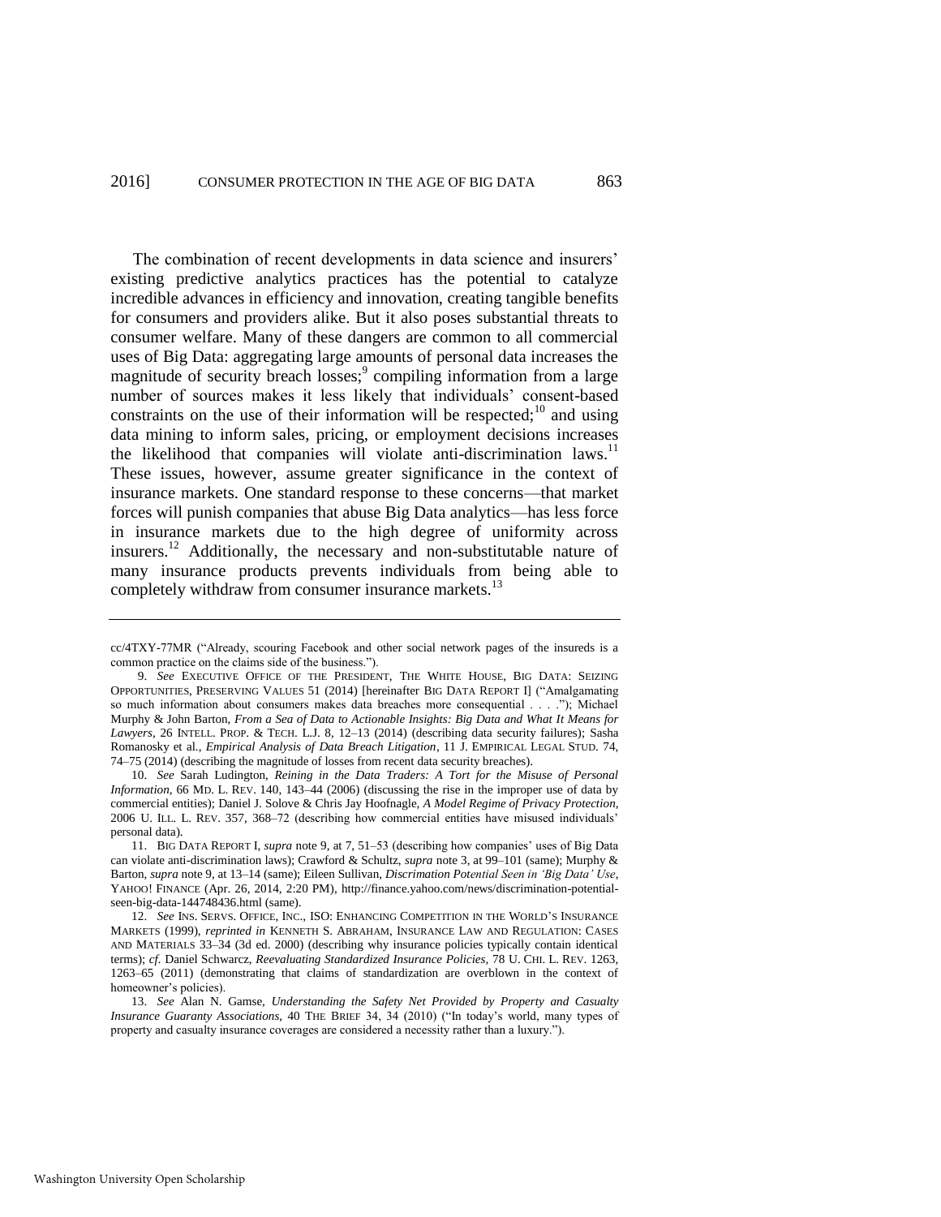The combination of recent developments in data science and insurers' existing predictive analytics practices has the potential to catalyze incredible advances in efficiency and innovation, creating tangible benefits for consumers and providers alike. But it also poses substantial threats to consumer welfare. Many of these dangers are common to all commercial uses of Big Data: aggregating large amounts of personal data increases the magnitude of security breach losses;[9] compiling information from a large number of sources makes it less likely that individuals' consent-based constraints on the use of their information will be respected;[10] and using data mining to inform sales, pricing, or employment decisions increases the likelihood that companies will violate anti-discrimination laws.[11] These issues, however, assume greater significance in the context of insurance markets. One standard response to these concerns—that market forces will punish companies that abuse Big Data analytics—has less force in insurance markets due to the high degree of uniformity across insurers.[12] Additionally, the necessary and non-substitutable nature of many insurance products prevents individuals from being able to completely withdraw from consumer insurance markets.[13]

---

cc/4TXY-77MR ("Already, scouring Facebook and other social network pages of the insureds is a common practice on the claims side of the business.").

9. *See* EXECUTIVE OFFICE OF THE PRESIDENT, THE WHITE HOUSE, BIG DATA: SEIZING OPPORTUNITIES, PRESERVING VALUES 51 (2014) [hereinafter BIG DATA REPORT I] ("Amalgamating so much information about consumers makes data breaches more consequential . . . ."); Michael Murphy & John Barton, *From a Sea of Data to Actionable Insights: Big Data and What It Means for Lawyers*, 26 INTELL. PROP. & TECH. L.J. 8, 12–13 (2014) (describing data security failures); Sasha Romanosky et al., *Empirical Analysis of Data Breach Litigation*, 11 J. EMPIRICAL LEGAL STUD. 74, 74–75 (2014) (describing the magnitude of losses from recent data security breaches).

10. *See* Sarah Ludington, *Reining in the Data Traders: A Tort for the Misuse of Personal Information*, 66 MD. L. REV. 140, 143–44 (2006) (discussing the rise in the improper use of data by commercial entities); Daniel J. Solove & Chris Jay Hoofnagle, *A Model Regime of Privacy Protection*, 2006 U. ILL. L. REV. 357, 368–72 (describing how commercial entities have misused individuals' personal data).

11. BIG DATA REPORT I, *supra* note 9, at 7, 51–53 (describing how companies' uses of Big Data can violate anti-discrimination laws); Crawford & Schultz, *supra* note 3, at 99–101 (same); Murphy & Barton, *supra* note 9, at 13–14 (same); Eileen Sullivan, *Discrimation Potential Seen in 'Big Data' Use*, YAHOO! FINANCE (Apr. 26, 2014, 2:20 PM), http://finance.yahoo.com/news/discrimination-potential-seen-big-data-144748436.html (same).

12. *See* INS. SERVS. OFFICE, INC., ISO: ENHANCING COMPETITION IN THE WORLD'S INSURANCE MARKETS (1999), *reprinted in* KENNETH S. ABRAHAM, INSURANCE LAW AND REGULATION: CASES AND MATERIALS 33–34 (3d ed. 2000) (describing why insurance policies typically contain identical terms); *cf.* Daniel Schwarcz, *Reevaluating Standardized Insurance Policies*, 78 U. CHI. L. REV. 1263, 1263–65 (2011) (demonstrating that claims of standardization are overblown in the context of homeowner's policies).

13. *See* Alan N. Gamse, *Understanding the Safety Net Provided by Property and Casualty Insurance Guaranty Associations*, 40 THE BRIEF 34, 34 (2010) ("In today's world, many types of property and casualty insurance coverages are considered a necessity rather than a luxury.").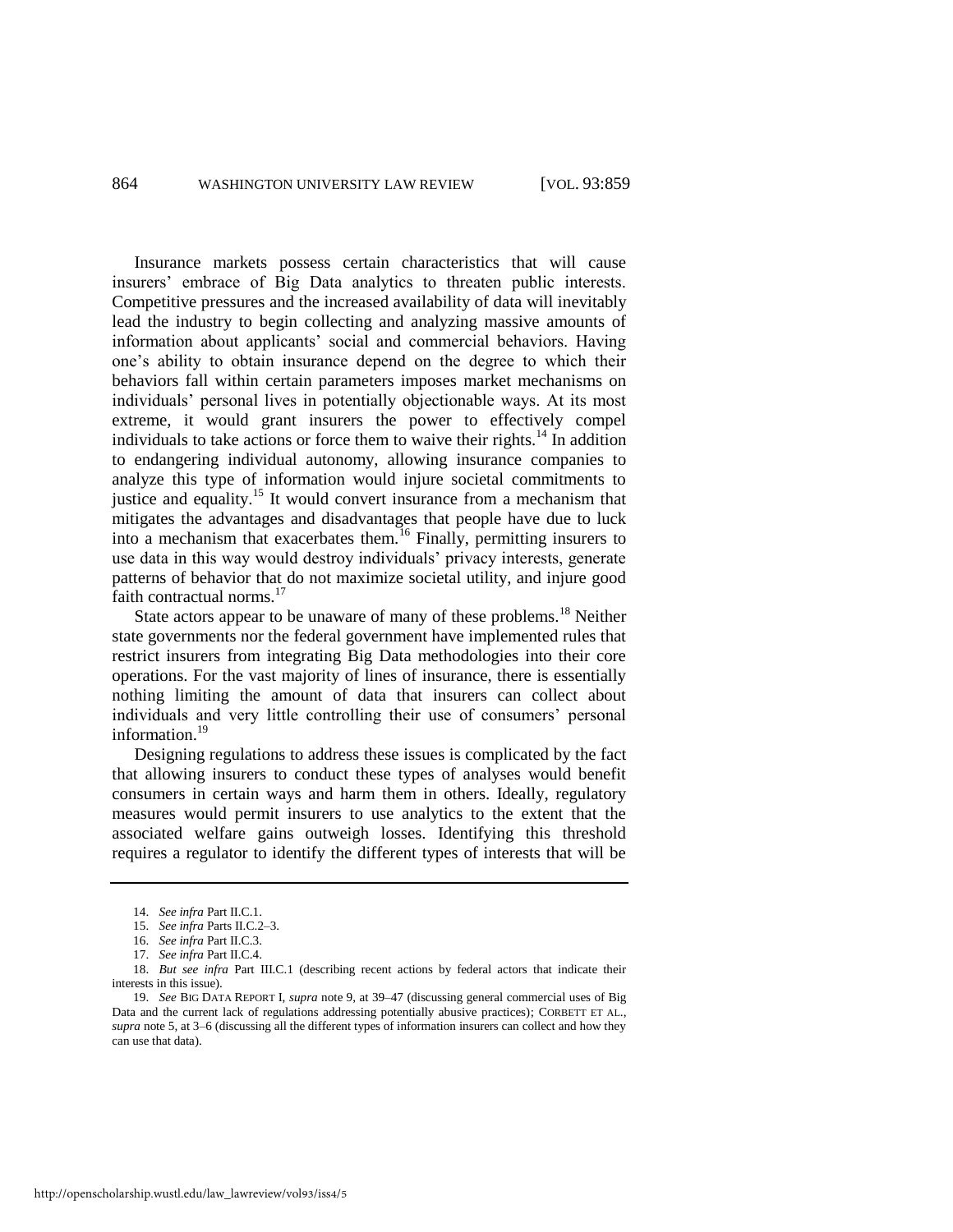Insurance markets possess certain characteristics that will cause insurers' embrace of Big Data analytics to threaten public interests. Competitive pressures and the increased availability of data will inevitably lead the industry to begin collecting and analyzing massive amounts of information about applicants' social and commercial behaviors. Having one's ability to obtain insurance depend on the degree to which their behaviors fall within certain parameters imposes market mechanisms on individuals' personal lives in potentially objectionable ways. At its most extreme, it would grant insurers the power to effectively compel individuals to take actions or force them to waive their rights.[14] In addition to endangering individual autonomy, allowing insurance companies to analyze this type of information would injure societal commitments to justice and equality.[15] It would convert insurance from a mechanism that mitigates the advantages and disadvantages that people have due to luck into a mechanism that exacerbates them.[16] Finally, permitting insurers to use data in this way would destroy individuals' privacy interests, generate patterns of behavior that do not maximize societal utility, and injure good faith contractual norms.[17]

State actors appear to be unaware of many of these problems.[18] Neither state governments nor the federal government have implemented rules that restrict insurers from integrating Big Data methodologies into their core operations. For the vast majority of lines of insurance, there is essentially nothing limiting the amount of data that insurers can collect about individuals and very little controlling their use of consumers' personal information.[19]

Designing regulations to address these issues is complicated by the fact that allowing insurers to conduct these types of analyses would benefit consumers in certain ways and harm them in others. Ideally, regulatory measures would permit insurers to use analytics to the extent that the associated welfare gains outweigh losses. Identifying this threshold requires a regulator to identify the different types of interests that will be

---

14. *See infra* Part II.C.1.

15. *See infra* Parts II.C.2–3.

16. *See infra* Part II.C.3.

17. *See infra* Part II.C.4.

18. *But see infra* Part III.C.1 (describing recent actions by federal actors that indicate their interests in this issue).

19. *See* BIG DATA REPORT I, *supra* note 9, at 39–47 (discussing general commercial uses of Big Data and the current lack of regulations addressing potentially abusive practices); CORBETT ET AL., *supra* note 5, at 3–6 (discussing all the different types of information insurers can collect and how they can use that data).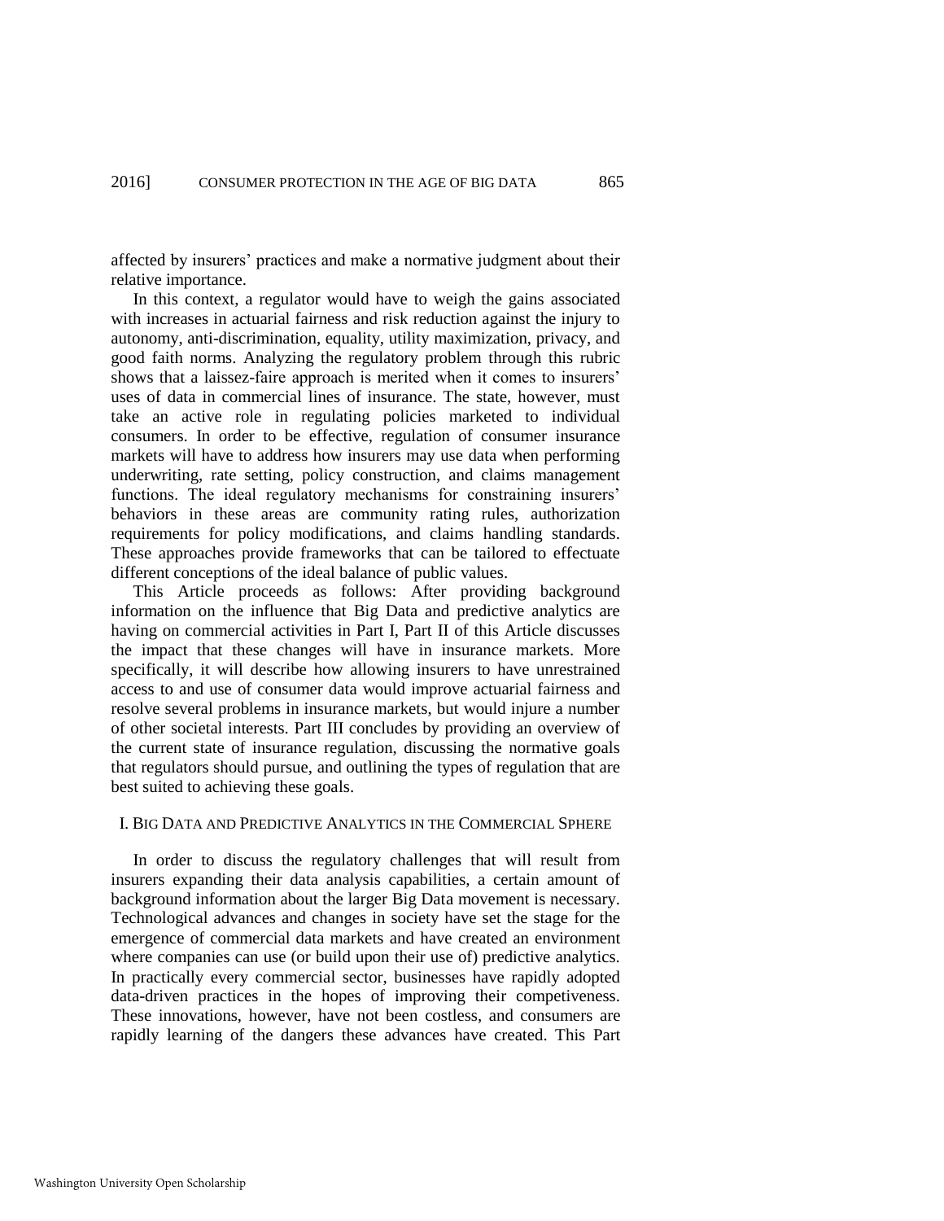affected by insurers' practices and make a normative judgment about their relative importance.

In this context, a regulator would have to weigh the gains associated with increases in actuarial fairness and risk reduction against the injury to autonomy, anti-discrimination, equality, utility maximization, privacy, and good faith norms. Analyzing the regulatory problem through this rubric shows that a laissez-faire approach is merited when it comes to insurers' uses of data in commercial lines of insurance. The state, however, must take an active role in regulating policies marketed to individual consumers. In order to be effective, regulation of consumer insurance markets will have to address how insurers may use data when performing underwriting, rate setting, policy construction, and claims management functions. The ideal regulatory mechanisms for constraining insurers' behaviors in these areas are community rating rules, authorization requirements for policy modifications, and claims handling standards. These approaches provide frameworks that can be tailored to effectuate different conceptions of the ideal balance of public values.

This Article proceeds as follows: After providing background information on the influence that Big Data and predictive analytics are having on commercial activities in Part I, Part II of this Article discusses the impact that these changes will have in insurance markets. More specifically, it will describe how allowing insurers to have unrestrained access to and use of consumer data would improve actuarial fairness and resolve several problems in insurance markets, but would injure a number of other societal interests. Part III concludes by providing an overview of the current state of insurance regulation, discussing the normative goals that regulators should pursue, and outlining the types of regulation that are best suited to achieving these goals.

## I. BIG DATA AND PREDICTIVE ANALYTICS IN THE COMMERCIAL SPHERE

In order to discuss the regulatory challenges that will result from insurers expanding their data analysis capabilities, a certain amount of background information about the larger Big Data movement is necessary. Technological advances and changes in society have set the stage for the emergence of commercial data markets and have created an environment where companies can use (or build upon their use of) predictive analytics. In practically every commercial sector, businesses have rapidly adopted data-driven practices in the hopes of improving their competiveness. These innovations, however, have not been costless, and consumers are rapidly learning of the dangers these advances have created. This Part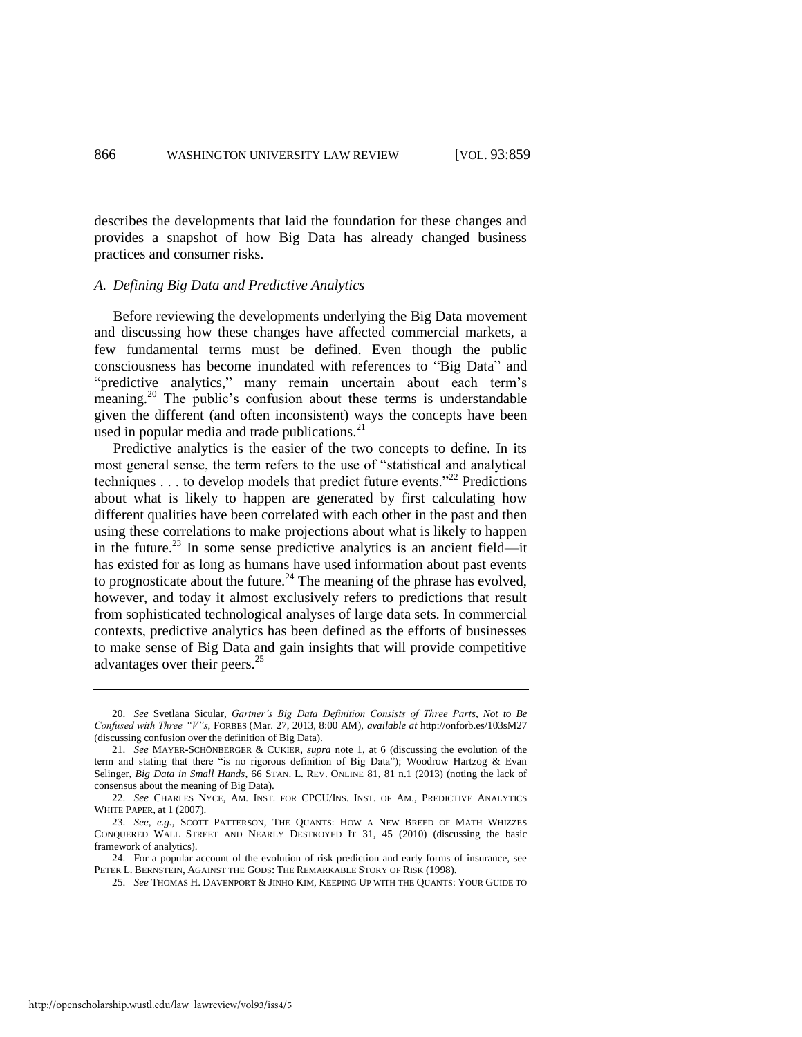describes the developments that laid the foundation for these changes and provides a snapshot of how Big Data has already changed business practices and consumer risks.

### *A. Defining Big Data and Predictive Analytics*

Before reviewing the developments underlying the Big Data movement and discussing how these changes have affected commercial markets, a few fundamental terms must be defined. Even though the public consciousness has become inundated with references to "Big Data" and "predictive analytics," many remain uncertain about each term's meaning.[20] The public's confusion about these terms is understandable given the different (and often inconsistent) ways the concepts have been used in popular media and trade publications.[21]

Predictive analytics is the easier of the two concepts to define. In its most general sense, the term refers to the use of "statistical and analytical techniques . . . to develop models that predict future events."[22] Predictions about what is likely to happen are generated by first calculating how different qualities have been correlated with each other in the past and then using these correlations to make projections about what is likely to happen in the future.[23] In some sense predictive analytics is an ancient field—it has existed for as long as humans have used information about past events to prognosticate about the future.[24] The meaning of the phrase has evolved, however, and today it almost exclusively refers to predictions that result from sophisticated technological analyses of large data sets. In commercial contexts, predictive analytics has been defined as the efforts of businesses to make sense of Big Data and gain insights that will provide competitive advantages over their peers.[25]

---

20. *See* Svetlana Sicular, *Gartner's Big Data Definition Consists of Three Parts, Not to Be Confused with Three "V"s*, FORBES (Mar. 27, 2013, 8:00 AM), *available at* http://onforb.es/103sM27 (discussing confusion over the definition of Big Data).

21. *See* MAYER-SCHÖNBERGER & CUKIER, *supra* note 1, at 6 (discussing the evolution of the term and stating that there "is no rigorous definition of Big Data"); Woodrow Hartzog & Evan Selinger, *Big Data in Small Hands*, 66 STAN. L. REV. ONLINE 81, 81 n.1 (2013) (noting the lack of consensus about the meaning of Big Data).

22. *See* CHARLES NYCE, AM. INST. FOR CPCU/INS. INST. OF AM., PREDICTIVE ANALYTICS WHITE PAPER, at 1 (2007).

23. *See, e.g.*, SCOTT PATTERSON, THE QUANTS: HOW A NEW BREED OF MATH WHIZZES CONQUERED WALL STREET AND NEARLY DESTROYED IT 31, 45 (2010) (discussing the basic framework of analytics).

24. For a popular account of the evolution of risk prediction and early forms of insurance, see PETER L. BERNSTEIN, AGAINST THE GODS: THE REMARKABLE STORY OF RISK (1998).

25. *See* THOMAS H. DAVENPORT & JINHO KIM, KEEPING UP WITH THE QUANTS: YOUR GUIDE TO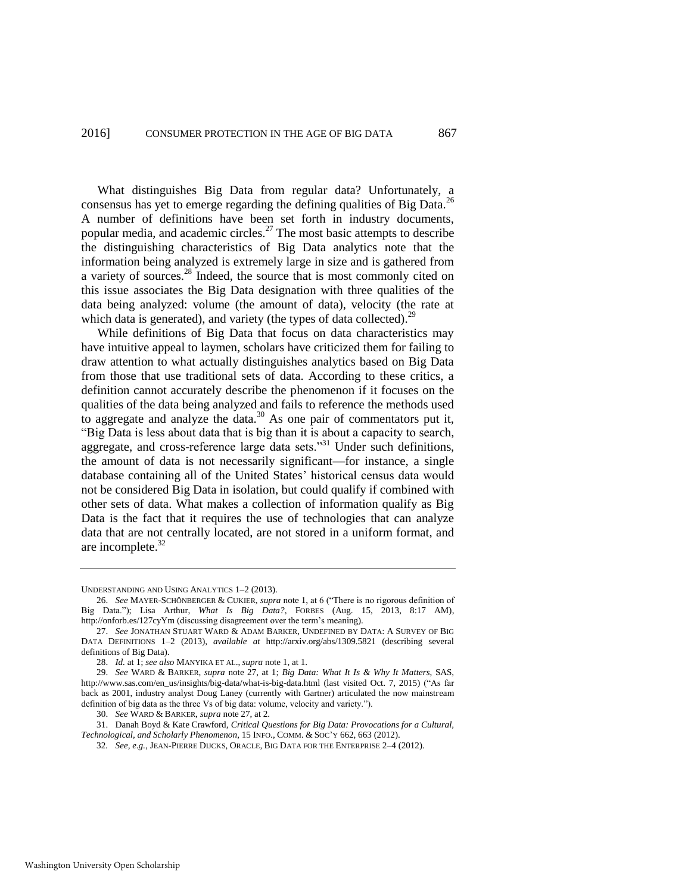What distinguishes Big Data from regular data? Unfortunately, a consensus has yet to emerge regarding the defining qualities of Big Data.[26] A number of definitions have been set forth in industry documents, popular media, and academic circles.[27] The most basic attempts to describe the distinguishing characteristics of Big Data analytics note that the information being analyzed is extremely large in size and is gathered from a variety of sources.[28] Indeed, the source that is most commonly cited on this issue associates the Big Data designation with three qualities of the data being analyzed: volume (the amount of data), velocity (the rate at which data is generated), and variety (the types of data collected).[29]

While definitions of Big Data that focus on data characteristics may have intuitive appeal to laymen, scholars have criticized them for failing to draw attention to what actually distinguishes analytics based on Big Data from those that use traditional sets of data. According to these critics, a definition cannot accurately describe the phenomenon if it focuses on the qualities of the data being analyzed and fails to reference the methods used to aggregate and analyze the data.[30] As one pair of commentators put it, "Big Data is less about data that is big than it is about a capacity to search, aggregate, and cross-reference large data sets."[31] Under such definitions, the amount of data is not necessarily significant—for instance, a single database containing all of the United States' historical census data would not be considered Big Data in isolation, but could qualify if combined with other sets of data. What makes a collection of information qualify as Big Data is the fact that it requires the use of technologies that can analyze data that are not centrally located, are not stored in a uniform format, and are incomplete.[32]

---

UNDERSTANDING AND USING ANALYTICS 1–2 (2013).

26. *See* MAYER-SCHÖNBERGER & CUKIER, *supra* note 1, at 6 ("There is no rigorous definition of Big Data."); Lisa Arthur, *What Is Big Data?*, FORBES (Aug. 15, 2013, 8:17 AM), http://onforb.es/127cyYm (discussing disagreement over the term's meaning).

27. *See* JONATHAN STUART WARD & ADAM BARKER, UNDEFINED BY DATA: A SURVEY OF BIG DATA DEFINITIONS 1–2 (2013), *available at* http://arxiv.org/abs/1309.5821 (describing several definitions of Big Data).

28. *Id.* at 1; *see also* MANYIKA ET AL., *supra* note 1, at 1.

29. *See* WARD & BARKER, *supra* note 27, at 1; *Big Data: What It Is & Why It Matters*, SAS, http://www.sas.com/en_us/insights/big-data/what-is-big-data.html (last visited Oct. 7, 2015) ("As far back as 2001, industry analyst Doug Laney (currently with Gartner) articulated the now mainstream definition of big data as the three Vs of big data: volume, velocity and variety.").

30. *See* WARD & BARKER, *supra* note 27, at 2.

31. Danah Boyd & Kate Crawford, *Critical Questions for Big Data: Provocations for a Cultural, Technological, and Scholarly Phenomenon*, 15 INFO., COMM. & SOC'Y 662, 663 (2012).

32. *See, e.g.*, JEAN-PIERRE DIJCKS, ORACLE, BIG DATA FOR THE ENTERPRISE 2–4 (2012).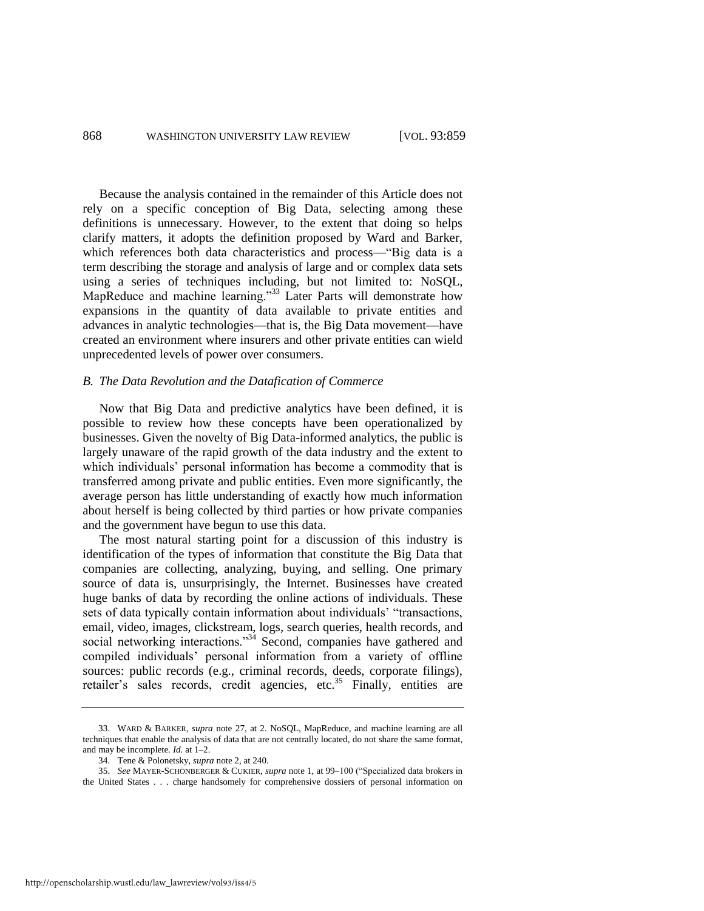Because the analysis contained in the remainder of this Article does not rely on a specific conception of Big Data, selecting among these definitions is unnecessary. However, to the extent that doing so helps clarify matters, it adopts the definition proposed by Ward and Barker, which references both data characteristics and process—"Big data is a term describing the storage and analysis of large and or complex data sets using a series of techniques including, but not limited to: NoSQL, MapReduce and machine learning."[33] Later Parts will demonstrate how expansions in the quantity of data available to private entities and advances in analytic technologies—that is, the Big Data movement—have created an environment where insurers and other private entities can wield unprecedented levels of power over consumers.

### *B. The Data Revolution and the Datafication of Commerce*

Now that Big Data and predictive analytics have been defined, it is possible to review how these concepts have been operationalized by businesses. Given the novelty of Big Data-informed analytics, the public is largely unaware of the rapid growth of the data industry and the extent to which individuals' personal information has become a commodity that is transferred among private and public entities. Even more significantly, the average person has little understanding of exactly how much information about herself is being collected by third parties or how private companies and the government have begun to use this data.

The most natural starting point for a discussion of this industry is identification of the types of information that constitute the Big Data that companies are collecting, analyzing, buying, and selling. One primary source of data is, unsurprisingly, the Internet. Businesses have created huge banks of data by recording the online actions of individuals. These sets of data typically contain information about individuals' "transactions, email, video, images, clickstream, logs, search queries, health records, and social networking interactions."[34] Second, companies have gathered and compiled individuals' personal information from a variety of offline sources: public records (e.g., criminal records, deeds, corporate filings), retailer's sales records, credit agencies, etc.[35] Finally, entities are

---

33. WARD & BARKER, *supra* note 27, at 2. NoSQL, MapReduce, and machine learning are all techniques that enable the analysis of data that are not centrally located, do not share the same format, and may be incomplete. *Id.* at 1–2.

34. Tene & Polonetsky, *supra* note 2, at 240.

35. *See* MAYER-SCHÖNBERGER & CUKIER, *supra* note 1, at 99–100 ("Specialized data brokers in the United States . . . charge handsomely for comprehensive dossiers of personal information on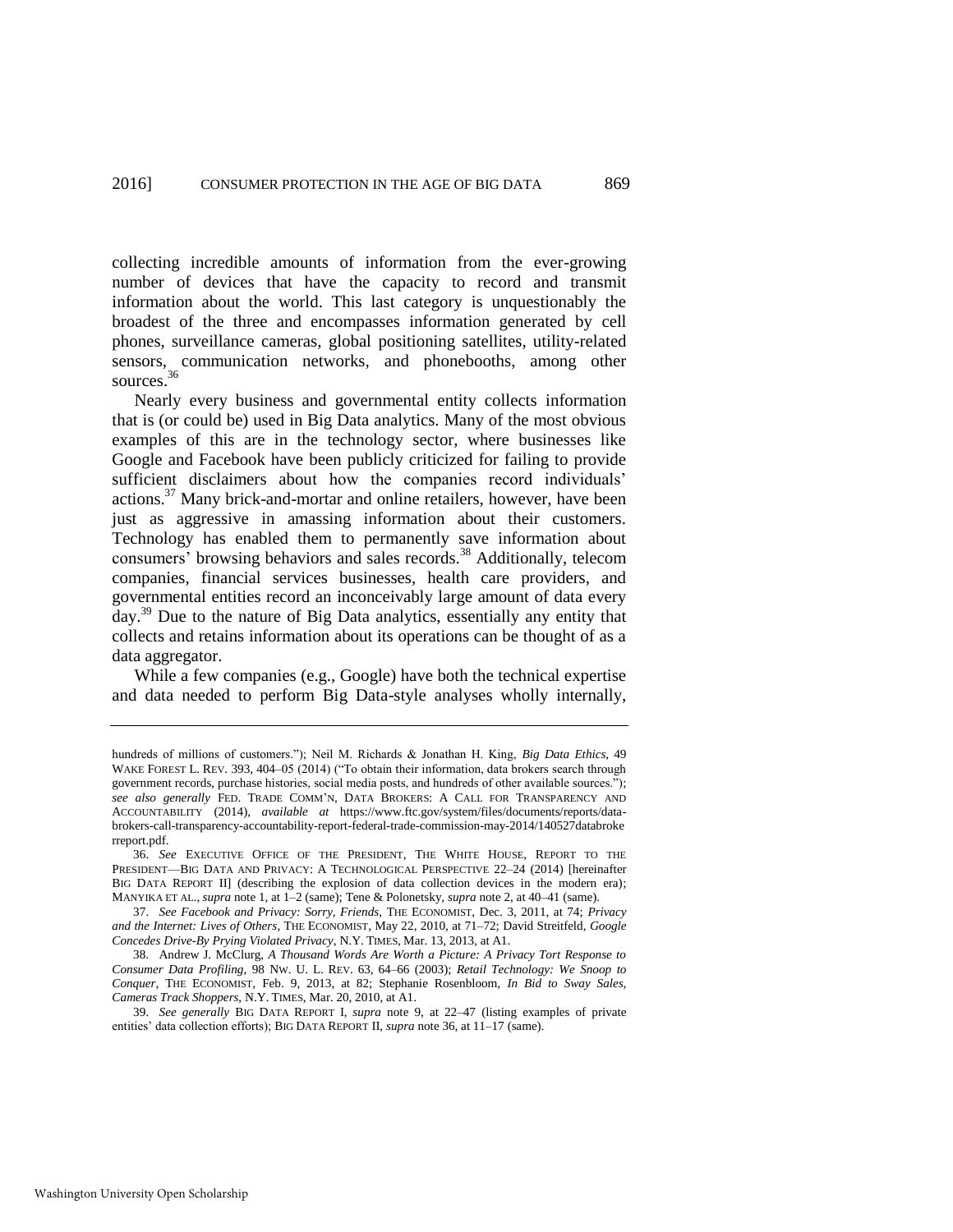collecting incredible amounts of information from the ever-growing number of devices that have the capacity to record and transmit information about the world. This last category is unquestionably the broadest of the three and encompasses information generated by cell phones, surveillance cameras, global positioning satellites, utility-related sensors, communication networks, and phonebooths, among other sources.[36]

Nearly every business and governmental entity collects information that is (or could be) used in Big Data analytics. Many of the most obvious examples of this are in the technology sector, where businesses like Google and Facebook have been publicly criticized for failing to provide sufficient disclaimers about how the companies record individuals' actions.[37] Many brick-and-mortar and online retailers, however, have been just as aggressive in amassing information about their customers. Technology has enabled them to permanently save information about consumers' browsing behaviors and sales records.[38] Additionally, telecom companies, financial services businesses, health care providers, and governmental entities record an inconceivably large amount of data every day.[39] Due to the nature of Big Data analytics, essentially any entity that collects and retains information about its operations can be thought of as a data aggregator.

While a few companies (e.g., Google) have both the technical expertise and data needed to perform Big Data-style analyses wholly internally,

---

hundreds of millions of customers."); Neil M. Richards & Jonathan H. King, *Big Data Ethics*, 49 WAKE FOREST L. REV. 393, 404–05 (2014) ("To obtain their information, data brokers search through government records, purchase histories, social media posts, and hundreds of other available sources."); *see also generally* FED. TRADE COMM'N, DATA BROKERS: A CALL FOR TRANSPARENCY AND ACCOUNTABILITY (2014), *available at* https://www.ftc.gov/system/files/documents/reports/data-brokers-call-transparency-accountability-report-federal-trade-commission-may-2014/140527databrokerreport.pdf.

36. *See* EXECUTIVE OFFICE OF THE PRESIDENT, THE WHITE HOUSE, REPORT TO THE PRESIDENT—BIG DATA AND PRIVACY: A TECHNOLOGICAL PERSPECTIVE 22–24 (2014) [hereinafter BIG DATA REPORT II] (describing the explosion of data collection devices in the modern era); MANYIKA ET AL., *supra* note 1, at 1–2 (same); Tene & Polonetsky, *supra* note 2, at 40–41 (same).

37. *See Facebook and Privacy: Sorry, Friends*, THE ECONOMIST, Dec. 3, 2011, at 74; *Privacy and the Internet: Lives of Others*, THE ECONOMIST, May 22, 2010, at 71–72; David Streitfeld, *Google Concedes Drive-By Prying Violated Privacy*, N.Y. TIMES, Mar. 13, 2013, at A1.

38. Andrew J. McClurg, *A Thousand Words Are Worth a Picture: A Privacy Tort Response to Consumer Data Profiling*, 98 NW. U. L. REV. 63, 64–66 (2003); *Retail Technology: We Snoop to Conquer*, THE ECONOMIST, Feb. 9, 2013, at 82; Stephanie Rosenbloom, *In Bid to Sway Sales, Cameras Track Shoppers*, N.Y. TIMES, Mar. 20, 2010, at A1.

39. *See generally* BIG DATA REPORT I, *supra* note 9, at 22–47 (listing examples of private entities' data collection efforts); BIG DATA REPORT II, *supra* note 36, at 11–17 (same).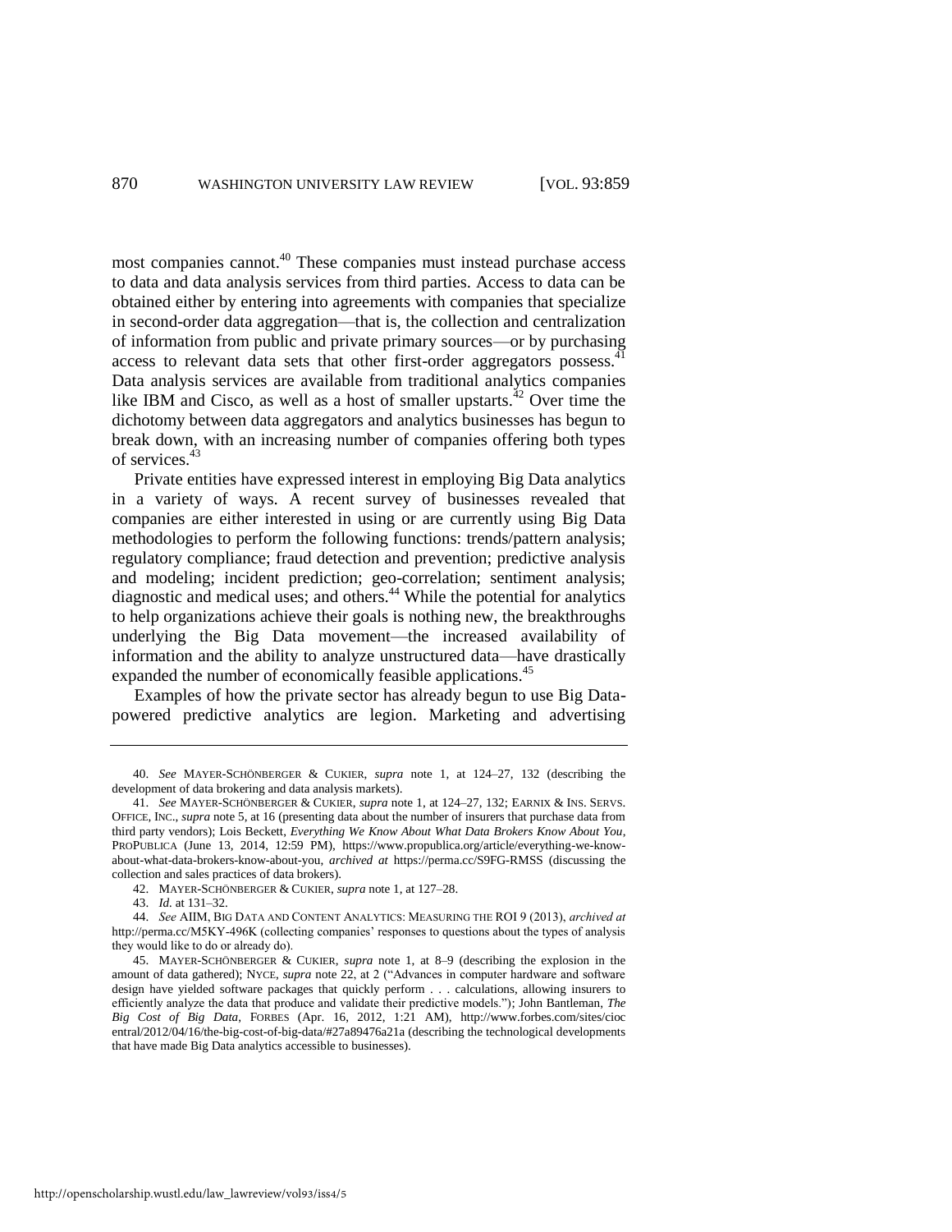most companies cannot.[40] These companies must instead purchase access to data and data analysis services from third parties. Access to data can be obtained either by entering into agreements with companies that specialize in second-order data aggregation—that is, the collection and centralization of information from public and private primary sources—or by purchasing access to relevant data sets that other first-order aggregators possess.[41] Data analysis services are available from traditional analytics companies like IBM and Cisco, as well as a host of smaller upstarts.[42] Over time the dichotomy between data aggregators and analytics businesses has begun to break down, with an increasing number of companies offering both types of services.[43]

Private entities have expressed interest in employing Big Data analytics in a variety of ways. A recent survey of businesses revealed that companies are either interested in using or are currently using Big Data methodologies to perform the following functions: trends/pattern analysis; regulatory compliance; fraud detection and prevention; predictive analysis and modeling; incident prediction; geo-correlation; sentiment analysis; diagnostic and medical uses; and others.[44] While the potential for analytics to help organizations achieve their goals is nothing new, the breakthroughs underlying the Big Data movement—the increased availability of information and the ability to analyze unstructured data—have drastically expanded the number of economically feasible applications.[45]

Examples of how the private sector has already begun to use Big Data-powered predictive analytics are legion. Marketing and advertising

---

40. *See* MAYER-SCHÖNBERGER & CUKIER, *supra* note 1, at 124–27, 132 (describing the development of data brokering and data analysis markets).

41. *See* MAYER-SCHÖNBERGER & CUKIER, *supra* note 1, at 124–27, 132; EARNIX & INS. SERVS. OFFICE, INC., *supra* note 5, at 16 (presenting data about the number of insurers that purchase data from third party vendors); Lois Beckett, *Everything We Know About What Data Brokers Know About You*, PROPUBLICA (June 13, 2014, 12:59 PM), https://www.propublica.org/article/everything-we-know-about-what-data-brokers-know-about-you, *archived at* https://perma.cc/S9FG-RMSS (discussing the collection and sales practices of data brokers).

42. MAYER-SCHÖNBERGER & CUKIER, *supra* note 1, at 127–28.

43. *Id.* at 131–32.

44. *See* AIIM, BIG DATA AND CONTENT ANALYTICS: MEASURING THE ROI 9 (2013), *archived at* http://perma.cc/M5KY-496K (collecting companies' responses to questions about the types of analysis they would like to do or already do).

45. MAYER-SCHÖNBERGER & CUKIER, *supra* note 1, at 8–9 (describing the explosion in the amount of data gathered); NYCE, *supra* note 22, at 2 ("Advances in computer hardware and software design have yielded software packages that quickly perform . . . calculations, allowing insurers to efficiently analyze the data that produce and validate their predictive models."); John Bantleman, *The Big Cost of Big Data*, FORBES (Apr. 16, 2012, 1:21 AM), http://www.forbes.com/sites/cioc entral/2012/04/16/the-big-cost-of-big-data/#27a89476a21a (describing the technological developments that have made Big Data analytics accessible to businesses).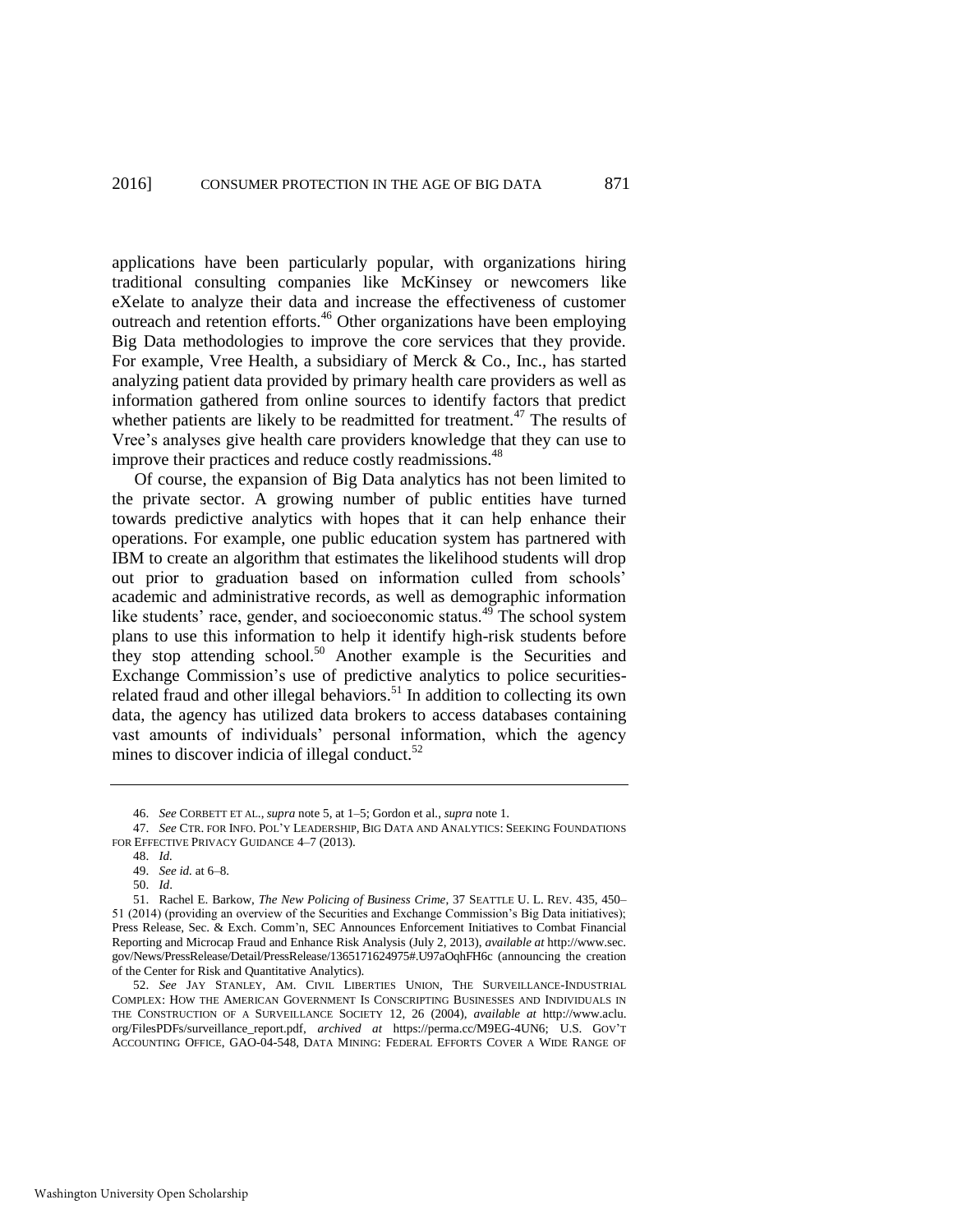applications have been particularly popular, with organizations hiring traditional consulting companies like McKinsey or newcomers like eXelate to analyze their data and increase the effectiveness of customer outreach and retention efforts.[46] Other organizations have been employing Big Data methodologies to improve the core services that they provide. For example, Vree Health, a subsidiary of Merck & Co., Inc., has started analyzing patient data provided by primary health care providers as well as information gathered from online sources to identify factors that predict whether patients are likely to be readmitted for treatment.[47] The results of Vree's analyses give health care providers knowledge that they can use to improve their practices and reduce costly readmissions.[48]

Of course, the expansion of Big Data analytics has not been limited to the private sector. A growing number of public entities have turned towards predictive analytics with hopes that it can help enhance their operations. For example, one public education system has partnered with IBM to create an algorithm that estimates the likelihood students will drop out prior to graduation based on information culled from schools' academic and administrative records, as well as demographic information like students' race, gender, and socioeconomic status.[49] The school system plans to use this information to help it identify high-risk students before they stop attending school.[50] Another example is the Securities and Exchange Commission's use of predictive analytics to police securities-related fraud and other illegal behaviors.[51] In addition to collecting its own data, the agency has utilized data brokers to access databases containing vast amounts of individuals' personal information, which the agency mines to discover indicia of illegal conduct.[52]

---

46. *See* CORBETT ET AL., *supra* note 5, at 1–5; Gordon et al., *supra* note 1.

47. *See* CTR. FOR INFO. POL'Y LEADERSHIP, BIG DATA AND ANALYTICS: SEEKING FOUNDATIONS FOR EFFECTIVE PRIVACY GUIDANCE 4–7 (2013).

48. *Id.*

49. *See id.* at 6–8.

50. *Id*.

51. Rachel E. Barkow, *The New Policing of Business Crime*, 37 SEATTLE U. L. REV. 435, 450–51 (2014) (providing an overview of the Securities and Exchange Commission's Big Data initiatives); Press Release, Sec. & Exch. Comm'n, SEC Announces Enforcement Initiatives to Combat Financial Reporting and Microcap Fraud and Enhance Risk Analysis (July 2, 2013), *available at* http://www.sec.gov/News/PressRelease/Detail/PressRelease/1365171624975#.U97aOqhFH6c (announcing the creation of the Center for Risk and Quantitative Analytics).

52. *See* JAY STANLEY, AM. CIVIL LIBERTIES UNION, THE SURVEILLANCE-INDUSTRIAL COMPLEX: HOW THE AMERICAN GOVERNMENT IS CONSCRIPTING BUSINESSES AND INDIVIDUALS IN THE CONSTRUCTION OF A SURVEILLANCE SOCIETY 12, 26 (2004), *available at* http://www.aclu.org/FilesPDFs/surveillance_report.pdf, *archived at* https://perma.cc/M9EG-4UN6; U.S. GOV'T ACCOUNTING OFFICE, GAO-04-548, DATA MINING: FEDERAL EFFORTS COVER A WIDE RANGE OF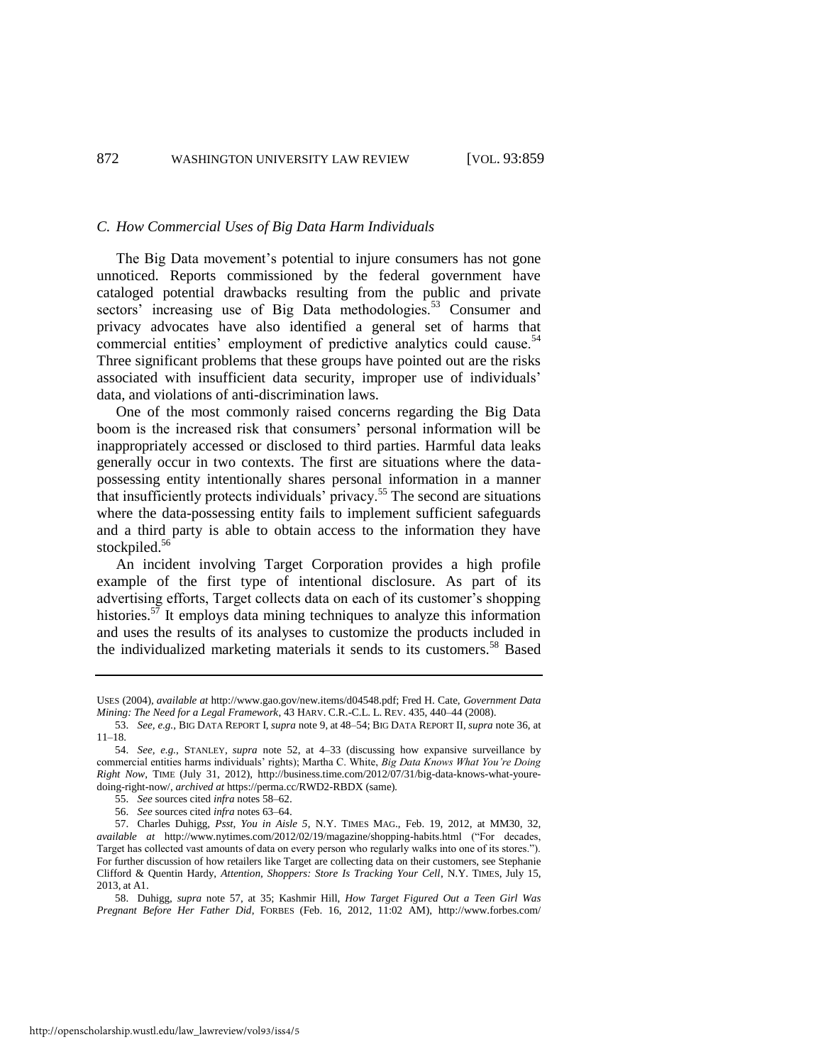### *C. How Commercial Uses of Big Data Harm Individuals*

The Big Data movement's potential to injure consumers has not gone unnoticed. Reports commissioned by the federal government have cataloged potential drawbacks resulting from the public and private sectors' increasing use of Big Data methodologies.[53] Consumer and privacy advocates have also identified a general set of harms that commercial entities' employment of predictive analytics could cause.[54] Three significant problems that these groups have pointed out are the risks associated with insufficient data security, improper use of individuals' data, and violations of anti-discrimination laws.

One of the most commonly raised concerns regarding the Big Data boom is the increased risk that consumers' personal information will be inappropriately accessed or disclosed to third parties. Harmful data leaks generally occur in two contexts. The first are situations where the data-possessing entity intentionally shares personal information in a manner that insufficiently protects individuals' privacy.[55] The second are situations where the data-possessing entity fails to implement sufficient safeguards and a third party is able to obtain access to the information they have stockpiled.[56]

An incident involving Target Corporation provides a high profile example of the first type of intentional disclosure. As part of its advertising efforts, Target collects data on each of its customer's shopping histories.[57] It employs data mining techniques to analyze this information and uses the results of its analyses to customize the products included in the individualized marketing materials it sends to its customers.[58] Based

---

USES (2004), *available at* http://www.gao.gov/new.items/d04548.pdf; Fred H. Cate, *Government Data Mining: The Need for a Legal Framework*, 43 HARV. C.R.-C.L. L. REV. 435, 440–44 (2008).

53. *See, e.g.*, BIG DATA REPORT I, *supra* note 9, at 48–54; BIG DATA REPORT II, *supra* note 36, at 11–18.

54. *See, e.g.*, STANLEY, *supra* note 52, at 4–33 (discussing how expansive surveillance by commercial entities harms individuals' rights); Martha C. White, *Big Data Knows What You're Doing Right Now*, TIME (July 31, 2012), http://business.time.com/2012/07/31/big-data-knows-what-youre-doing-right-now/, *archived at* https://perma.cc/RWD2-RBDX (same).

55. *See* sources cited *infra* notes 58–62.

56. *See* sources cited *infra* notes 63–64.

57. Charles Duhigg, *Psst, You in Aisle 5*, N.Y. TIMES MAG., Feb. 19, 2012, at MM30, 32, *available at* http://www.nytimes.com/2012/02/19/magazine/shopping-habits.html ("For decades, Target has collected vast amounts of data on every person who regularly walks into one of its stores."). For further discussion of how retailers like Target are collecting data on their customers, see Stephanie Clifford & Quentin Hardy, *Attention, Shoppers: Store Is Tracking Your Cell*, N.Y. TIMES, July 15, 2013, at A1.

58. Duhigg, *supra* note 57, at 35; Kashmir Hill, *How Target Figured Out a Teen Girl Was Pregnant Before Her Father Did*, FORBES (Feb. 16, 2012, 11:02 AM), http://www.forbes.com/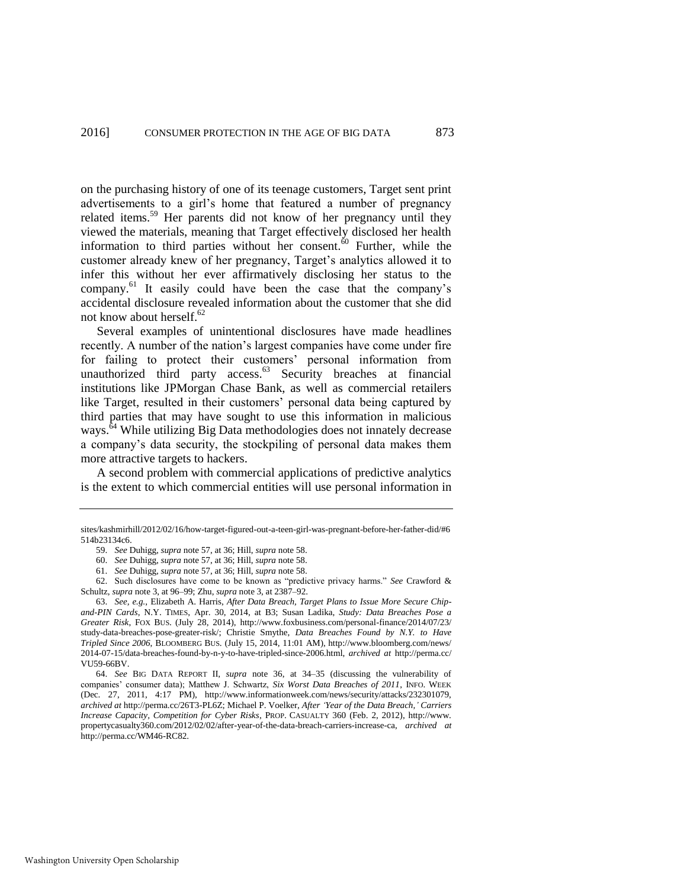on the purchasing history of one of its teenage customers, Target sent print advertisements to a girl's home that featured a number of pregnancy related items.[59] Her parents did not know of her pregnancy until they viewed the materials, meaning that Target effectively disclosed her health information to third parties without her consent.[60] Further, while the customer already knew of her pregnancy, Target's analytics allowed it to infer this without her ever affirmatively disclosing her status to the company.[61] It easily could have been the case that the company's accidental disclosure revealed information about the customer that she did not know about herself.[62]

Several examples of unintentional disclosures have made headlines recently. A number of the nation's largest companies have come under fire for failing to protect their customers' personal information from unauthorized third party access.[63] Security breaches at financial institutions like JPMorgan Chase Bank, as well as commercial retailers like Target, resulted in their customers' personal data being captured by third parties that may have sought to use this information in malicious ways.[64] While utilizing Big Data methodologies does not innately decrease a company's data security, the stockpiling of personal data makes them more attractive targets to hackers.

A second problem with commercial applications of predictive analytics is the extent to which commercial entities will use personal information in

---

sites/kashmirhill/2012/02/16/how-target-figured-out-a-teen-girl-was-pregnant-before-her-father-did/#6514b23134c6.

59. *See* Duhigg, *supra* note 57, at 36; Hill, *supra* note 58.

60. *See* Duhigg, *supra* note 57, at 36; Hill, *supra* note 58.

61. *See* Duhigg, *supra* note 57, at 36; Hill, *supra* note 58.

62. Such disclosures have come to be known as "predictive privacy harms." *See* Crawford & Schultz, *supra* note 3, at 96–99; Zhu, *supra* note 3, at 2387–92.

63. *See, e.g.*, Elizabeth A. Harris, *After Data Breach, Target Plans to Issue More Secure Chip-and-PIN Cards*, N.Y. TIMES, Apr. 30, 2014, at B3; Susan Ladika, *Study: Data Breaches Pose a Greater Risk*, FOX BUS. (July 28, 2014), http://www.foxbusiness.com/personal-finance/2014/07/23/study-data-breaches-pose-greater-risk/; Christie Smythe, *Data Breaches Found by N.Y. to Have Tripled Since 2006*, BLOOMBERG BUS. (July 15, 2014, 11:01 AM), http://www.bloomberg.com/news/2014-07-15/data-breaches-found-by-n-y-to-have-tripled-since-2006.html, *archived at* http://perma.cc/VU59-66BV.

64. *See* BIG DATA REPORT II, *supra* note 36, at 34–35 (discussing the vulnerability of companies' consumer data); Matthew J. Schwartz, *Six Worst Data Breaches of 2011*, INFO. WEEK (Dec. 27, 2011, 4:17 PM), http://www.informationweek.com/news/security/attacks/232301079, *archived at* http://perma.cc/26T3-PL6Z; Michael P. Voelker, *After 'Year of the Data Breach,' Carriers Increase Capacity, Competition for Cyber Risks*, PROP. CASUALTY 360 (Feb. 2, 2012), http://www.propertycasualty360.com/2012/02/02/after-year-of-the-data-breach-carriers-increase-ca, *archived at* http://perma.cc/WM46-RC82.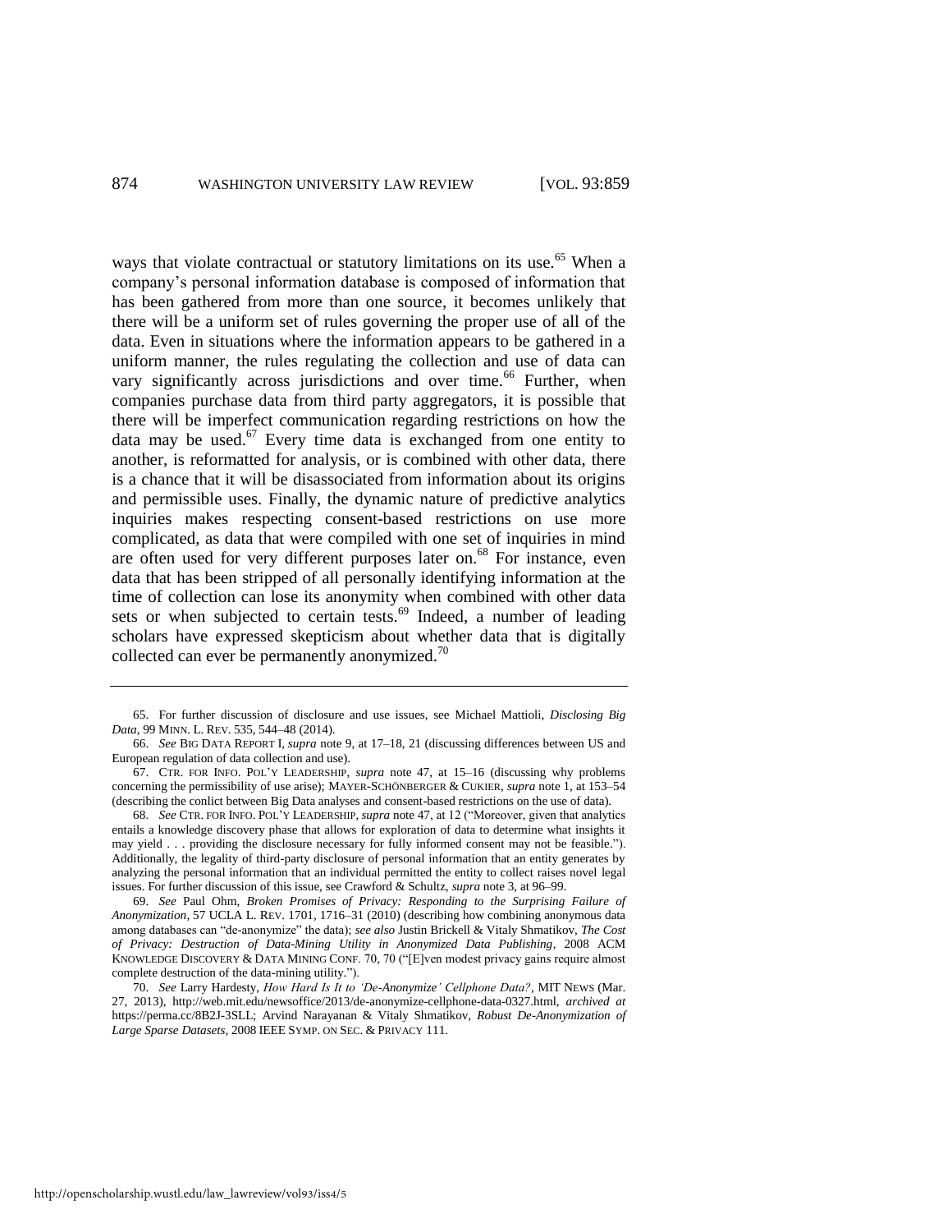ways that violate contractual or statutory limitations on its use.[65] When a company's personal information database is composed of information that has been gathered from more than one source, it becomes unlikely that there will be a uniform set of rules governing the proper use of all of the data. Even in situations where the information appears to be gathered in a uniform manner, the rules regulating the collection and use of data can vary significantly across jurisdictions and over time.[66] Further, when companies purchase data from third party aggregators, it is possible that there will be imperfect communication regarding restrictions on how the data may be used.[67] Every time data is exchanged from one entity to another, is reformatted for analysis, or is combined with other data, there is a chance that it will be disassociated from information about its origins and permissible uses. Finally, the dynamic nature of predictive analytics inquiries makes respecting consent-based restrictions on use more complicated, as data that were compiled with one set of inquiries in mind are often used for very different purposes later on.[68] For instance, even data that has been stripped of all personally identifying information at the time of collection can lose its anonymity when combined with other data sets or when subjected to certain tests.[69] Indeed, a number of leading scholars have expressed skepticism about whether data that is digitally collected can ever be permanently anonymized.[70]

---

65. For further discussion of disclosure and use issues, see Michael Mattioli, *Disclosing Big Data*, 99 MINN. L. REV. 535, 544–48 (2014).

66. *See* BIG DATA REPORT I, *supra* note 9, at 17–18, 21 (discussing differences between US and European regulation of data collection and use).

67. CTR. FOR INFO. POL'Y LEADERSHIP, *supra* note 47, at 15–16 (discussing why problems concerning the permissibility of use arise); MAYER-SCHÖNBERGER & CUKIER, *supra* note 1, at 153–54 (describing the conlict between Big Data analyses and consent-based restrictions on the use of data).

68. *See* CTR. FOR INFO. POL'Y LEADERSHIP, *supra* note 47, at 12 ("Moreover, given that analytics entails a knowledge discovery phase that allows for exploration of data to determine what insights it may yield . . . providing the disclosure necessary for fully informed consent may not be feasible."). Additionally, the legality of third-party disclosure of personal information that an entity generates by analyzing the personal information that an individual permitted the entity to collect raises novel legal issues. For further discussion of this issue, see Crawford & Schultz, *supra* note 3, at 96–99.

69. *See* Paul Ohm, *Broken Promises of Privacy: Responding to the Surprising Failure of Anonymization*, 57 UCLA L. REV. 1701, 1716–31 (2010) (describing how combining anonymous data among databases can "de-anonymize" the data); *see also* Justin Brickell & Vitaly Shmatikov, *The Cost of Privacy: Destruction of Data-Mining Utility in Anonymized Data Publishing*, 2008 ACM KNOWLEDGE DISCOVERY & DATA MINING CONF. 70, 70 ("[E]ven modest privacy gains require almost complete destruction of the data-mining utility.").

70. *See* Larry Hardesty, *How Hard Is It to 'De-Anonymize' Cellphone Data?*, MIT NEWS (Mar. 27, 2013), http://web.mit.edu/newsoffice/2013/de-anonymize-cellphone-data-0327.html, *archived at* https://perma.cc/8B2J-3SLL; Arvind Narayanan & Vitaly Shmatikov, *Robust De-Anonymization of Large Sparse Datasets*, 2008 IEEE SYMP. ON SEC. & PRIVACY 111.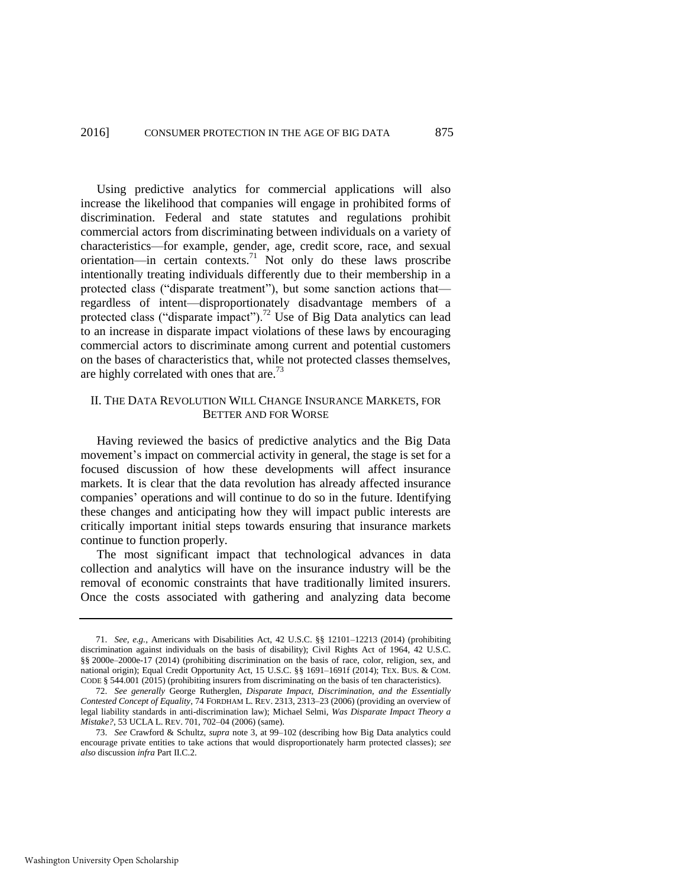Using predictive analytics for commercial applications will also increase the likelihood that companies will engage in prohibited forms of discrimination. Federal and state statutes and regulations prohibit commercial actors from discriminating between individuals on a variety of characteristics—for example, gender, age, credit score, race, and sexual orientation—in certain contexts.[71] Not only do these laws proscribe intentionally treating individuals differently due to their membership in a protected class ("disparate treatment"), but some sanction actions that—regardless of intent—disproportionately disadvantage members of a protected class ("disparate impact").[72] Use of Big Data analytics can lead to an increase in disparate impact violations of these laws by encouraging commercial actors to discriminate among current and potential customers on the bases of characteristics that, while not protected classes themselves, are highly correlated with ones that are.[73]

## II. The Data Revolution Will Change Insurance Markets, for Better and for Worse

Having reviewed the basics of predictive analytics and the Big Data movement's impact on commercial activity in general, the stage is set for a focused discussion of how these developments will affect insurance markets. It is clear that the data revolution has already affected insurance companies' operations and will continue to do so in the future. Identifying these changes and anticipating how they will impact public interests are critically important initial steps towards ensuring that insurance markets continue to function properly.

The most significant impact that technological advances in data collection and analytics will have on the insurance industry will be the removal of economic constraints that have traditionally limited insurers. Once the costs associated with gathering and analyzing data become

---

71. *See, e.g.*, Americans with Disabilities Act, 42 U.S.C. §§ 12101–12213 (2014) (prohibiting discrimination against individuals on the basis of disability); Civil Rights Act of 1964, 42 U.S.C. §§ 2000e–2000e-17 (2014) (prohibiting discrimination on the basis of race, color, religion, sex, and national origin); Equal Credit Opportunity Act, 15 U.S.C. §§ 1691–1691f (2014); TEX. BUS. & COM. CODE § 544.001 (2015) (prohibiting insurers from discriminating on the basis of ten characteristics).

72. *See generally* George Rutherglen, *Disparate Impact, Discrimination, and the Essentially Contested Concept of Equality*, 74 FORDHAM L. REV. 2313, 2313–23 (2006) (providing an overview of legal liability standards in anti-discrimination law); Michael Selmi, *Was Disparate Impact Theory a Mistake?*, 53 UCLA L. REV. 701, 702–04 (2006) (same).

73. *See* Crawford & Schultz, *supra* note 3, at 99–102 (describing how Big Data analytics could encourage private entities to take actions that would disproportionately harm protected classes); *see also* discussion *infra* Part II.C.2.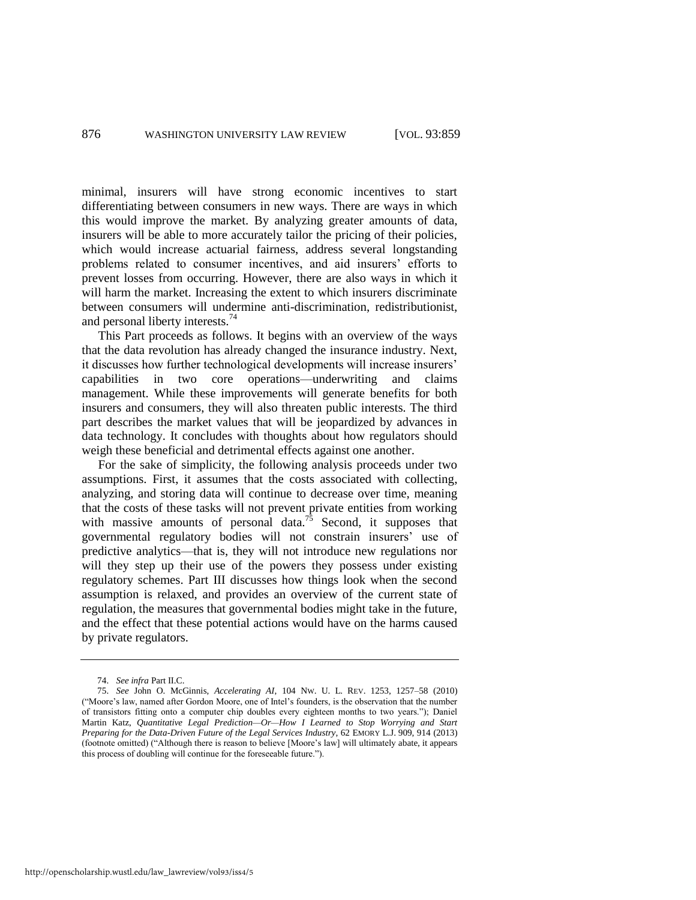minimal, insurers will have strong economic incentives to start differentiating between consumers in new ways. There are ways in which this would improve the market. By analyzing greater amounts of data, insurers will be able to more accurately tailor the pricing of their policies, which would increase actuarial fairness, address several longstanding problems related to consumer incentives, and aid insurers' efforts to prevent losses from occurring. However, there are also ways in which it will harm the market. Increasing the extent to which insurers discriminate between consumers will undermine anti-discrimination, redistributionist, and personal liberty interests.[74]

This Part proceeds as follows. It begins with an overview of the ways that the data revolution has already changed the insurance industry. Next, it discusses how further technological developments will increase insurers' capabilities in two core operations—underwriting and claims management. While these improvements will generate benefits for both insurers and consumers, they will also threaten public interests. The third part describes the market values that will be jeopardized by advances in data technology. It concludes with thoughts about how regulators should weigh these beneficial and detrimental effects against one another.

For the sake of simplicity, the following analysis proceeds under two assumptions. First, it assumes that the costs associated with collecting, analyzing, and storing data will continue to decrease over time, meaning that the costs of these tasks will not prevent private entities from working with massive amounts of personal data.[75] Second, it supposes that governmental regulatory bodies will not constrain insurers' use of predictive analytics—that is, they will not introduce new regulations nor will they step up their use of the powers they possess under existing regulatory schemes. Part III discusses how things look when the second assumption is relaxed, and provides an overview of the current state of regulation, the measures that governmental bodies might take in the future, and the effect that these potential actions would have on the harms caused by private regulators.

---

74. *See infra* Part II.C.

75. *See* John O. McGinnis, *Accelerating AI*, 104 NW. U. L. REV. 1253, 1257–58 (2010) ("Moore's law, named after Gordon Moore, one of Intel's founders, is the observation that the number of transistors fitting onto a computer chip doubles every eighteen months to two years."); Daniel Martin Katz, *Quantitative Legal Prediction—Or—How I Learned to Stop Worrying and Start Preparing for the Data-Driven Future of the Legal Services Industry*, 62 EMORY L.J. 909, 914 (2013) (footnote omitted) ("Although there is reason to believe [Moore's law] will ultimately abate, it appears this process of doubling will continue for the foreseeable future.").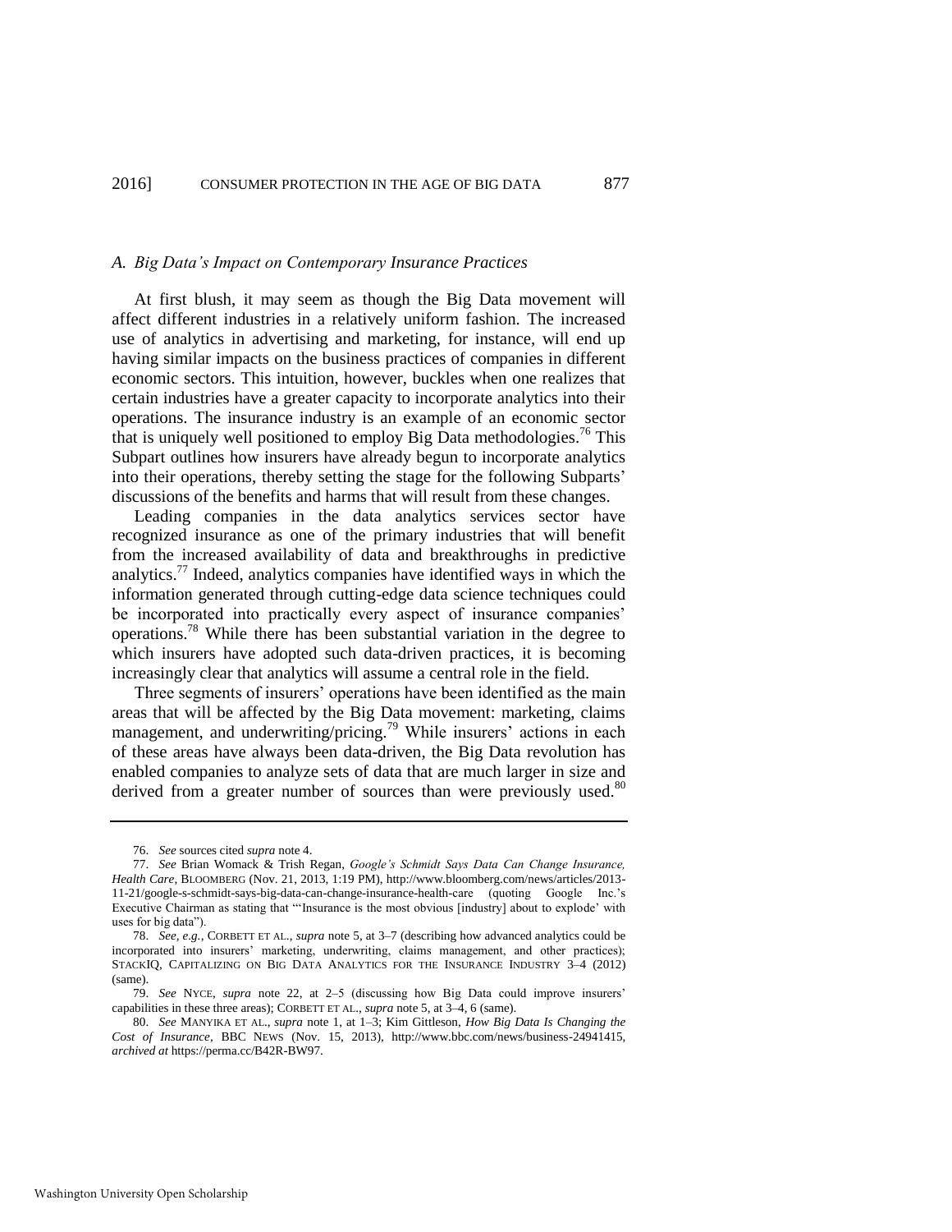### *A. Big Data's Impact on Contemporary Insurance Practices*

At first blush, it may seem as though the Big Data movement will affect different industries in a relatively uniform fashion. The increased use of analytics in advertising and marketing, for instance, will end up having similar impacts on the business practices of companies in different economic sectors. This intuition, however, buckles when one realizes that certain industries have a greater capacity to incorporate analytics into their operations. The insurance industry is an example of an economic sector that is uniquely well positioned to employ Big Data methodologies.[76] This Subpart outlines how insurers have already begun to incorporate analytics into their operations, thereby setting the stage for the following Subparts' discussions of the benefits and harms that will result from these changes.

Leading companies in the data analytics services sector have recognized insurance as one of the primary industries that will benefit from the increased availability of data and breakthroughs in predictive analytics.[77] Indeed, analytics companies have identified ways in which the information generated through cutting-edge data science techniques could be incorporated into practically every aspect of insurance companies' operations.[78] While there has been substantial variation in the degree to which insurers have adopted such data-driven practices, it is becoming increasingly clear that analytics will assume a central role in the field.

Three segments of insurers' operations have been identified as the main areas that will be affected by the Big Data movement: marketing, claims management, and underwriting/pricing.[79] While insurers' actions in each of these areas have always been data-driven, the Big Data revolution has enabled companies to analyze sets of data that are much larger in size and derived from a greater number of sources than were previously used.[80]

---

76. *See* sources cited *supra* note 4.

77. *See* Brian Womack & Trish Regan, *Google's Schmidt Says Data Can Change Insurance, Health Care*, BLOOMBERG (Nov. 21, 2013, 1:19 PM), http://www.bloomberg.com/news/articles/2013-11-21/google-s-schmidt-says-big-data-can-change-insurance-health-care (quoting Google Inc.'s Executive Chairman as stating that "'Insurance is the most obvious [industry] about to explode' with uses for big data").

78. *See, e.g.*, CORBETT ET AL., *supra* note 5, at 3–7 (describing how advanced analytics could be incorporated into insurers' marketing, underwriting, claims management, and other practices); STACKIQ, CAPITALIZING ON BIG DATA ANALYTICS FOR THE INSURANCE INDUSTRY 3–4 (2012) (same).

79. *See* NYCE, *supra* note 22, at 2–5 (discussing how Big Data could improve insurers' capabilities in these three areas); CORBETT ET AL., *supra* note 5, at 3–4, 6 (same).

80. *See* MANYIKA ET AL., *supra* note 1, at 1–3; Kim Gittleson, *How Big Data Is Changing the Cost of Insurance*, BBC NEWS (Nov. 15, 2013), http://www.bbc.com/news/business-24941415, *archived at* https://perma.cc/B42R-BW97.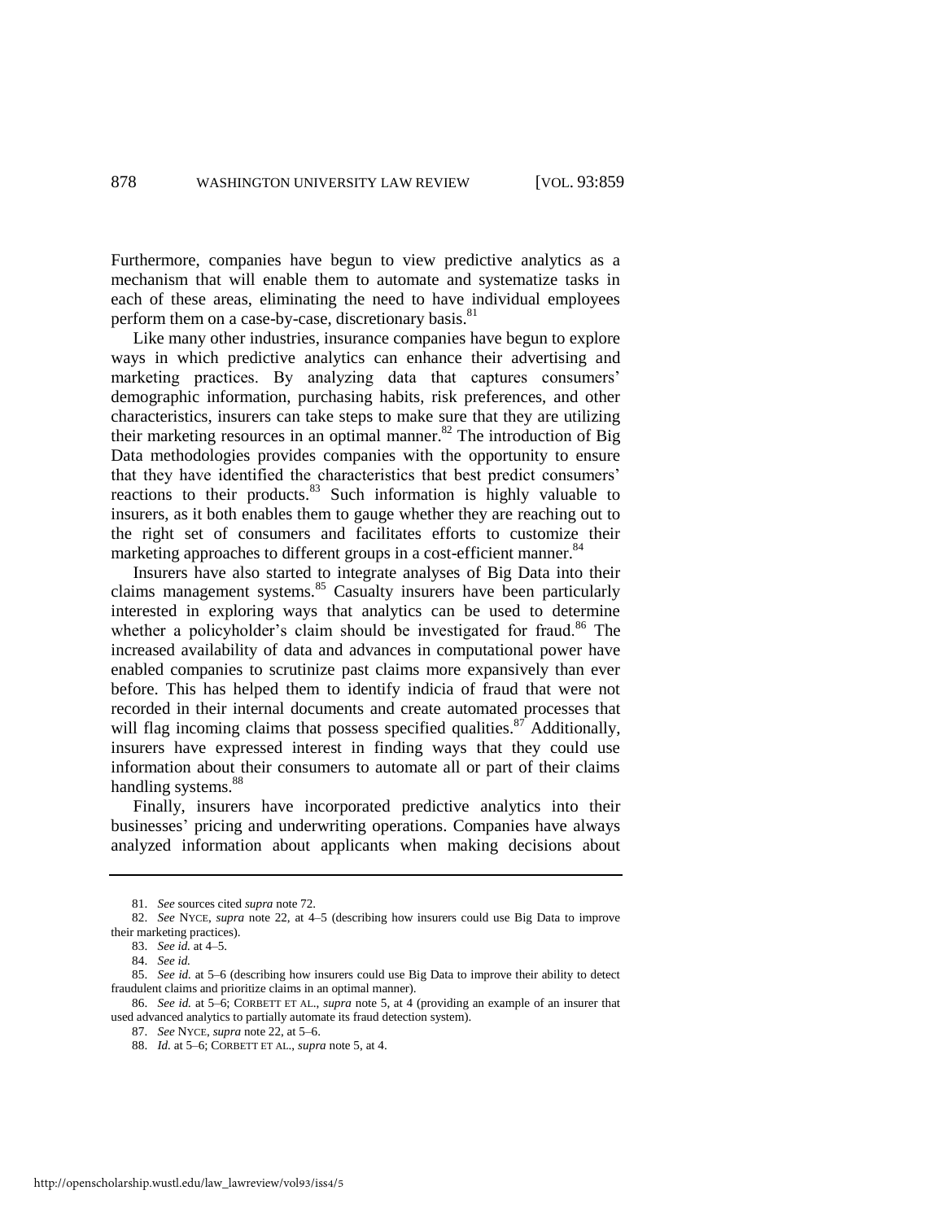Furthermore, companies have begun to view predictive analytics as a mechanism that will enable them to automate and systematize tasks in each of these areas, eliminating the need to have individual employees perform them on a case-by-case, discretionary basis.[81]

Like many other industries, insurance companies have begun to explore ways in which predictive analytics can enhance their advertising and marketing practices. By analyzing data that captures consumers' demographic information, purchasing habits, risk preferences, and other characteristics, insurers can take steps to make sure that they are utilizing their marketing resources in an optimal manner.[82] The introduction of Big Data methodologies provides companies with the opportunity to ensure that they have identified the characteristics that best predict consumers' reactions to their products.[83] Such information is highly valuable to insurers, as it both enables them to gauge whether they are reaching out to the right set of consumers and facilitates efforts to customize their marketing approaches to different groups in a cost-efficient manner.[84]

Insurers have also started to integrate analyses of Big Data into their claims management systems.[85] Casualty insurers have been particularly interested in exploring ways that analytics can be used to determine whether a policyholder's claim should be investigated for fraud.[86] The increased availability of data and advances in computational power have enabled companies to scrutinize past claims more expansively than ever before. This has helped them to identify indicia of fraud that were not recorded in their internal documents and create automated processes that will flag incoming claims that possess specified qualities.[87] Additionally, insurers have expressed interest in finding ways that they could use information about their consumers to automate all or part of their claims handling systems.[88]

Finally, insurers have incorporated predictive analytics into their businesses' pricing and underwriting operations. Companies have always analyzed information about applicants when making decisions about

---

81. *See* sources cited *supra* note 72.

82. *See* NYCE, *supra* note 22, at 4–5 (describing how insurers could use Big Data to improve their marketing practices).

83. *See id.* at 4–5.

84. *See id.*

85. *See id.* at 5–6 (describing how insurers could use Big Data to improve their ability to detect fraudulent claims and prioritize claims in an optimal manner).

86. *See id.* at 5–6; CORBETT ET AL., *supra* note 5, at 4 (providing an example of an insurer that used advanced analytics to partially automate its fraud detection system).

87. *See* NYCE, *supra* note 22, at 5–6.

88. *Id.* at 5–6; CORBETT ET AL., *supra* note 5, at 4.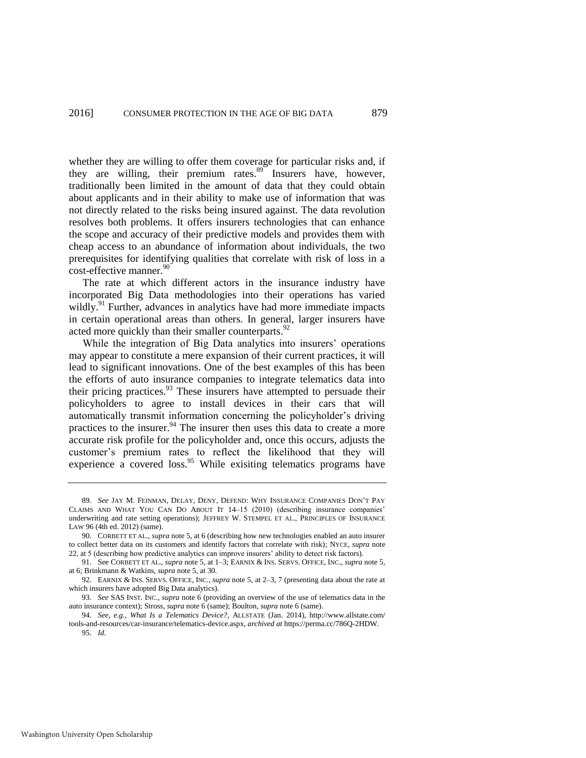whether they are willing to offer them coverage for particular risks and, if they are willing, their premium rates.[89] Insurers have, however, traditionally been limited in the amount of data that they could obtain about applicants and in their ability to make use of information that was not directly related to the risks being insured against. The data revolution resolves both problems. It offers insurers technologies that can enhance the scope and accuracy of their predictive models and provides them with cheap access to an abundance of information about individuals, the two prerequisites for identifying qualities that correlate with risk of loss in a cost-effective manner.[90]

The rate at which different actors in the insurance industry have incorporated Big Data methodologies into their operations has varied wildly.[91] Further, advances in analytics have had more immediate impacts in certain operational areas than others. In general, larger insurers have acted more quickly than their smaller counterparts.[92]

While the integration of Big Data analytics into insurers' operations may appear to constitute a mere expansion of their current practices, it will lead to significant innovations. One of the best examples of this has been the efforts of auto insurance companies to integrate telematics data into their pricing practices.[93] These insurers have attempted to persuade their policyholders to agree to install devices in their cars that will automatically transmit information concerning the policyholder's driving practices to the insurer.[94] The insurer then uses this data to create a more accurate risk profile for the policyholder and, once this occurs, adjusts the customer's premium rates to reflect the likelihood that they will experience a covered loss.[95] While exisiting telematics programs have

---

89. *See* JAY M. FEINMAN, DELAY, DENY, DEFEND: WHY INSURANCE COMPANIES DON'T PAY CLAIMS AND WHAT YOU CAN DO ABOUT IT 14–15 (2010) (describing insurance companies' underwriting and rate setting operations); JEFFREY W. STEMPEL ET AL., PRINCIPLES OF INSURANCE LAW 96 (4th ed. 2012) (same).

90. CORBETT ET AL., *supra* note 5, at 6 (describing how new technologies enabled an auto insurer to collect better data on its customers and identify factors that correlate with risk); NYCE, *supra* note 22, at 5 (describing how predictive analytics can improve insurers' ability to detect risk factors).

91. See CORBETT ET AL., *supra* note 5, at 1–3; EARNIX & INS. SERVS. OFFICE, INC., *supra* note 5, at 6; Brinkmann & Watkins, *supra* note 5, at 30.

92. EARNIX & INS. SERVS. OFFICE, INC., *supra* note 5, at 2–3, 7 (presenting data about the rate at which insurers have adopted Big Data analytics).

93. *See* SAS INST. INC., *supra* note 6 (providing an overview of the use of telematics data in the auto insurance context); Stross, *supra* note 6 (same); Boulton, *supra* note 6 (same).

94. *See, e.g.*, *What Is a Telematics Device?*, ALLSTATE (Jan. 2014), http://www.allstate.com/tools-and-resources/car-insurance/telematics-device.aspx, *archived at* https://perma.cc/786Q-2HDW.

95. *Id.*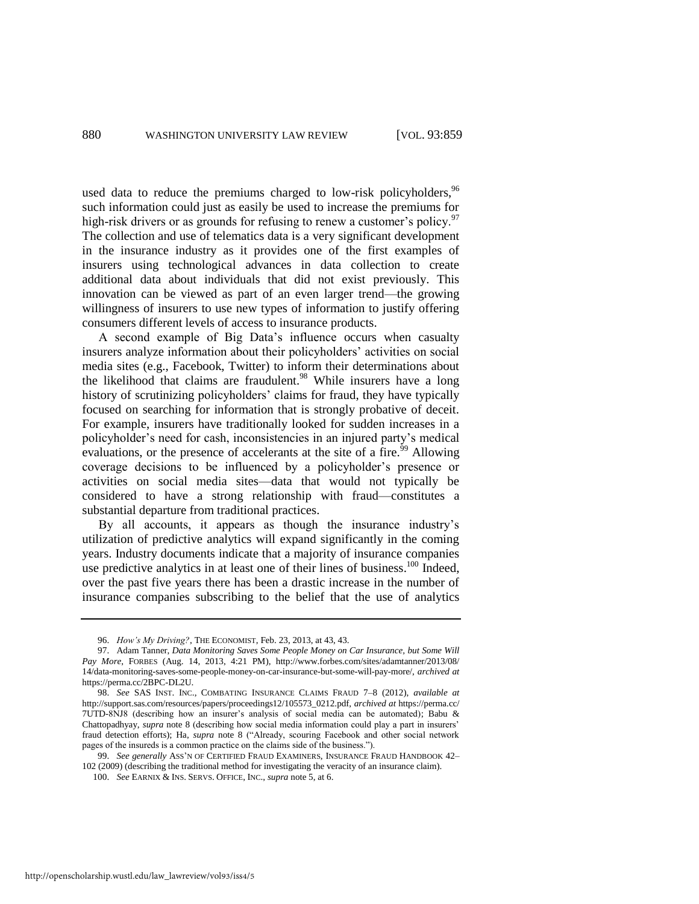used data to reduce the premiums charged to low-risk policyholders,[96] such information could just as easily be used to increase the premiums for high-risk drivers or as grounds for refusing to renew a customer's policy.[97] The collection and use of telematics data is a very significant development in the insurance industry as it provides one of the first examples of insurers using technological advances in data collection to create additional data about individuals that did not exist previously. This innovation can be viewed as part of an even larger trend—the growing willingness of insurers to use new types of information to justify offering consumers different levels of access to insurance products.

A second example of Big Data's influence occurs when casualty insurers analyze information about their policyholders' activities on social media sites (e.g., Facebook, Twitter) to inform their determinations about the likelihood that claims are fraudulent.[98] While insurers have a long history of scrutinizing policyholders' claims for fraud, they have typically focused on searching for information that is strongly probative of deceit. For example, insurers have traditionally looked for sudden increases in a policyholder's need for cash, inconsistencies in an injured party's medical evaluations, or the presence of accelerants at the site of a fire.[99] Allowing coverage decisions to be influenced by a policyholder's presence or activities on social media sites—data that would not typically be considered to have a strong relationship with fraud—constitutes a substantial departure from traditional practices.

By all accounts, it appears as though the insurance industry's utilization of predictive analytics will expand significantly in the coming years. Industry documents indicate that a majority of insurance companies use predictive analytics in at least one of their lines of business.[100] Indeed, over the past five years there has been a drastic increase in the number of insurance companies subscribing to the belief that the use of analytics

---

96. *How's My Driving?*, THE ECONOMIST, Feb. 23, 2013, at 43, 43.

97. Adam Tanner, *Data Monitoring Saves Some People Money on Car Insurance, but Some Will Pay More*, FORBES (Aug. 14, 2013, 4:21 PM), http://www.forbes.com/sites/adamtanner/2013/08/14/data-monitoring-saves-some-people-money-on-car-insurance-but-some-will-pay-more/, *archived at* https://perma.cc/2BPC-DL2U.

98. *See* SAS INST. INC., COMBATING INSURANCE CLAIMS FRAUD 7–8 (2012), *available at* http://support.sas.com/resources/papers/proceedings12/105573_0212.pdf, *archived at* https://perma.cc/7UTD-8NJ8 (describing how an insurer's analysis of social media can be automated); Babu & Chattopadhyay, *supra* note 8 (describing how social media information could play a part in insurers' fraud detection efforts); Ha, *supra* note 8 ("Already, scouring Facebook and other social network pages of the insureds is a common practice on the claims side of the business.").

99. *See generally* ASS'N OF CERTIFIED FRAUD EXAMINERS, INSURANCE FRAUD HANDBOOK 42–102 (2009) (describing the traditional method for investigating the veracity of an insurance claim).

100. *See* EARNIX & INS. SERVS. OFFICE, INC., *supra* note 5, at 6.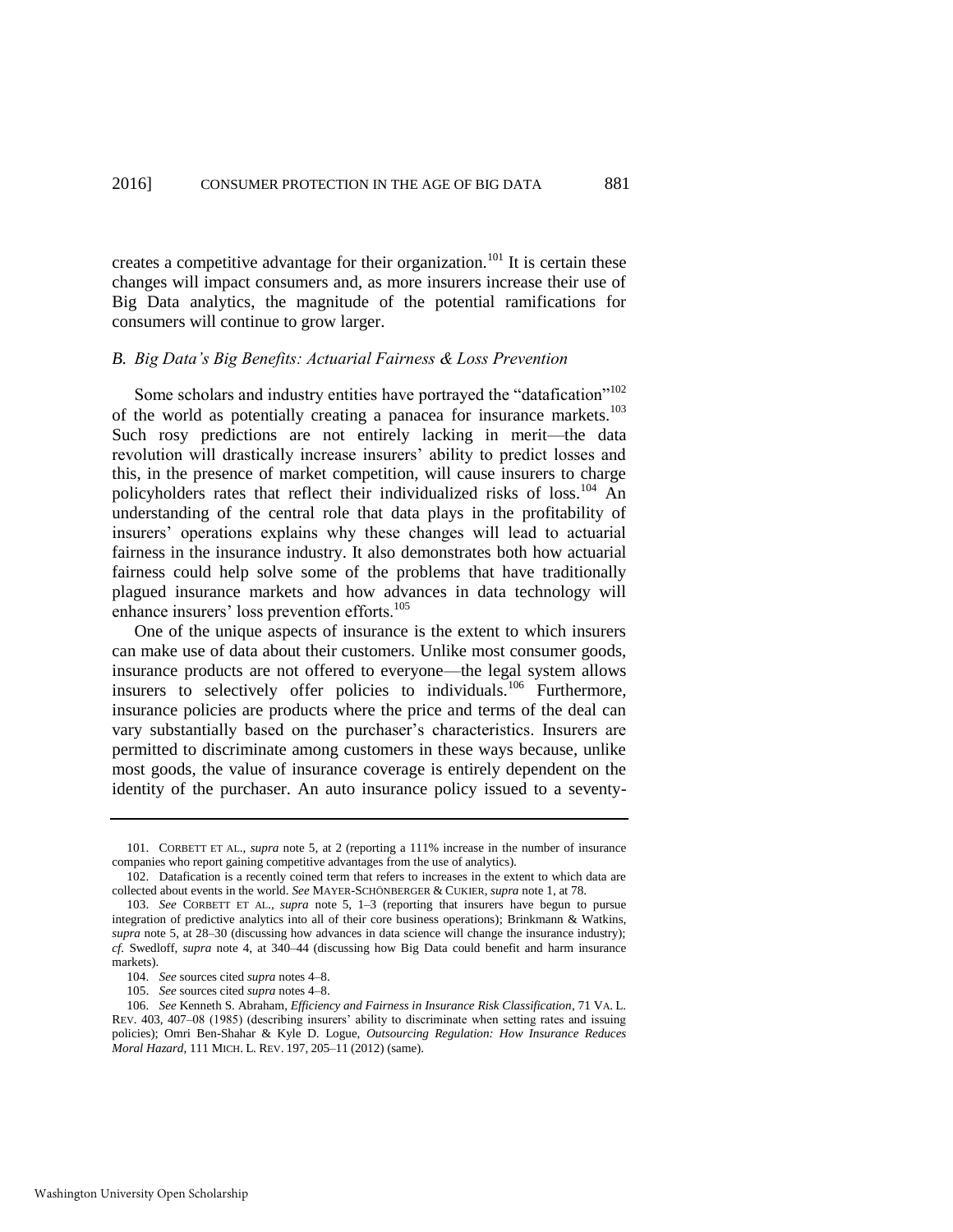creates a competitive advantage for their organization.[101] It is certain these changes will impact consumers and, as more insurers increase their use of Big Data analytics, the magnitude of the potential ramifications for consumers will continue to grow larger.

### *B. Big Data's Big Benefits: Actuarial Fairness & Loss Prevention*

Some scholars and industry entities have portrayed the "datafication"[102] of the world as potentially creating a panacea for insurance markets.[103] Such rosy predictions are not entirely lacking in merit—the data revolution will drastically increase insurers' ability to predict losses and this, in the presence of market competition, will cause insurers to charge policyholders rates that reflect their individualized risks of loss.[104] An understanding of the central role that data plays in the profitability of insurers' operations explains why these changes will lead to actuarial fairness in the insurance industry. It also demonstrates both how actuarial fairness could help solve some of the problems that have traditionally plagued insurance markets and how advances in data technology will enhance insurers' loss prevention efforts.[105]

One of the unique aspects of insurance is the extent to which insurers can make use of data about their customers. Unlike most consumer goods, insurance products are not offered to everyone—the legal system allows insurers to selectively offer policies to individuals.[106] Furthermore, insurance policies are products where the price and terms of the deal can vary substantially based on the purchaser's characteristics. Insurers are permitted to discriminate among customers in these ways because, unlike most goods, the value of insurance coverage is entirely dependent on the identity of the purchaser. An auto insurance policy issued to a seventy-

---

101. CORBETT ET AL., *supra* note 5, at 2 (reporting a 111% increase in the number of insurance companies who report gaining competitive advantages from the use of analytics).

102. Datafication is a recently coined term that refers to increases in the extent to which data are collected about events in the world. *See* MAYER-SCHÖNBERGER & CUKIER, *supra* note 1, at 78.

103. *See* CORBETT ET AL., *supra* note 5, 1–3 (reporting that insurers have begun to pursue integration of predictive analytics into all of their core business operations); Brinkmann & Watkins, *supra* note 5, at 28–30 (discussing how advances in data science will change the insurance industry); *cf.* Swedloff, *supra* note 4, at 340–44 (discussing how Big Data could benefit and harm insurance markets).

104. *See* sources cited *supra* notes 4–8.

105. *See* sources cited *supra* notes 4–8.

106. *See* Kenneth S. Abraham, *Efficiency and Fairness in Insurance Risk Classification*, 71 VA. L. REV. 403, 407–08 (1985) (describing insurers' ability to discriminate when setting rates and issuing policies); Omri Ben-Shahar & Kyle D. Logue, *Outsourcing Regulation: How Insurance Reduces Moral Hazard*, 111 MICH. L. REV. 197, 205–11 (2012) (same).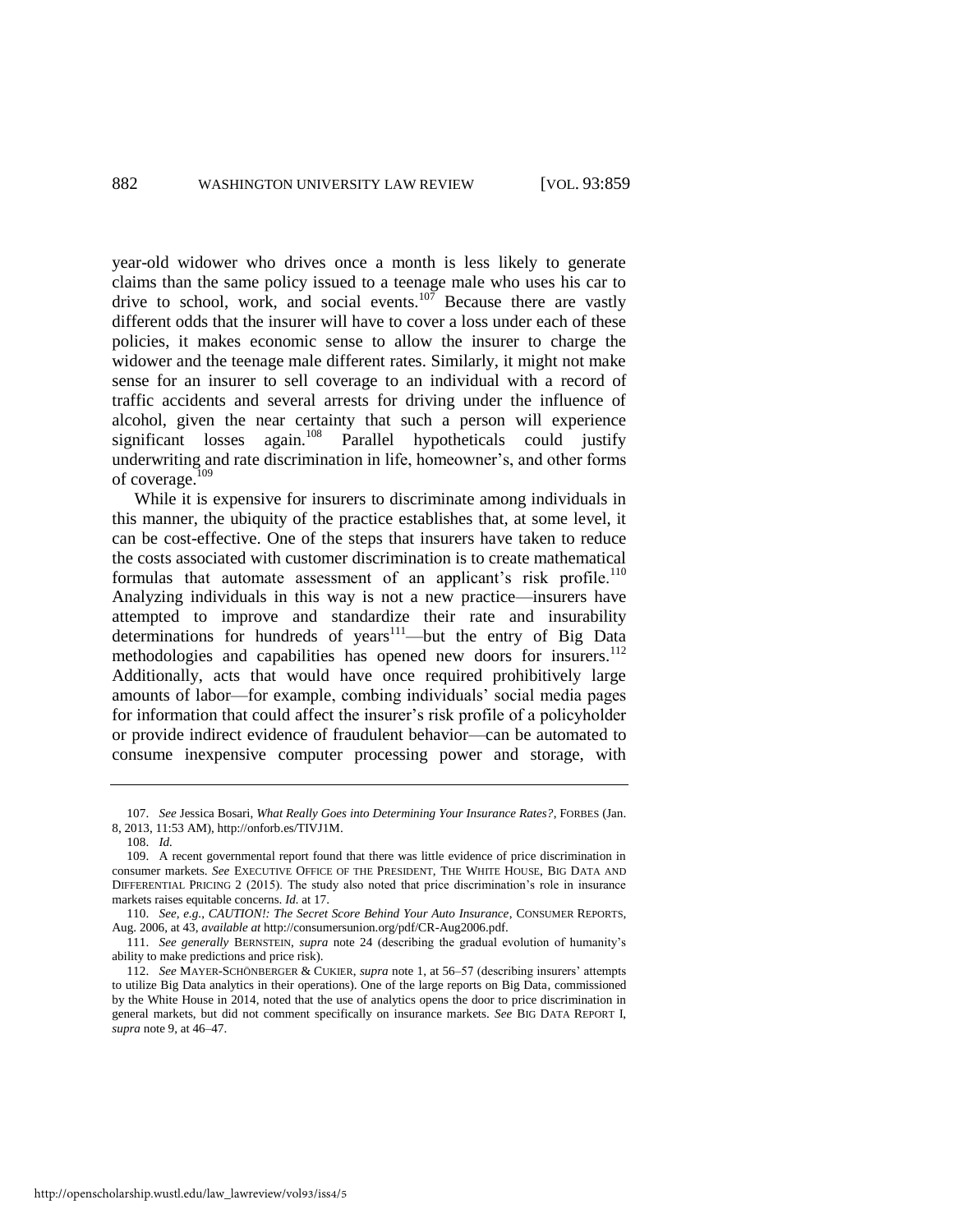year-old widower who drives once a month is less likely to generate claims than the same policy issued to a teenage male who uses his car to drive to school, work, and social events.[107] Because there are vastly different odds that the insurer will have to cover a loss under each of these policies, it makes economic sense to allow the insurer to charge the widower and the teenage male different rates. Similarly, it might not make sense for an insurer to sell coverage to an individual with a record of traffic accidents and several arrests for driving under the influence of alcohol, given the near certainty that such a person will experience significant losses again.[108] Parallel hypotheticals could justify underwriting and rate discrimination in life, homeowner's, and other forms of coverage.[109]

While it is expensive for insurers to discriminate among individuals in this manner, the ubiquity of the practice establishes that, at some level, it can be cost-effective. One of the steps that insurers have taken to reduce the costs associated with customer discrimination is to create mathematical formulas that automate assessment of an applicant's risk profile.[110] Analyzing individuals in this way is not a new practice—insurers have attempted to improve and standardize their rate and insurability determinations for hundreds of years[111]—but the entry of Big Data methodologies and capabilities has opened new doors for insurers.[112] Additionally, acts that would have once required prohibitively large amounts of labor—for example, combing individuals' social media pages for information that could affect the insurer's risk profile of a policyholder or provide indirect evidence of fraudulent behavior—can be automated to consume inexpensive computer processing power and storage, with

---

107. *See* Jessica Bosari, *What Really Goes into Determining Your Insurance Rates?*, FORBES (Jan. 8, 2013, 11:53 AM), http://onforb.es/TIVJ1M.

108. *Id.*

109. A recent governmental report found that there was little evidence of price discrimination in consumer markets. *See* EXECUTIVE OFFICE OF THE PRESIDENT, THE WHITE HOUSE, BIG DATA AND DIFFERENTIAL PRICING 2 (2015). The study also noted that price discrimination's role in insurance markets raises equitable concerns. *Id.* at 17.

110. *See, e.g.*, *CAUTION!: The Secret Score Behind Your Auto Insurance*, CONSUMER REPORTS, Aug. 2006, at 43, *available at* http://consumersunion.org/pdf/CR-Aug2006.pdf.

111. *See generally* BERNSTEIN, *supra* note 24 (describing the gradual evolution of humanity's ability to make predictions and price risk).

112. *See* MAYER-SCHÖNBERGER & CUKIER, *supra* note 1, at 56–57 (describing insurers' attempts to utilize Big Data analytics in their operations). One of the large reports on Big Data, commissioned by the White House in 2014, noted that the use of analytics opens the door to price discrimination in general markets, but did not comment specifically on insurance markets. *See* BIG DATA REPORT I, *supra* note 9, at 46–47.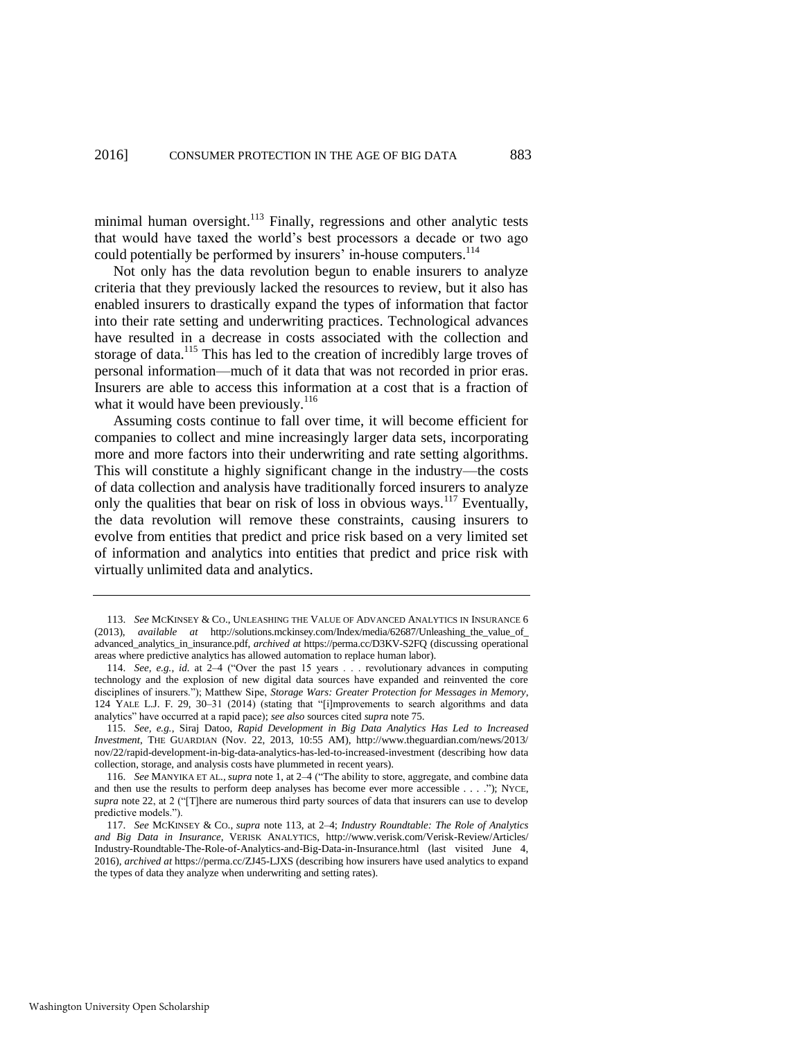minimal human oversight.[113] Finally, regressions and other analytic tests that would have taxed the world's best processors a decade or two ago could potentially be performed by insurers' in-house computers.[114]

Not only has the data revolution begun to enable insurers to analyze criteria that they previously lacked the resources to review, but it also has enabled insurers to drastically expand the types of information that factor into their rate setting and underwriting practices. Technological advances have resulted in a decrease in costs associated with the collection and storage of data.[115] This has led to the creation of incredibly large troves of personal information—much of it data that was not recorded in prior eras. Insurers are able to access this information at a cost that is a fraction of what it would have been previously.[116]

Assuming costs continue to fall over time, it will become efficient for companies to collect and mine increasingly larger data sets, incorporating more and more factors into their underwriting and rate setting algorithms. This will constitute a highly significant change in the industry—the costs of data collection and analysis have traditionally forced insurers to analyze only the qualities that bear on risk of loss in obvious ways.[117] Eventually, the data revolution will remove these constraints, causing insurers to evolve from entities that predict and price risk based on a very limited set of information and analytics into entities that predict and price risk with virtually unlimited data and analytics.

---

113. *See* McKinsey & Co., Unleashing the Value of Advanced Analytics in Insurance 6 (2013), *available at* http://solutions.mckinsey.com/Index/media/62687/Unleashing_the_value_of_advanced_analytics_in_insurance.pdf, *archived at* https://perma.cc/D3KV-S2FQ (discussing operational areas where predictive analytics has allowed automation to replace human labor).

114. *See, e.g.*, *id.* at 2–4 ("Over the past 15 years . . . revolutionary advances in computing technology and the explosion of new digital data sources have expanded and reinvented the core disciplines of insurers."); Matthew Sipe, *Storage Wars: Greater Protection for Messages in Memory*, 124 Yale L.J. F. 29, 30–31 (2014) (stating that "[i]mprovements to search algorithms and data analytics" have occurred at a rapid pace); *see also* sources cited *supra* note 75.

115. *See, e.g.*, Siraj Datoo, *Rapid Development in Big Data Analytics Has Led to Increased Investment*, The Guardian (Nov. 22, 2013, 10:55 AM), http://www.theguardian.com/news/2013/nov/22/rapid-development-in-big-data-analytics-has-led-to-increased-investment (describing how data collection, storage, and analysis costs have plummeted in recent years).

116. *See* Manyika et al., *supra* note 1, at 2–4 ("The ability to store, aggregate, and combine data and then use the results to perform deep analyses has become ever more accessible . . . ."); Nyce, *supra* note 22, at 2 ("[T]here are numerous third party sources of data that insurers can use to develop predictive models.").

117. *See* McKinsey & Co., *supra* note 113, at 2–4; *Industry Roundtable: The Role of Analytics and Big Data in Insurance*, Verisk Analytics, http://www.verisk.com/Verisk-Review/Articles/Industry-Roundtable-The-Role-of-Analytics-and-Big-Data-in-Insurance.html (last visited June 4, 2016), *archived at* https://perma.cc/ZJ45-LJXS (describing how insurers have used analytics to expand the types of data they analyze when underwriting and setting rates).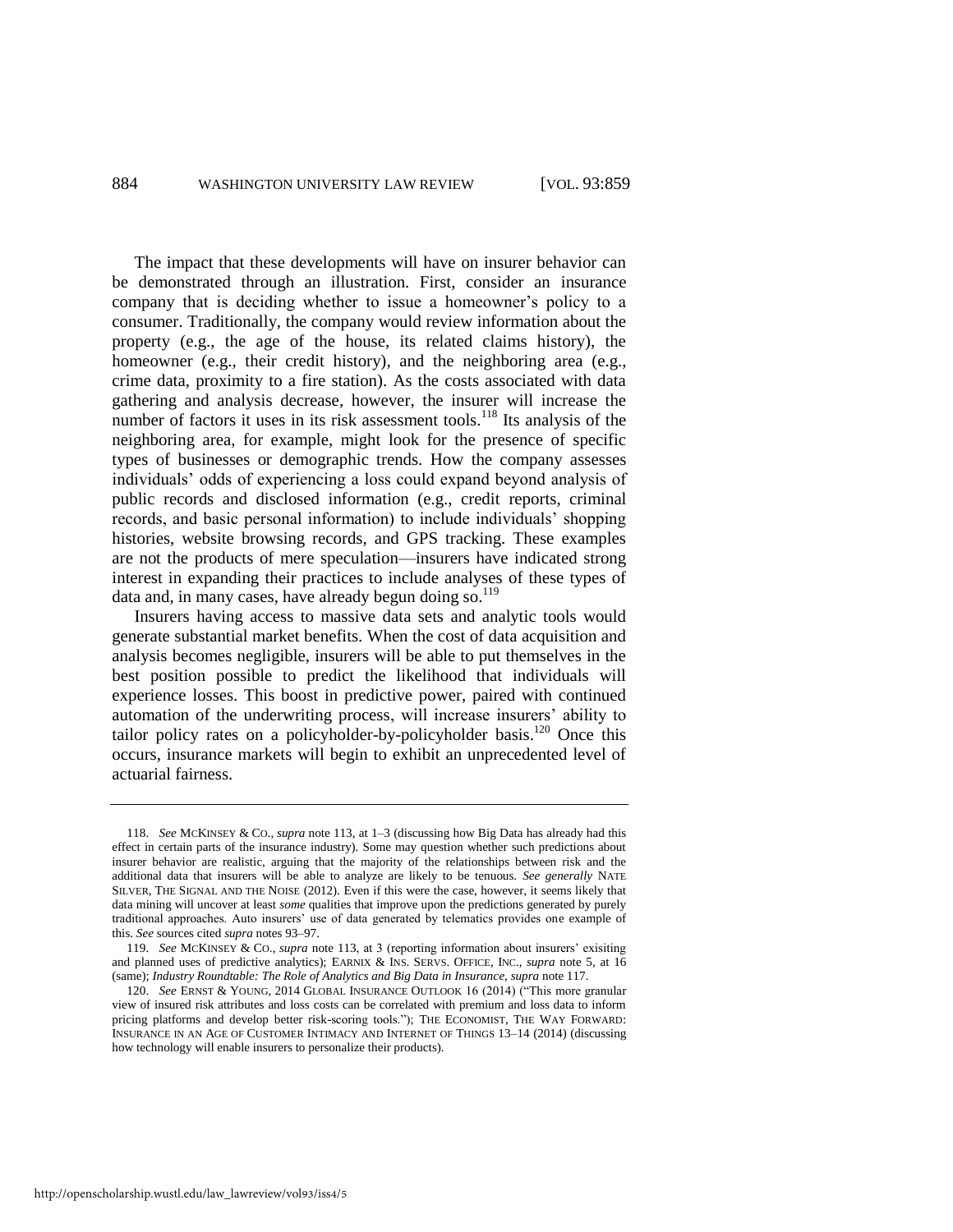The impact that these developments will have on insurer behavior can be demonstrated through an illustration. First, consider an insurance company that is deciding whether to issue a homeowner's policy to a consumer. Traditionally, the company would review information about the property (e.g., the age of the house, its related claims history), the homeowner (e.g., their credit history), and the neighboring area (e.g., crime data, proximity to a fire station). As the costs associated with data gathering and analysis decrease, however, the insurer will increase the number of factors it uses in its risk assessment tools.[118] Its analysis of the neighboring area, for example, might look for the presence of specific types of businesses or demographic trends. How the company assesses individuals' odds of experiencing a loss could expand beyond analysis of public records and disclosed information (e.g., credit reports, criminal records, and basic personal information) to include individuals' shopping histories, website browsing records, and GPS tracking. These examples are not the products of mere speculation—insurers have indicated strong interest in expanding their practices to include analyses of these types of data and, in many cases, have already begun doing so.[119]

Insurers having access to massive data sets and analytic tools would generate substantial market benefits. When the cost of data acquisition and analysis becomes negligible, insurers will be able to put themselves in the best position possible to predict the likelihood that individuals will experience losses. This boost in predictive power, paired with continued automation of the underwriting process, will increase insurers' ability to tailor policy rates on a policyholder-by-policyholder basis.[120] Once this occurs, insurance markets will begin to exhibit an unprecedented level of actuarial fairness.

---

118. *See* MCKINSEY & CO., *supra* note 113, at 1–3 (discussing how Big Data has already had this effect in certain parts of the insurance industry). Some may question whether such predictions about insurer behavior are realistic, arguing that the majority of the relationships between risk and the additional data that insurers will be able to analyze are likely to be tenuous. *See generally* NATE SILVER, THE SIGNAL AND THE NOISE (2012). Even if this were the case, however, it seems likely that data mining will uncover at least *some* qualities that improve upon the predictions generated by purely traditional approaches. Auto insurers' use of data generated by telematics provides one example of this. *See* sources cited *supra* notes 93–97.

119. *See* MCKINSEY & CO., *supra* note 113, at 3 (reporting information about insurers' exisiting and planned uses of predictive analytics); EARNIX & INS. SERVS. OFFICE, INC., *supra* note 5, at 16 (same); *Industry Roundtable: The Role of Analytics and Big Data in Insurance*, *supra* note 117.

120. *See* ERNST & YOUNG, 2014 GLOBAL INSURANCE OUTLOOK 16 (2014) ("This more granular view of insured risk attributes and loss costs can be correlated with premium and loss data to inform pricing platforms and develop better risk-scoring tools."); THE ECONOMIST, THE WAY FORWARD: INSURANCE IN AN AGE OF CUSTOMER INTIMACY AND INTERNET OF THINGS 13–14 (2014) (discussing how technology will enable insurers to personalize their products).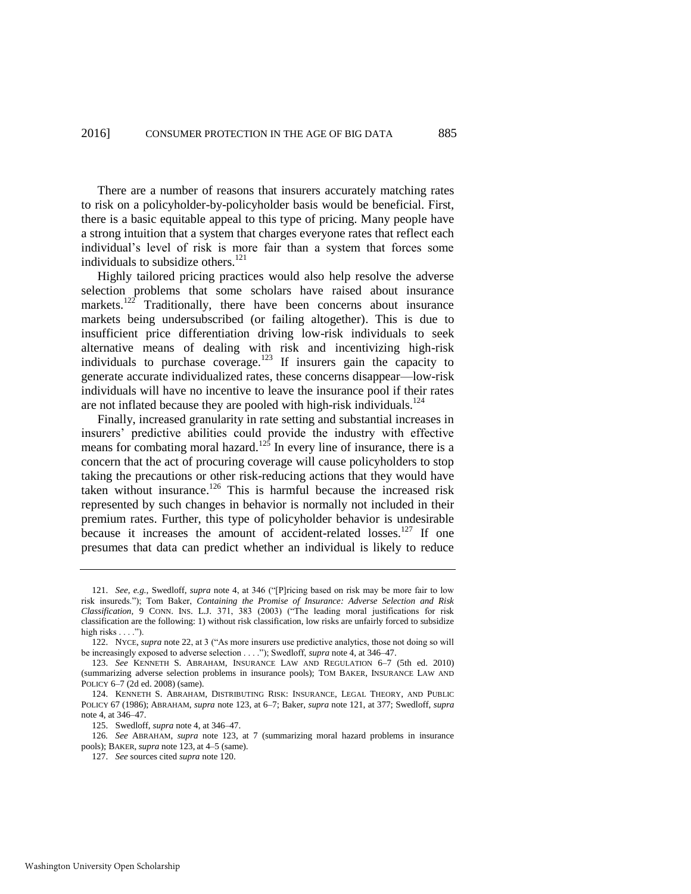There are a number of reasons that insurers accurately matching rates to risk on a policyholder-by-policyholder basis would be beneficial. First, there is a basic equitable appeal to this type of pricing. Many people have a strong intuition that a system that charges everyone rates that reflect each individual's level of risk is more fair than a system that forces some individuals to subsidize others.[121]

Highly tailored pricing practices would also help resolve the adverse selection problems that some scholars have raised about insurance markets.[122] Traditionally, there have been concerns about insurance markets being undersubscribed (or failing altogether). This is due to insufficient price differentiation driving low-risk individuals to seek alternative means of dealing with risk and incentivizing high-risk individuals to purchase coverage.[123] If insurers gain the capacity to generate accurate individualized rates, these concerns disappear—low-risk individuals will have no incentive to leave the insurance pool if their rates are not inflated because they are pooled with high-risk individuals.[124]

Finally, increased granularity in rate setting and substantial increases in insurers' predictive abilities could provide the industry with effective means for combating moral hazard.[125] In every line of insurance, there is a concern that the act of procuring coverage will cause policyholders to stop taking the precautions or other risk-reducing actions that they would have taken without insurance.[126] This is harmful because the increased risk represented by such changes in behavior is normally not included in their premium rates. Further, this type of policyholder behavior is undesirable because it increases the amount of accident-related losses.[127] If one presumes that data can predict whether an individual is likely to reduce

---

121. *See, e.g.*, Swedloff, *supra* note 4, at 346 ("[P]ricing based on risk may be more fair to low risk insureds."); Tom Baker, *Containing the Promise of Insurance: Adverse Selection and Risk Classification*, 9 CONN. INS. L.J. 371, 383 (2003) ("The leading moral justifications for risk classification are the following: 1) without risk classification, low risks are unfairly forced to subsidize high risks . . . .").

122. NYCE, *supra* note 22, at 3 ("As more insurers use predictive analytics, those not doing so will be increasingly exposed to adverse selection . . . ."); Swedloff, *supra* note 4, at 346–47.

123. *See* KENNETH S. ABRAHAM, INSURANCE LAW AND REGULATION 6–7 (5th ed. 2010) (summarizing adverse selection problems in insurance pools); TOM BAKER, INSURANCE LAW AND POLICY 6–7 (2d ed. 2008) (same).

124. KENNETH S. ABRAHAM, DISTRIBUTING RISK: INSURANCE, LEGAL THEORY, AND PUBLIC POLICY 67 (1986); ABRAHAM, *supra* note 123, at 6–7; Baker, *supra* note 121, at 377; Swedloff, *supra* note 4, at 346–47.

125. Swedloff, *supra* note 4, at 346–47.

126. *See* ABRAHAM, *supra* note 123, at 7 (summarizing moral hazard problems in insurance pools); BAKER, *supra* note 123, at 4–5 (same).

127. *See* sources cited *supra* note 120.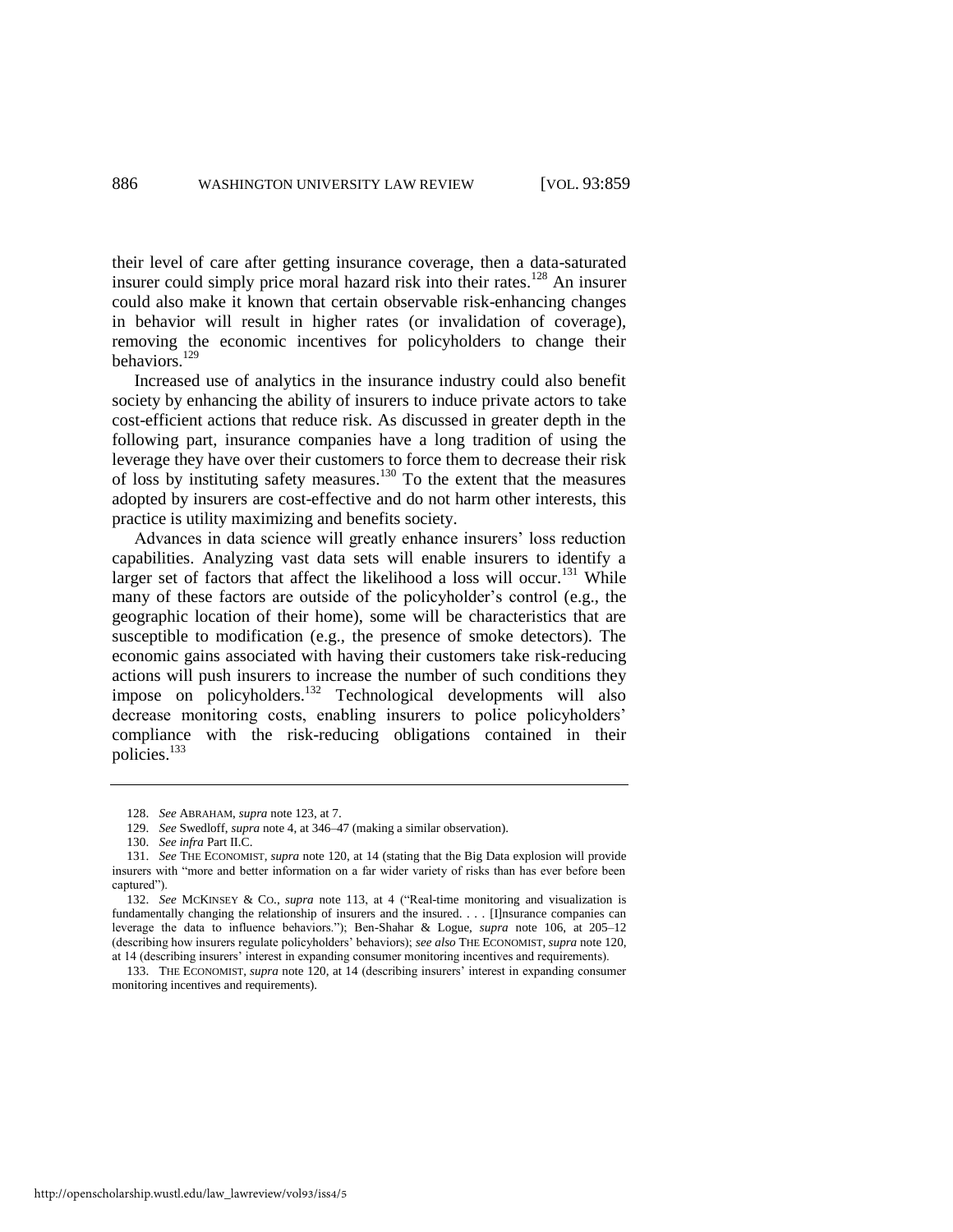their level of care after getting insurance coverage, then a data-saturated insurer could simply price moral hazard risk into their rates.[128] An insurer could also make it known that certain observable risk-enhancing changes in behavior will result in higher rates (or invalidation of coverage), removing the economic incentives for policyholders to change their behaviors.[129]

Increased use of analytics in the insurance industry could also benefit society by enhancing the ability of insurers to induce private actors to take cost-efficient actions that reduce risk. As discussed in greater depth in the following part, insurance companies have a long tradition of using the leverage they have over their customers to force them to decrease their risk of loss by instituting safety measures.[130] To the extent that the measures adopted by insurers are cost-effective and do not harm other interests, this practice is utility maximizing and benefits society.

Advances in data science will greatly enhance insurers' loss reduction capabilities. Analyzing vast data sets will enable insurers to identify a larger set of factors that affect the likelihood a loss will occur.[131] While many of these factors are outside of the policyholder's control (e.g., the geographic location of their home), some will be characteristics that are susceptible to modification (e.g., the presence of smoke detectors). The economic gains associated with having their customers take risk-reducing actions will push insurers to increase the number of such conditions they impose on policyholders.[132] Technological developments will also decrease monitoring costs, enabling insurers to police policyholders' compliance with the risk-reducing obligations contained in their policies.[133]

---

128. *See* ABRAHAM, *supra* note 123, at 7.

129. *See* Swedloff, *supra* note 4, at 346–47 (making a similar observation).

130. *See infra* Part II.C.

131. *See* THE ECONOMIST, *supra* note 120, at 14 (stating that the Big Data explosion will provide insurers with "more and better information on a far wider variety of risks than has ever before been captured").

132. *See* MCKINSEY & CO., *supra* note 113, at 4 ("Real-time monitoring and visualization is fundamentally changing the relationship of insurers and the insured. . . . [I]nsurance companies can leverage the data to influence behaviors."); Ben-Shahar & Logue, *supra* note 106, at 205–12 (describing how insurers regulate policyholders' behaviors); *see also* THE ECONOMIST, *supra* note 120, at 14 (describing insurers' interest in expanding consumer monitoring incentives and requirements).

133. THE ECONOMIST, *supra* note 120, at 14 (describing insurers' interest in expanding consumer monitoring incentives and requirements).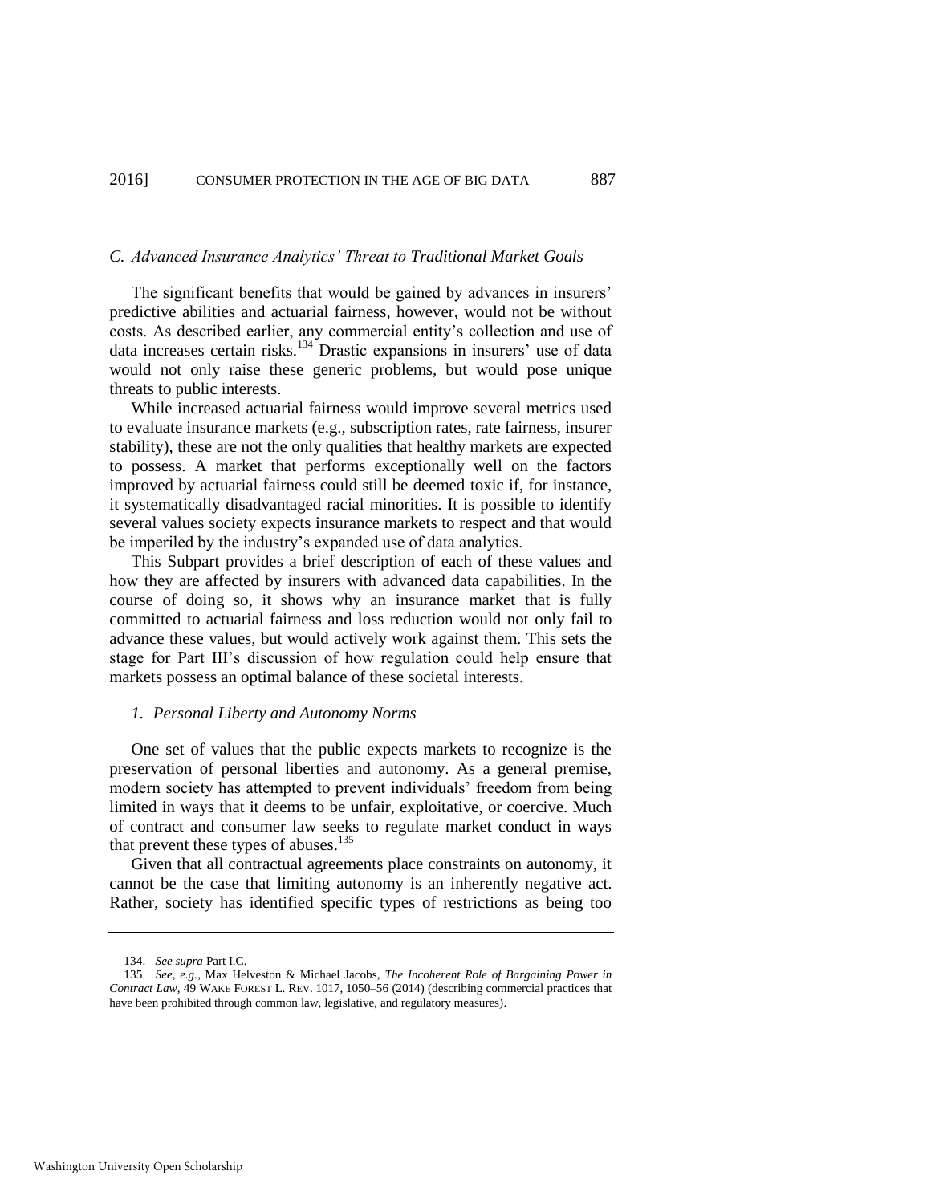### *C. Advanced Insurance Analytics' Threat to Traditional Market Goals*

The significant benefits that would be gained by advances in insurers' predictive abilities and actuarial fairness, however, would not be without costs. As described earlier, any commercial entity's collection and use of data increases certain risks.[134] Drastic expansions in insurers' use of data would not only raise these generic problems, but would pose unique threats to public interests.

While increased actuarial fairness would improve several metrics used to evaluate insurance markets (e.g., subscription rates, rate fairness, insurer stability), these are not the only qualities that healthy markets are expected to possess. A market that performs exceptionally well on the factors improved by actuarial fairness could still be deemed toxic if, for instance, it systematically disadvantaged racial minorities. It is possible to identify several values society expects insurance markets to respect and that would be imperiled by the industry's expanded use of data analytics.

This Subpart provides a brief description of each of these values and how they are affected by insurers with advanced data capabilities. In the course of doing so, it shows why an insurance market that is fully committed to actuarial fairness and loss reduction would not only fail to advance these values, but would actively work against them. This sets the stage for Part III's discussion of how regulation could help ensure that markets possess an optimal balance of these societal interests.

#### *1. Personal Liberty and Autonomy Norms*

One set of values that the public expects markets to recognize is the preservation of personal liberties and autonomy. As a general premise, modern society has attempted to prevent individuals' freedom from being limited in ways that it deems to be unfair, exploitative, or coercive. Much of contract and consumer law seeks to regulate market conduct in ways that prevent these types of abuses.[135]

Given that all contractual agreements place constraints on autonomy, it cannot be the case that limiting autonomy is an inherently negative act. Rather, society has identified specific types of restrictions as being too

---

134. *See supra* Part I.C.

135. *See, e.g.*, Max Helveston & Michael Jacobs, *The Incoherent Role of Bargaining Power in Contract Law*, 49 WAKE FOREST L. REV. 1017, 1050–56 (2014) (describing commercial practices that have been prohibited through common law, legislative, and regulatory measures).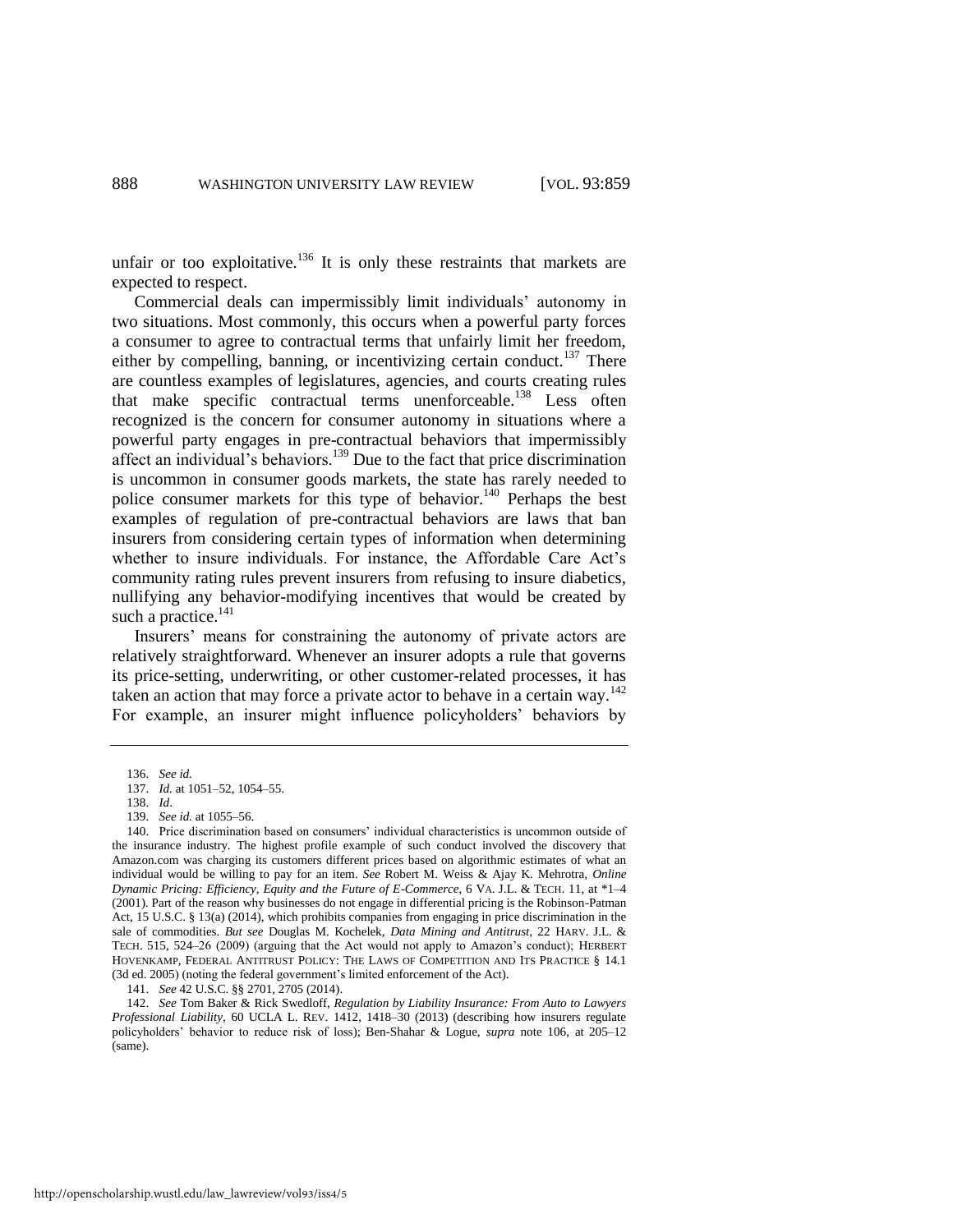unfair or too exploitative.[136] It is only these restraints that markets are expected to respect.

Commercial deals can impermissibly limit individuals' autonomy in two situations. Most commonly, this occurs when a powerful party forces a consumer to agree to contractual terms that unfairly limit her freedom, either by compelling, banning, or incentivizing certain conduct.[137] There are countless examples of legislatures, agencies, and courts creating rules that make specific contractual terms unenforceable.[138] Less often recognized is the concern for consumer autonomy in situations where a powerful party engages in pre-contractual behaviors that impermissibly affect an individual's behaviors.[139] Due to the fact that price discrimination is uncommon in consumer goods markets, the state has rarely needed to police consumer markets for this type of behavior.[140] Perhaps the best examples of regulation of pre-contractual behaviors are laws that ban insurers from considering certain types of information when determining whether to insure individuals. For instance, the Affordable Care Act's community rating rules prevent insurers from refusing to insure diabetics, nullifying any behavior-modifying incentives that would be created by such a practice.[141]

Insurers' means for constraining the autonomy of private actors are relatively straightforward. Whenever an insurer adopts a rule that governs its price-setting, underwriting, or other customer-related processes, it has taken an action that may force a private actor to behave in a certain way.[142] For example, an insurer might influence policyholders' behaviors by

---

136. *See id.*

137. *Id.* at 1051–52, 1054–55.

138. *Id.*

139. *See id.* at 1055–56.

140. Price discrimination based on consumers' individual characteristics is uncommon outside of the insurance industry. The highest profile example of such conduct involved the discovery that Amazon.com was charging its customers different prices based on algorithmic estimates of what an individual would be willing to pay for an item. *See* Robert M. Weiss & Ajay K. Mehrotra, *Online Dynamic Pricing: Efficiency, Equity and the Future of E-Commerce*, 6 VA. J.L. & TECH. 11, at *1–4 (2001). Part of the reason why businesses do not engage in differential pricing is the Robinson-Patman Act, 15 U.S.C. § 13(a) (2014), which prohibits companies from engaging in price discrimination in the sale of commodities. *But see* Douglas M. Kochelek, *Data Mining and Antitrust*, 22 HARV. J.L. & TECH. 515, 524–26 (2009) (arguing that the Act would not apply to Amazon's conduct); HERBERT HOVENKAMP, FEDERAL ANTITRUST POLICY: THE LAWS OF COMPETITION AND ITS PRACTICE § 14.1 (3d ed. 2005) (noting the federal government's limited enforcement of the Act).

141. *See* 42 U.S.C. §§ 2701, 2705 (2014).

142. *See* Tom Baker & Rick Swedloff, *Regulation by Liability Insurance: From Auto to Lawyers Professional Liability*, 60 UCLA L. REV. 1412, 1418–30 (2013) (describing how insurers regulate policyholders' behavior to reduce risk of loss); Ben-Shahar & Logue, *supra* note 106, at 205–12 (same).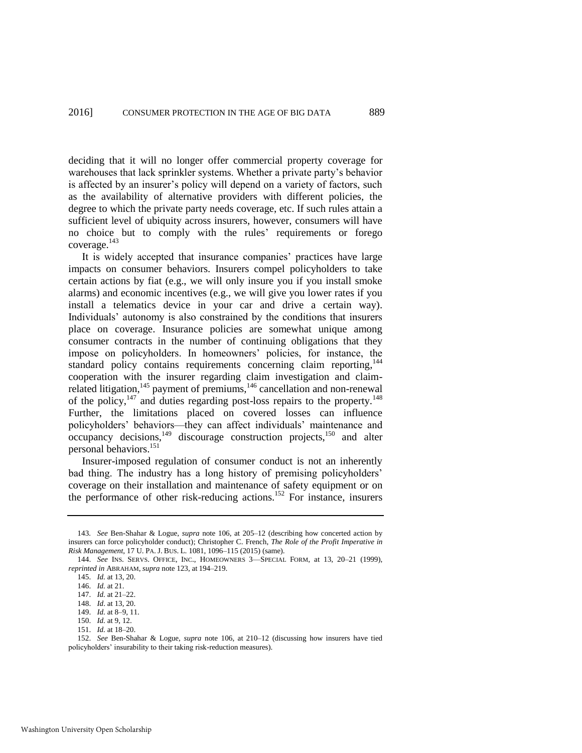deciding that it will no longer offer commercial property coverage for warehouses that lack sprinkler systems. Whether a private party's behavior is affected by an insurer's policy will depend on a variety of factors, such as the availability of alternative providers with different policies, the degree to which the private party needs coverage, etc. If such rules attain a sufficient level of ubiquity across insurers, however, consumers will have no choice but to comply with the rules' requirements or forego coverage.[143]

It is widely accepted that insurance companies' practices have large impacts on consumer behaviors. Insurers compel policyholders to take certain actions by fiat (e.g., we will only insure you if you install smoke alarms) and economic incentives (e.g., we will give you lower rates if you install a telematics device in your car and drive a certain way). Individuals' autonomy is also constrained by the conditions that insurers place on coverage. Insurance policies are somewhat unique among consumer contracts in the number of continuing obligations that they impose on policyholders. In homeowners' policies, for instance, the standard policy contains requirements concerning claim reporting,[144] cooperation with the insurer regarding claim investigation and claim-related litigation,[145] payment of premiums,[146] cancellation and non-renewal of the policy,[147] and duties regarding post-loss repairs to the property.[148] Further, the limitations placed on covered losses can influence policyholders' behaviors—they can affect individuals' maintenance and occupancy decisions,[149] discourage construction projects,[150] and alter personal behaviors.[151]

Insurer-imposed regulation of consumer conduct is not an inherently bad thing. The industry has a long history of premising policyholders' coverage on their installation and maintenance of safety equipment or on the performance of other risk-reducing actions.[152] For instance, insurers

---

143. *See* Ben-Shahar & Logue, *supra* note 106, at 205–12 (describing how concerted action by insurers can force policyholder conduct); Christopher C. French, *The Role of the Profit Imperative in Risk Management*, 17 U. PA. J. BUS. L. 1081, 1096–115 (2015) (same).

144. *See* INS. SERVS. OFFICE, INC., HOMEOWNERS 3—SPECIAL FORM, at 13, 20–21 (1999), *reprinted in* ABRAHAM, *supra* note 123, at 194–219.

145. *Id.* at 13, 20.

146. *Id.* at 21.

147. *Id.* at 21–22.

148. *Id.* at 13, 20.

149. *Id.* at 8–9, 11.

150. *Id.* at 9, 12.

151. *Id.* at 18–20.

152. *See* Ben-Shahar & Logue, *supra* note 106, at 210–12 (discussing how insurers have tied policyholders' insurability to their taking risk-reduction measures).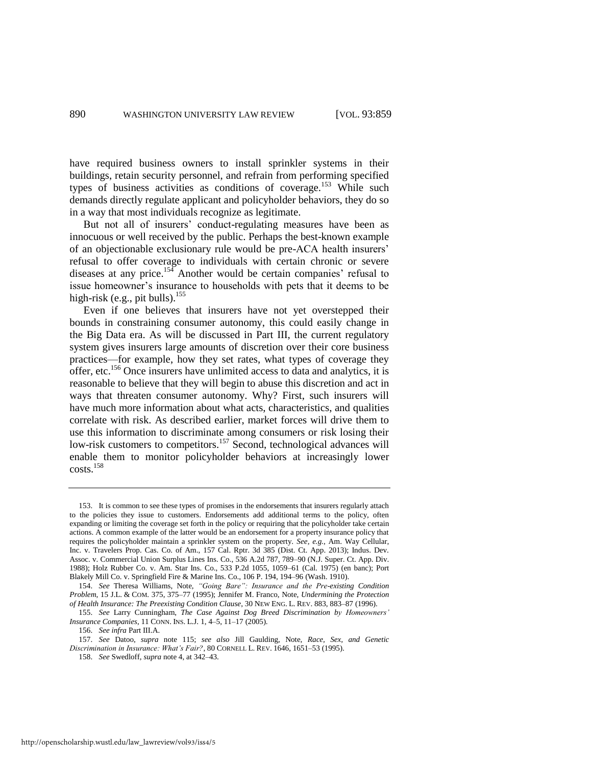have required business owners to install sprinkler systems in their buildings, retain security personnel, and refrain from performing specified types of business activities as conditions of coverage.[153] While such demands directly regulate applicant and policyholder behaviors, they do so in a way that most individuals recognize as legitimate.

But not all of insurers' conduct-regulating measures have been as innocuous or well received by the public. Perhaps the best-known example of an objectionable exclusionary rule would be pre-ACA health insurers' refusal to offer coverage to individuals with certain chronic or severe diseases at any price.[154] Another would be certain companies' refusal to issue homeowner's insurance to households with pets that it deems to be high-risk (e.g., pit bulls).[155]

Even if one believes that insurers have not yet overstepped their bounds in constraining consumer autonomy, this could easily change in the Big Data era. As will be discussed in Part III, the current regulatory system gives insurers large amounts of discretion over their core business practices—for example, how they set rates, what types of coverage they offer, etc.[156] Once insurers have unlimited access to data and analytics, it is reasonable to believe that they will begin to abuse this discretion and act in ways that threaten consumer autonomy. Why? First, such insurers will have much more information about what acts, characteristics, and qualities correlate with risk. As described earlier, market forces will drive them to use this information to discriminate among consumers or risk losing their low-risk customers to competitors.[157] Second, technological advances will enable them to monitor policyholder behaviors at increasingly lower costs.[158]

---

153. It is common to see these types of promises in the endorsements that insurers regularly attach to the policies they issue to customers. Endorsements add additional terms to the policy, often expanding or limiting the coverage set forth in the policy or requiring that the policyholder take certain actions. A common example of the latter would be an endorsement for a property insurance policy that requires the policyholder maintain a sprinkler system on the property. *See, e.g.*, Am. Way Cellular, Inc. v. Travelers Prop. Cas. Co. of Am., 157 Cal. Rptr. 3d 385 (Dist. Ct. App. 2013); Indus. Dev. Assoc. v. Commercial Union Surplus Lines Ins. Co., 536 A.2d 787, 789–90 (N.J. Super. Ct. App. Div. 1988); Holz Rubber Co. v. Am. Star Ins. Co., 533 P.2d 1055, 1059–61 (Cal. 1975) (en banc); Port Blakely Mill Co. v. Springfield Fire & Marine Ins. Co., 106 P. 194, 194–96 (Wash. 1910).

154. *See* Theresa Williams, Note, *"Going Bare": Insurance and the Pre-existing Condition Problem*, 15 J.L. & COM. 375, 375–77 (1995); Jennifer M. Franco, Note, *Undermining the Protection of Health Insurance: The Preexisting Condition Clause*, 30 NEW ENG. L. REV. 883, 883–87 (1996).

155. *See* Larry Cunningham, *The Case Against Dog Breed Discrimination by Homeowners' Insurance Companies*, 11 CONN. INS. L.J. 1, 4–5, 11–17 (2005).

156. *See infra* Part III.A.

157. *See* Datoo, *supra* note 115; *see also* Jill Gaulding, Note, *Race, Sex, and Genetic Discrimination in Insurance: What's Fair?*, 80 CORNELL L. REV. 1646, 1651–53 (1995).

158. *See* Swedloff, *supra* note 4, at 342–43.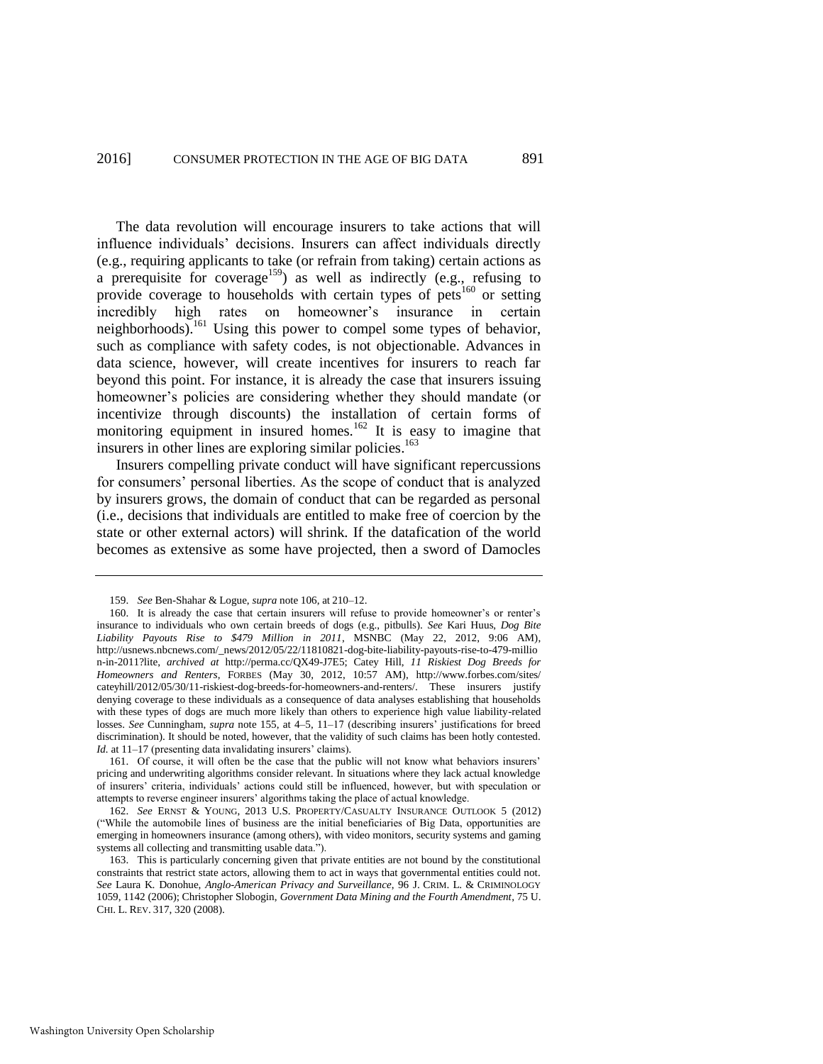The data revolution will encourage insurers to take actions that will influence individuals' decisions. Insurers can affect individuals directly (e.g., requiring applicants to take (or refrain from taking) certain actions as a prerequisite for coverage[159]) as well as indirectly (e.g., refusing to provide coverage to households with certain types of pets[160] or setting incredibly high rates on homeowner's insurance in certain neighborhoods).[161] Using this power to compel some types of behavior, such as compliance with safety codes, is not objectionable. Advances in data science, however, will create incentives for insurers to reach far beyond this point. For instance, it is already the case that insurers issuing homeowner's policies are considering whether they should mandate (or incentivize through discounts) the installation of certain forms of monitoring equipment in insured homes.[162] It is easy to imagine that insurers in other lines are exploring similar policies.[163]

Insurers compelling private conduct will have significant repercussions for consumers' personal liberties. As the scope of conduct that is analyzed by insurers grows, the domain of conduct that can be regarded as personal (i.e., decisions that individuals are entitled to make free of coercion by the state or other external actors) will shrink. If the datafication of the world becomes as extensive as some have projected, then a sword of Damocles

---

159. *See* Ben-Shahar & Logue, *supra* note 106, at 210–12.

160. It is already the case that certain insurers will refuse to provide homeowner's or renter's insurance to individuals who own certain breeds of dogs (e.g., pitbulls). *See* Kari Huus, *Dog Bite Liability Payouts Rise to $479 Million in 2011*, MSNBC (May 22, 2012, 9:06 AM), http://usnews.nbcnews.com/_news/2012/05/22/11810821-dog-bite-liability-payouts-rise-to-479-million-in-2011?lite, *archived at* http://perma.cc/QX49-J7E5; Catey Hill, *11 Riskiest Dog Breeds for Homeowners and Renters*, FORBES (May 30, 2012, 10:57 AM), http://www.forbes.com/sites/cateyhill/2012/05/30/11-riskiest-dog-breeds-for-homeowners-and-renters/. These insurers justify denying coverage to these individuals as a consequence of data analyses establishing that households with these types of dogs are much more likely than others to experience high value liability-related losses. *See* Cunningham, *supra* note 155, at 4–5, 11–17 (describing insurers' justifications for breed discrimination). It should be noted, however, that the validity of such claims has been hotly contested. *Id.* at 11–17 (presenting data invalidating insurers' claims).

161. Of course, it will often be the case that the public will not know what behaviors insurers' pricing and underwriting algorithms consider relevant. In situations where they lack actual knowledge of insurers' criteria, individuals' actions could still be influenced, however, but with speculation or attempts to reverse engineer insurers' algorithms taking the place of actual knowledge.

162. *See* ERNST & YOUNG, 2013 U.S. PROPERTY/CASUALTY INSURANCE OUTLOOK 5 (2012) ("While the automobile lines of business are the initial beneficiaries of Big Data, opportunities are emerging in homeowners insurance (among others), with video monitors, security systems and gaming systems all collecting and transmitting usable data.").

163. This is particularly concerning given that private entities are not bound by the constitutional constraints that restrict state actors, allowing them to act in ways that governmental entities could not. *See* Laura K. Donohue, *Anglo-American Privacy and Surveillance*, 96 J. CRIM. L. & CRIMINOLOGY 1059, 1142 (2006); Christopher Slobogin, *Government Data Mining and the Fourth Amendment*, 75 U. CHI. L. REV. 317, 320 (2008).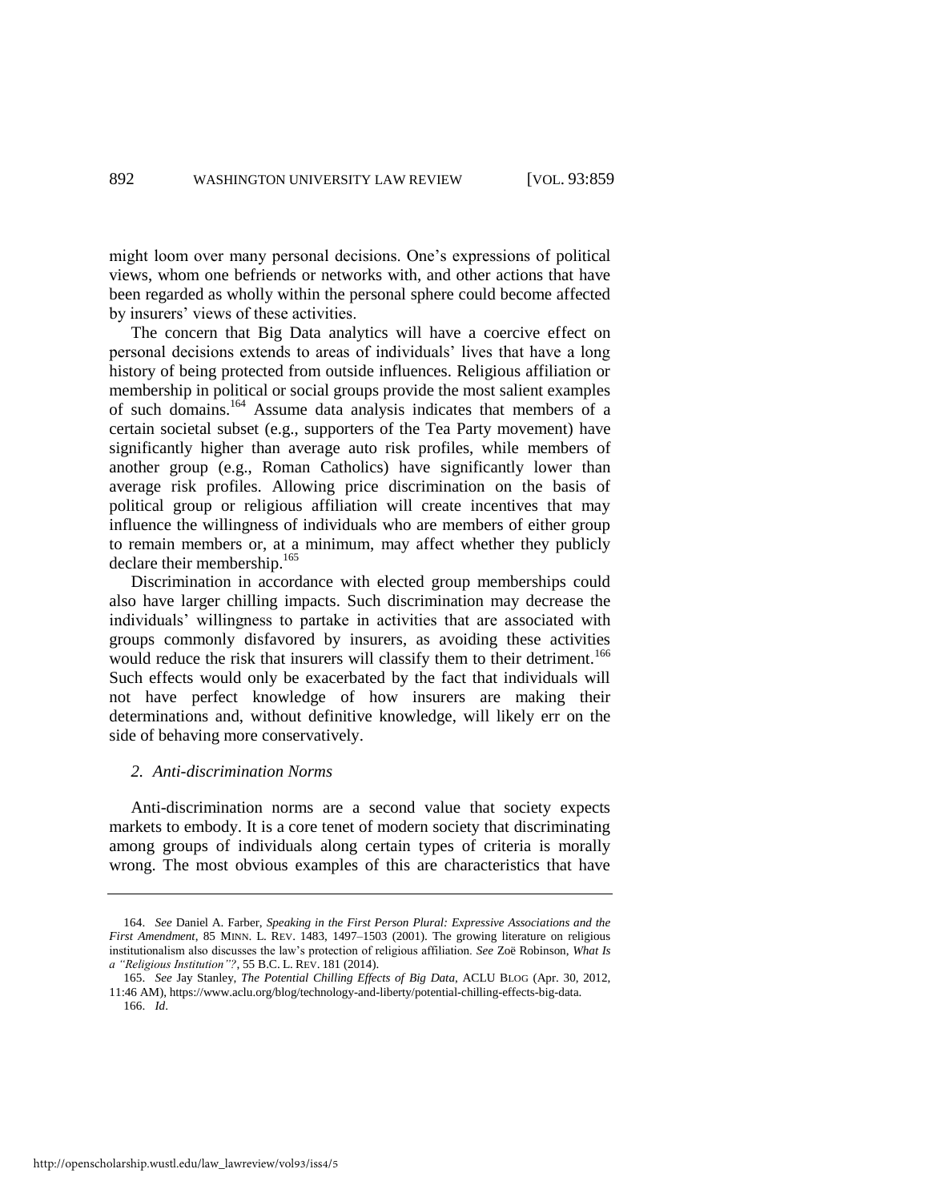might loom over many personal decisions. One's expressions of political views, whom one befriends or networks with, and other actions that have been regarded as wholly within the personal sphere could become affected by insurers' views of these activities.

The concern that Big Data analytics will have a coercive effect on personal decisions extends to areas of individuals' lives that have a long history of being protected from outside influences. Religious affiliation or membership in political or social groups provide the most salient examples of such domains.[164] Assume data analysis indicates that members of a certain societal subset (e.g., supporters of the Tea Party movement) have significantly higher than average auto risk profiles, while members of another group (e.g., Roman Catholics) have significantly lower than average risk profiles. Allowing price discrimination on the basis of political group or religious affiliation will create incentives that may influence the willingness of individuals who are members of either group to remain members or, at a minimum, may affect whether they publicly declare their membership.[165]

Discrimination in accordance with elected group memberships could also have larger chilling impacts. Such discrimination may decrease the individuals' willingness to partake in activities that are associated with groups commonly disfavored by insurers, as avoiding these activities would reduce the risk that insurers will classify them to their detriment.[166] Such effects would only be exacerbated by the fact that individuals will not have perfect knowledge of how insurers are making their determinations and, without definitive knowledge, will likely err on the side of behaving more conservatively.

### *2. Anti-discrimination Norms*

Anti-discrimination norms are a second value that society expects markets to embody. It is a core tenet of modern society that discriminating among groups of individuals along certain types of criteria is morally wrong. The most obvious examples of this are characteristics that have

---

164. *See* Daniel A. Farber, *Speaking in the First Person Plural: Expressive Associations and the First Amendment*, 85 MINN. L. REV. 1483, 1497–1503 (2001). The growing literature on religious institutionalism also discusses the law's protection of religious affiliation. *See* Zoë Robinson, *What Is a "Religious Institution"?*, 55 B.C. L. REV. 181 (2014).

165. *See* Jay Stanley, *The Potential Chilling Effects of Big Data*, ACLU BLOG (Apr. 30, 2012, 11:46 AM), https://www.aclu.org/blog/technology-and-liberty/potential-chilling-effects-big-data.

166. *Id*.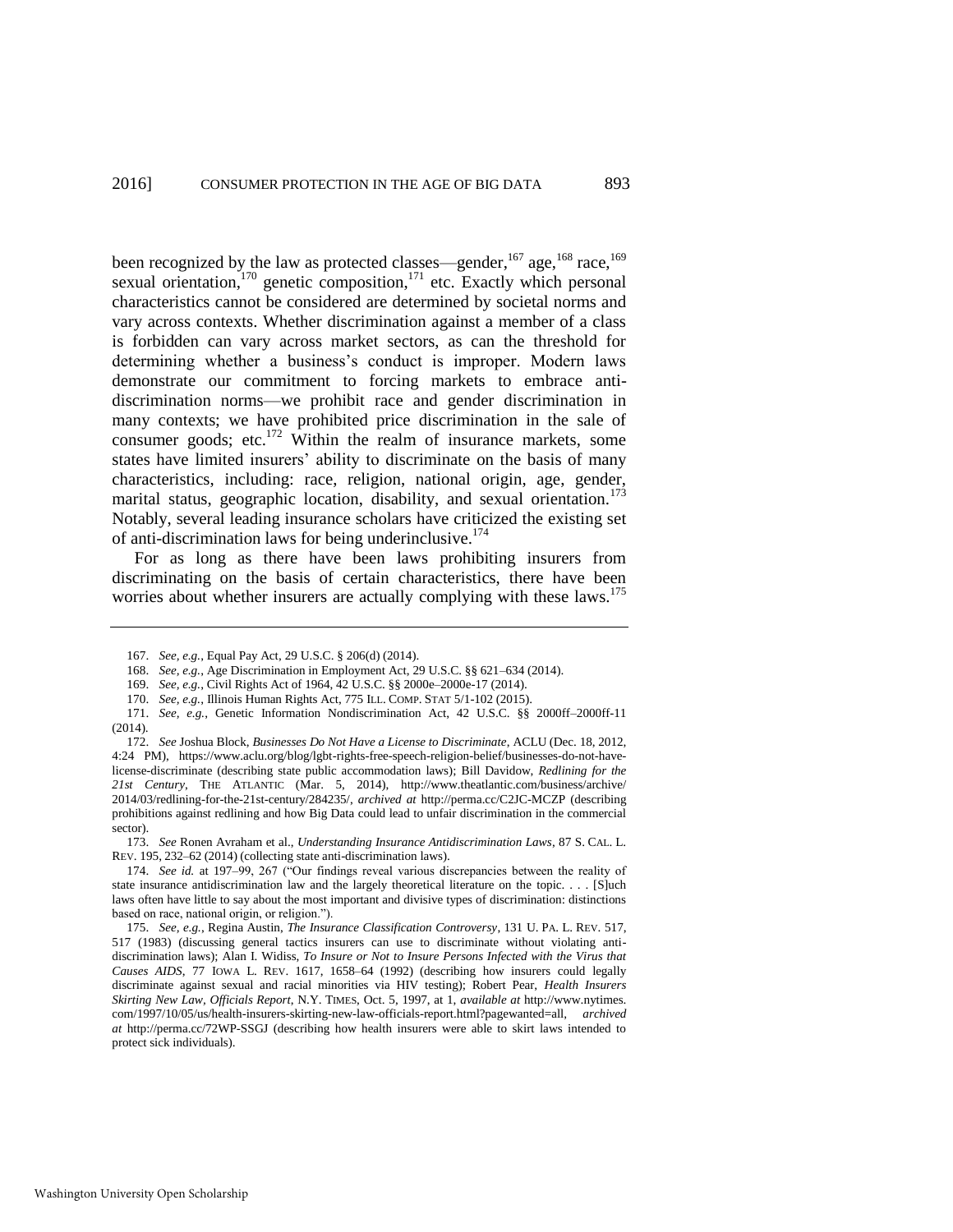been recognized by the law as protected classes—gender,[167] age,[168] race,[169] sexual orientation,[170] genetic composition,[171] etc. Exactly which personal characteristics cannot be considered are determined by societal norms and vary across contexts. Whether discrimination against a member of a class is forbidden can vary across market sectors, as can the threshold for determining whether a business's conduct is improper. Modern laws demonstrate our commitment to forcing markets to embrace anti-discrimination norms—we prohibit race and gender discrimination in many contexts; we have prohibited price discrimination in the sale of consumer goods; etc.[172] Within the realm of insurance markets, some states have limited insurers' ability to discriminate on the basis of many characteristics, including: race, religion, national origin, age, gender, marital status, geographic location, disability, and sexual orientation.[173] Notably, several leading insurance scholars have criticized the existing set of anti-discrimination laws for being underinclusive.[174]

For as long as there have been laws prohibiting insurers from discriminating on the basis of certain characteristics, there have been worries about whether insurers are actually complying with these laws.[175]

---

167. *See, e.g.*, Equal Pay Act, 29 U.S.C. § 206(d) (2014).

168. *See, e.g.*, Age Discrimination in Employment Act, 29 U.S.C. §§ 621–634 (2014).

169. *See, e.g.*, Civil Rights Act of 1964, 42 U.S.C. §§ 2000e–2000e-17 (2014).

170. *See, e.g.*, Illinois Human Rights Act, 775 ILL. COMP. STAT 5/1-102 (2015).

171. *See, e.g.*, Genetic Information Nondiscrimination Act, 42 U.S.C. §§ 2000ff–2000ff-11 (2014).

172. *See* Joshua Block, *Businesses Do Not Have a License to Discriminate*, ACLU (Dec. 18, 2012, 4:24 PM), https://www.aclu.org/blog/lgbt-rights-free-speech-religion-belief/businesses-do-not-have-license-discriminate (describing state public accommodation laws); Bill Davidow, *Redlining for the 21st Century*, THE ATLANTIC (Mar. 5, 2014), http://www.theatlantic.com/business/archive/2014/03/redlining-for-the-21st-century/284235/, *archived at* http://perma.cc/C2JC-MCZP (describing prohibitions against redlining and how Big Data could lead to unfair discrimination in the commercial sector).

173. *See* Ronen Avraham et al., *Understanding Insurance Antidiscrimination Laws*, 87 S. CAL. L. REV. 195, 232–62 (2014) (collecting state anti-discrimination laws).

174. *See id.* at 197–99, 267 ("Our findings reveal various discrepancies between the reality of state insurance antidiscrimination law and the largely theoretical literature on the topic. . . . [S]uch laws often have little to say about the most important and divisive types of discrimination: distinctions based on race, national origin, or religion.").

175. *See, e.g.*, Regina Austin, *The Insurance Classification Controversy*, 131 U. PA. L. REV. 517, 517 (1983) (discussing general tactics insurers can use to discriminate without violating anti-discrimination laws); Alan I. Widiss, *To Insure or Not to Insure Persons Infected with the Virus that Causes AIDS*, 77 IOWA L. REV. 1617, 1658–64 (1992) (describing how insurers could legally discriminate against sexual and racial minorities via HIV testing); Robert Pear, *Health Insurers Skirting New Law, Officials Report*, N.Y. TIMES, Oct. 5, 1997, at 1, *available at* http://www.nytimes.com/1997/10/05/us/health-insurers-skirting-new-law-officials-report.html?pagewanted=all, *archived at* http://perma.cc/72WP-SSGJ (describing how health insurers were able to skirt laws intended to protect sick individuals).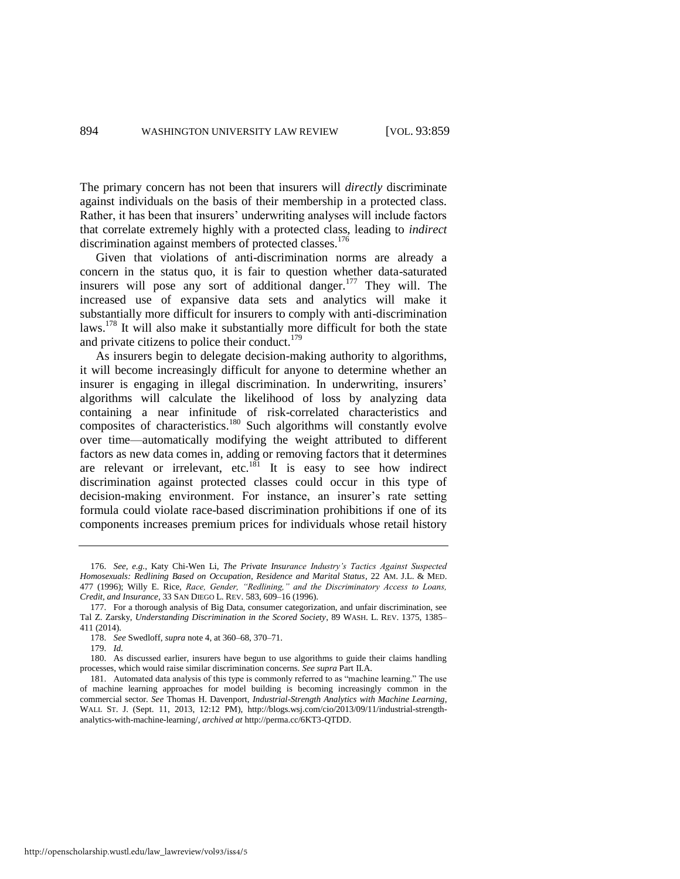The primary concern has not been that insurers will *directly* discriminate against individuals on the basis of their membership in a protected class. Rather, it has been that insurers' underwriting analyses will include factors that correlate extremely highly with a protected class, leading to *indirect* discrimination against members of protected classes.[176]

Given that violations of anti-discrimination norms are already a concern in the status quo, it is fair to question whether data-saturated insurers will pose any sort of additional danger.[177] They will. The increased use of expansive data sets and analytics will make it substantially more difficult for insurers to comply with anti-discrimination laws.[178] It will also make it substantially more difficult for both the state and private citizens to police their conduct.[179]

As insurers begin to delegate decision-making authority to algorithms, it will become increasingly difficult for anyone to determine whether an insurer is engaging in illegal discrimination. In underwriting, insurers' algorithms will calculate the likelihood of loss by analyzing data containing a near infinitude of risk-correlated characteristics and composites of characteristics.[180] Such algorithms will constantly evolve over time—automatically modifying the weight attributed to different factors as new data comes in, adding or removing factors that it determines are relevant or irrelevant, etc.[181] It is easy to see how indirect discrimination against protected classes could occur in this type of decision-making environment. For instance, an insurer's rate setting formula could violate race-based discrimination prohibitions if one of its components increases premium prices for individuals whose retail history

---

176. *See, e.g.*, Katy Chi-Wen Li, *The Private Insurance Industry's Tactics Against Suspected Homosexuals: Redlining Based on Occupation, Residence and Marital Status*, 22 AM. J.L. & MED. 477 (1996); Willy E. Rice, *Race, Gender, "Redlining," and the Discriminatory Access to Loans, Credit, and Insurance*, 33 SAN DIEGO L. REV. 583, 609–16 (1996).

177. For a thorough analysis of Big Data, consumer categorization, and unfair discrimination, see Tal Z. Zarsky, *Understanding Discrimination in the Scored Society*, 89 WASH. L. REV. 1375, 1385–411 (2014).

178. *See* Swedloff, *supra* note 4, at 360–68, 370–71.

179. *Id.*

180. As discussed earlier, insurers have begun to use algorithms to guide their claims handling processes, which would raise similar discrimination concerns. *See supra* Part II.A.

181. Automated data analysis of this type is commonly referred to as "machine learning." The use of machine learning approaches for model building is becoming increasingly common in the commercial sector. *See* Thomas H. Davenport, *Industrial-Strength Analytics with Machine Learning*, WALL ST. J. (Sept. 11, 2013, 12:12 PM), http://blogs.wsj.com/cio/2013/09/11/industrial-strength-analytics-with-machine-learning/, *archived at* http://perma.cc/6KT3-QTDD.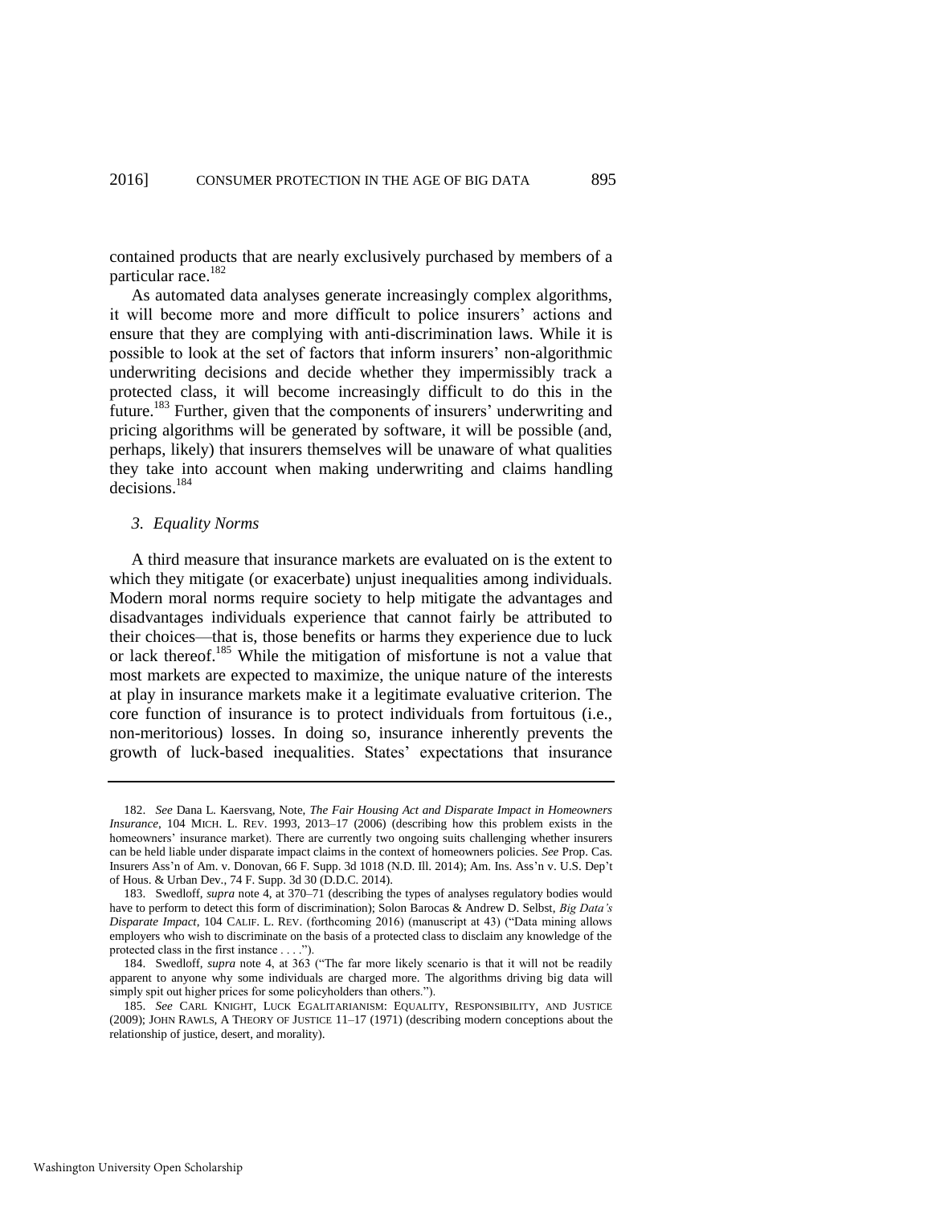contained products that are nearly exclusively purchased by members of a particular race.[182]

As automated data analyses generate increasingly complex algorithms, it will become more and more difficult to police insurers' actions and ensure that they are complying with anti-discrimination laws. While it is possible to look at the set of factors that inform insurers' non-algorithmic underwriting decisions and decide whether they impermissibly track a protected class, it will become increasingly difficult to do this in the future.[183] Further, given that the components of insurers' underwriting and pricing algorithms will be generated by software, it will be possible (and, perhaps, likely) that insurers themselves will be unaware of what qualities they take into account when making underwriting and claims handling decisions.[184]

### 3. *Equality Norms*

A third measure that insurance markets are evaluated on is the extent to which they mitigate (or exacerbate) unjust inequalities among individuals. Modern moral norms require society to help mitigate the advantages and disadvantages individuals experience that cannot fairly be attributed to their choices—that is, those benefits or harms they experience due to luck or lack thereof.[185] While the mitigation of misfortune is not a value that most markets are expected to maximize, the unique nature of the interests at play in insurance markets make it a legitimate evaluative criterion. The core function of insurance is to protect individuals from fortuitous (i.e., non-meritorious) losses. In doing so, insurance inherently prevents the growth of luck-based inequalities. States' expectations that insurance

---

182. *See* Dana L. Kaersvang, Note, *The Fair Housing Act and Disparate Impact in Homeowners Insurance*, 104 MICH. L. REV. 1993, 2013–17 (2006) (describing how this problem exists in the homeowners' insurance market). There are currently two ongoing suits challenging whether insurers can be held liable under disparate impact claims in the context of homeowners policies. *See* Prop. Cas. Insurers Ass'n of Am. v. Donovan, 66 F. Supp. 3d 1018 (N.D. Ill. 2014); Am. Ins. Ass'n v. U.S. Dep't of Hous. & Urban Dev., 74 F. Supp. 3d 30 (D.D.C. 2014).

183. Swedloff, *supra* note 4, at 370–71 (describing the types of analyses regulatory bodies would have to perform to detect this form of discrimination); Solon Barocas & Andrew D. Selbst, *Big Data's Disparate Impact*, 104 CALIF. L. REV. (forthcoming 2016) (manuscript at 43) ("Data mining allows employers who wish to discriminate on the basis of a protected class to disclaim any knowledge of the protected class in the first instance . . . .").

184. Swedloff, *supra* note 4, at 363 ("The far more likely scenario is that it will not be readily apparent to anyone why some individuals are charged more. The algorithms driving big data will simply spit out higher prices for some policyholders than others.").

185. *See* CARL KNIGHT, LUCK EGALITARIANISM: EQUALITY, RESPONSIBILITY, AND JUSTICE (2009); JOHN RAWLS, A THEORY OF JUSTICE 11–17 (1971) (describing modern conceptions about the relationship of justice, desert, and morality).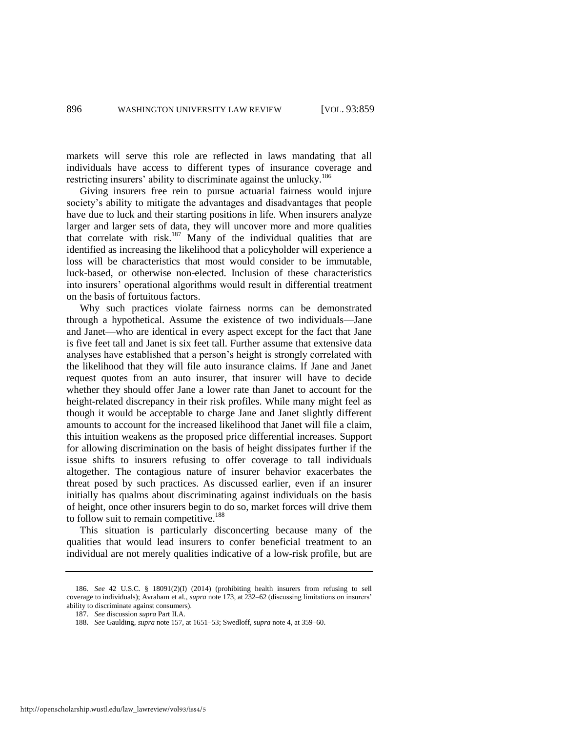markets will serve this role are reflected in laws mandating that all individuals have access to different types of insurance coverage and restricting insurers' ability to discriminate against the unlucky.[186]

Giving insurers free rein to pursue actuarial fairness would injure society's ability to mitigate the advantages and disadvantages that people have due to luck and their starting positions in life. When insurers analyze larger and larger sets of data, they will uncover more and more qualities that correlate with risk.[187] Many of the individual qualities that are identified as increasing the likelihood that a policyholder will experience a loss will be characteristics that most would consider to be immutable, luck-based, or otherwise non-elected. Inclusion of these characteristics into insurers' operational algorithms would result in differential treatment on the basis of fortuitous factors.

Why such practices violate fairness norms can be demonstrated through a hypothetical. Assume the existence of two individuals—Jane and Janet—who are identical in every aspect except for the fact that Jane is five feet tall and Janet is six feet tall. Further assume that extensive data analyses have established that a person's height is strongly correlated with the likelihood that they will file auto insurance claims. If Jane and Janet request quotes from an auto insurer, that insurer will have to decide whether they should offer Jane a lower rate than Janet to account for the height-related discrepancy in their risk profiles. While many might feel as though it would be acceptable to charge Jane and Janet slightly different amounts to account for the increased likelihood that Janet will file a claim, this intuition weakens as the proposed price differential increases. Support for allowing discrimination on the basis of height dissipates further if the issue shifts to insurers refusing to offer coverage to tall individuals altogether. The contagious nature of insurer behavior exacerbates the threat posed by such practices. As discussed earlier, even if an insurer initially has qualms about discriminating against individuals on the basis of height, once other insurers begin to do so, market forces will drive them to follow suit to remain competitive.[188]

This situation is particularly disconcerting because many of the qualities that would lead insurers to confer beneficial treatment to an individual are not merely qualities indicative of a low-risk profile, but are

---

186. *See* 42 U.S.C. § 18091(2)(I) (2014) (prohibiting health insurers from refusing to sell coverage to individuals); Avraham et al., *supra* note 173, at 232–62 (discussing limitations on insurers' ability to discriminate against consumers).

187. *See* discussion *supra* Part II.A.

188. *See* Gaulding, *supra* note 157, at 1651–53; Swedloff, *supra* note 4, at 359–60.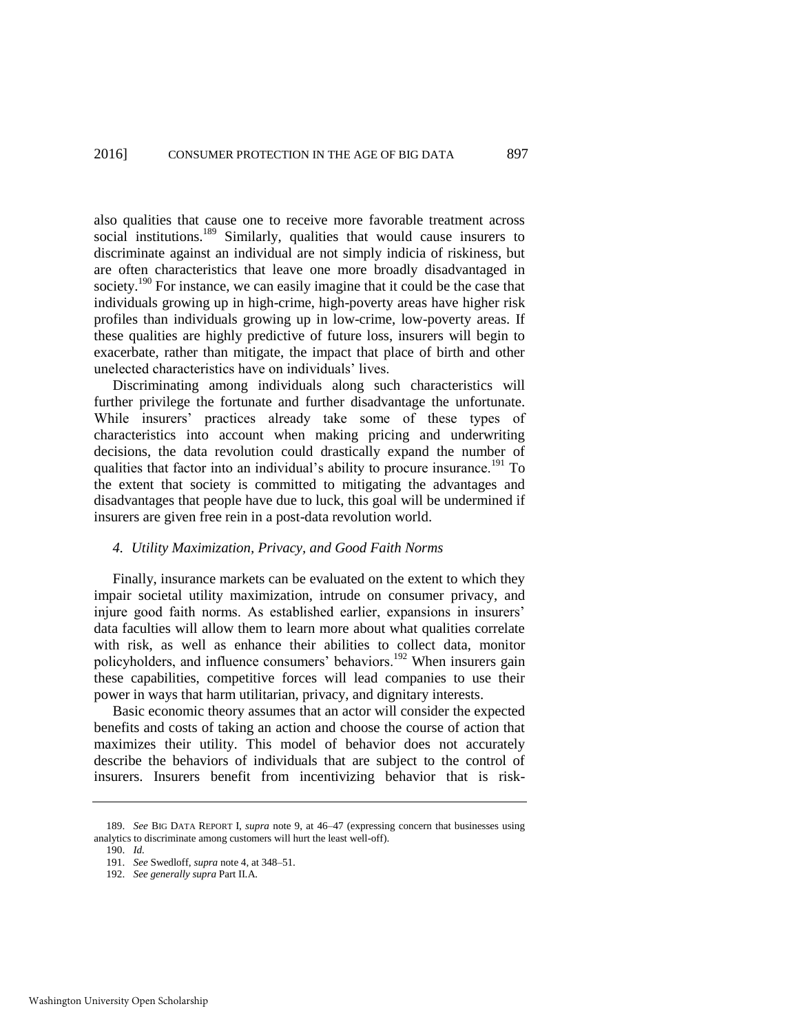also qualities that cause one to receive more favorable treatment across social institutions.[189] Similarly, qualities that would cause insurers to discriminate against an individual are not simply indicia of riskiness, but are often characteristics that leave one more broadly disadvantaged in society.[190] For instance, we can easily imagine that it could be the case that individuals growing up in high-crime, high-poverty areas have higher risk profiles than individuals growing up in low-crime, low-poverty areas. If these qualities are highly predictive of future loss, insurers will begin to exacerbate, rather than mitigate, the impact that place of birth and other unelected characteristics have on individuals' lives.

Discriminating among individuals along such characteristics will further privilege the fortunate and further disadvantage the unfortunate. While insurers' practices already take some of these types of characteristics into account when making pricing and underwriting decisions, the data revolution could drastically expand the number of qualities that factor into an individual's ability to procure insurance.[191] To the extent that society is committed to mitigating the advantages and disadvantages that people have due to luck, this goal will be undermined if insurers are given free rein in a post-data revolution world.

#### *4. Utility Maximization, Privacy, and Good Faith Norms*

Finally, insurance markets can be evaluated on the extent to which they impair societal utility maximization, intrude on consumer privacy, and injure good faith norms. As established earlier, expansions in insurers' data faculties will allow them to learn more about what qualities correlate with risk, as well as enhance their abilities to collect data, monitor policyholders, and influence consumers' behaviors.[192] When insurers gain these capabilities, competitive forces will lead companies to use their power in ways that harm utilitarian, privacy, and dignitary interests.

Basic economic theory assumes that an actor will consider the expected benefits and costs of taking an action and choose the course of action that maximizes their utility. This model of behavior does not accurately describe the behaviors of individuals that are subject to the control of insurers. Insurers benefit from incentivizing behavior that is risk-

---

189. *See* BIG DATA REPORT I, *supra* note 9, at 46–47 (expressing concern that businesses using analytics to discriminate among customers will hurt the least well-off).

190. *Id.*

191. *See* Swedloff, *supra* note 4, at 348–51.

192. *See generally supra* Part II.A.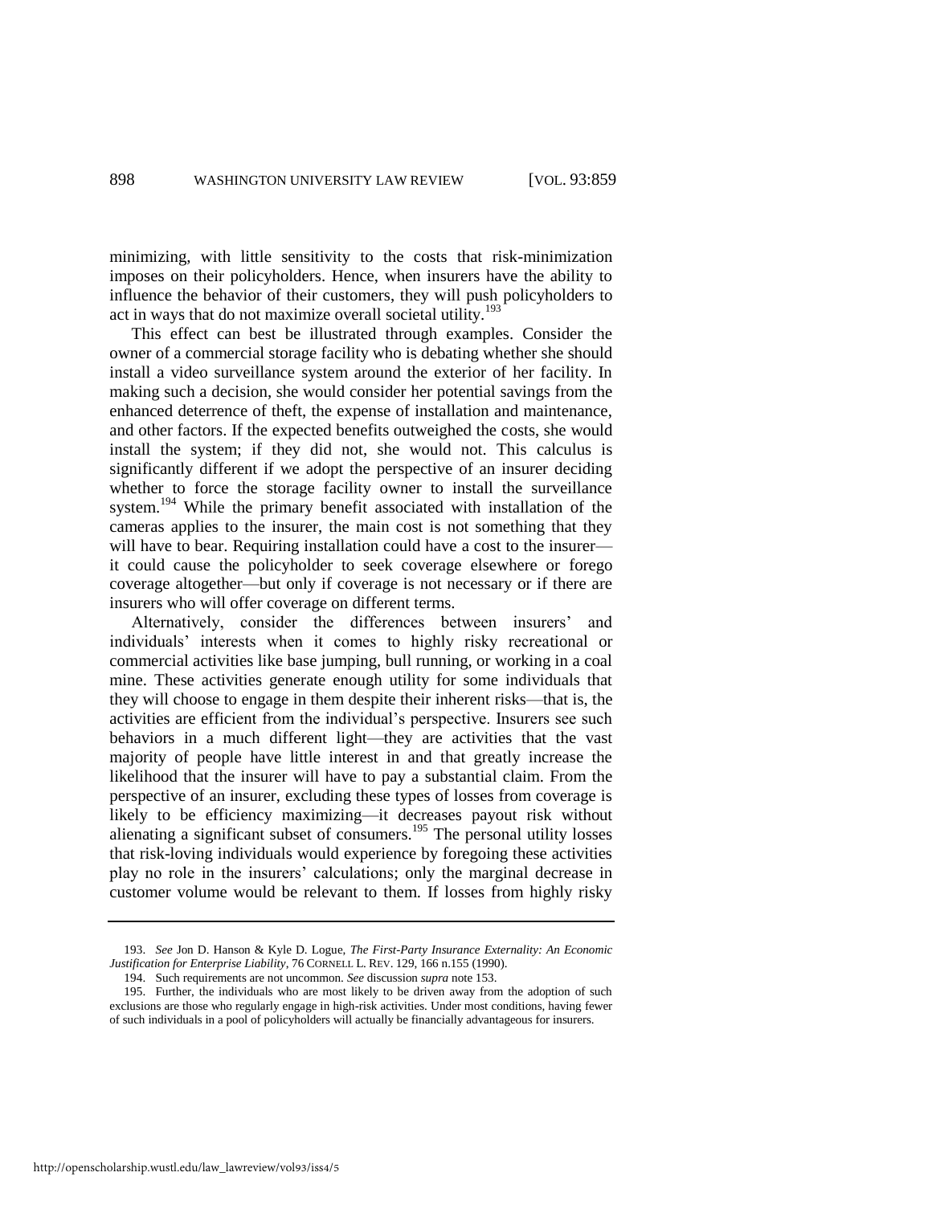minimizing, with little sensitivity to the costs that risk-minimization imposes on their policyholders. Hence, when insurers have the ability to influence the behavior of their customers, they will push policyholders to act in ways that do not maximize overall societal utility.[193]

This effect can best be illustrated through examples. Consider the owner of a commercial storage facility who is debating whether she should install a video surveillance system around the exterior of her facility. In making such a decision, she would consider her potential savings from the enhanced deterrence of theft, the expense of installation and maintenance, and other factors. If the expected benefits outweighed the costs, she would install the system; if they did not, she would not. This calculus is significantly different if we adopt the perspective of an insurer deciding whether to force the storage facility owner to install the surveillance system.[194] While the primary benefit associated with installation of the cameras applies to the insurer, the main cost is not something that they will have to bear. Requiring installation could have a cost to the insurer—it could cause the policyholder to seek coverage elsewhere or forego coverage altogether—but only if coverage is not necessary or if there are insurers who will offer coverage on different terms.

Alternatively, consider the differences between insurers' and individuals' interests when it comes to highly risky recreational or commercial activities like base jumping, bull running, or working in a coal mine. These activities generate enough utility for some individuals that they will choose to engage in them despite their inherent risks—that is, the activities are efficient from the individual's perspective. Insurers see such behaviors in a much different light—they are activities that the vast majority of people have little interest in and that greatly increase the likelihood that the insurer will have to pay a substantial claim. From the perspective of an insurer, excluding these types of losses from coverage is likely to be efficiency maximizing—it decreases payout risk without alienating a significant subset of consumers.[195] The personal utility losses that risk-loving individuals would experience by foregoing these activities play no role in the insurers' calculations; only the marginal decrease in customer volume would be relevant to them. If losses from highly risky

---

193. *See* Jon D. Hanson & Kyle D. Logue, *The First-Party Insurance Externality: An Economic Justification for Enterprise Liability*, 76 CORNELL L. REV. 129, 166 n.155 (1990).

194. Such requirements are not uncommon. *See* discussion *supra* note 153.

195. Further, the individuals who are most likely to be driven away from the adoption of such exclusions are those who regularly engage in high-risk activities. Under most conditions, having fewer of such individuals in a pool of policyholders will actually be financially advantageous for insurers.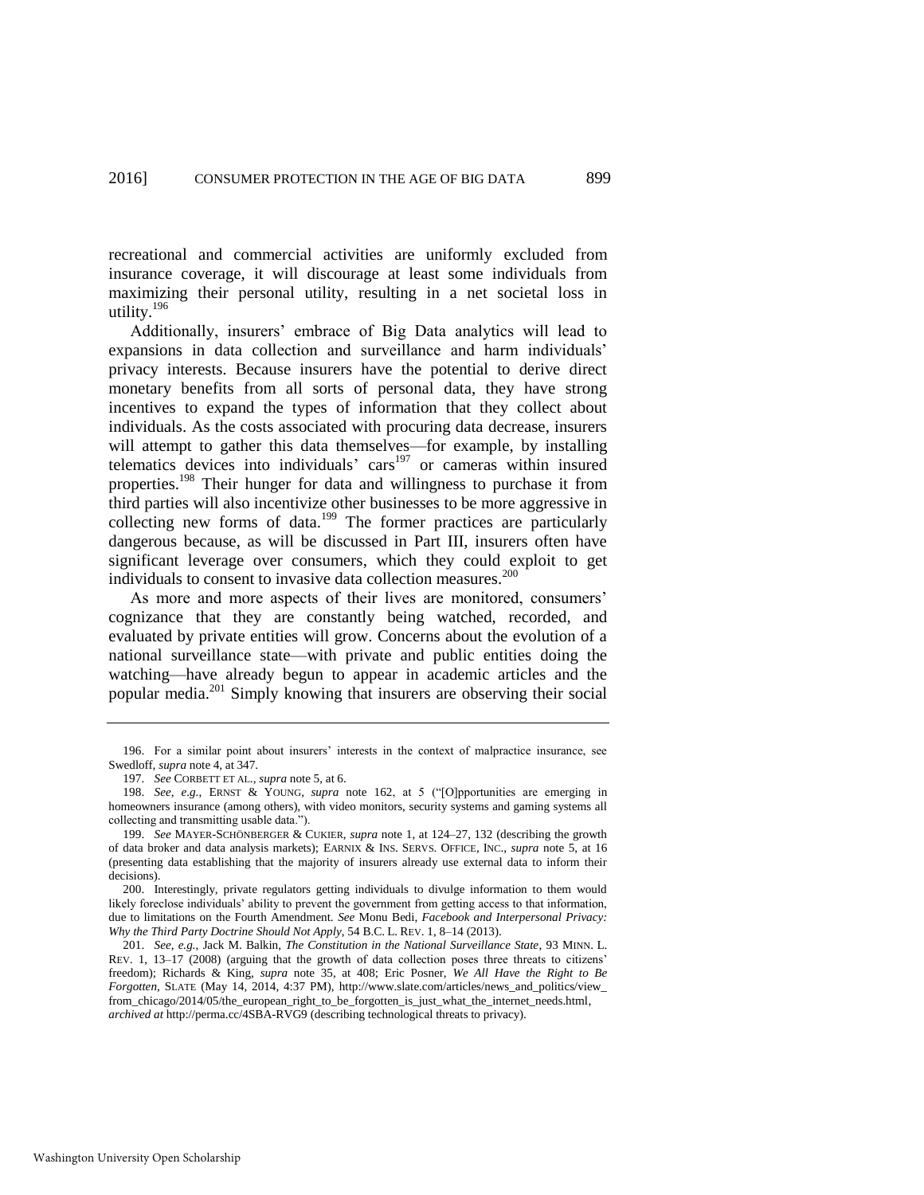recreational and commercial activities are uniformly excluded from insurance coverage, it will discourage at least some individuals from maximizing their personal utility, resulting in a net societal loss in utility.[196]

Additionally, insurers' embrace of Big Data analytics will lead to expansions in data collection and surveillance and harm individuals' privacy interests. Because insurers have the potential to derive direct monetary benefits from all sorts of personal data, they have strong incentives to expand the types of information that they collect about individuals. As the costs associated with procuring data decrease, insurers will attempt to gather this data themselves—for example, by installing telematics devices into individuals' cars[197] or cameras within insured properties.[198] Their hunger for data and willingness to purchase it from third parties will also incentivize other businesses to be more aggressive in collecting new forms of data.[199] The former practices are particularly dangerous because, as will be discussed in Part III, insurers often have significant leverage over consumers, which they could exploit to get individuals to consent to invasive data collection measures.[200]

As more and more aspects of their lives are monitored, consumers' cognizance that they are constantly being watched, recorded, and evaluated by private entities will grow. Concerns about the evolution of a national surveillance state—with private and public entities doing the watching—have already begun to appear in academic articles and the popular media.[201] Simply knowing that insurers are observing their social

---

196. For a similar point about insurers' interests in the context of malpractice insurance, see Swedloff, *supra* note 4, at 347.

197. *See* CORBETT ET AL., *supra* note 5, at 6.

198. *See, e.g.*, ERNST & YOUNG, *supra* note 162, at 5 ("[O]pportunities are emerging in homeowners insurance (among others), with video monitors, security systems and gaming systems all collecting and transmitting usable data.").

199. *See* MAYER-SCHÖNBERGER & CUKIER, *supra* note 1, at 124–27, 132 (describing the growth of data broker and data analysis markets); EARNIX & INS. SERVS. OFFICE, INC., *supra* note 5, at 16 (presenting data establishing that the majority of insurers already use external data to inform their decisions).

200. Interestingly, private regulators getting individuals to divulge information to them would likely foreclose individuals' ability to prevent the government from getting access to that information, due to limitations on the Fourth Amendment. *See* Monu Bedi, *Facebook and Interpersonal Privacy: Why the Third Party Doctrine Should Not Apply*, 54 B.C. L. REV. 1, 8–14 (2013).

201. *See, e.g.*, Jack M. Balkin, *The Constitution in the National Surveillance State*, 93 MINN. L. REV. 1, 13–17 (2008) (arguing that the growth of data collection poses three threats to citizens' freedom); Richards & King, *supra* note 35, at 408; Eric Posner, *We All Have the Right to Be Forgotten*, SLATE (May 14, 2014, 4:37 PM), http://www.slate.com/articles/news_and_politics/view_from_chicago/2014/05/the_european_right_to_be_forgotten_is_just_what_the_internet_needs.html, *archived at* http://perma.cc/4SBA-RVG9 (describing technological threats to privacy).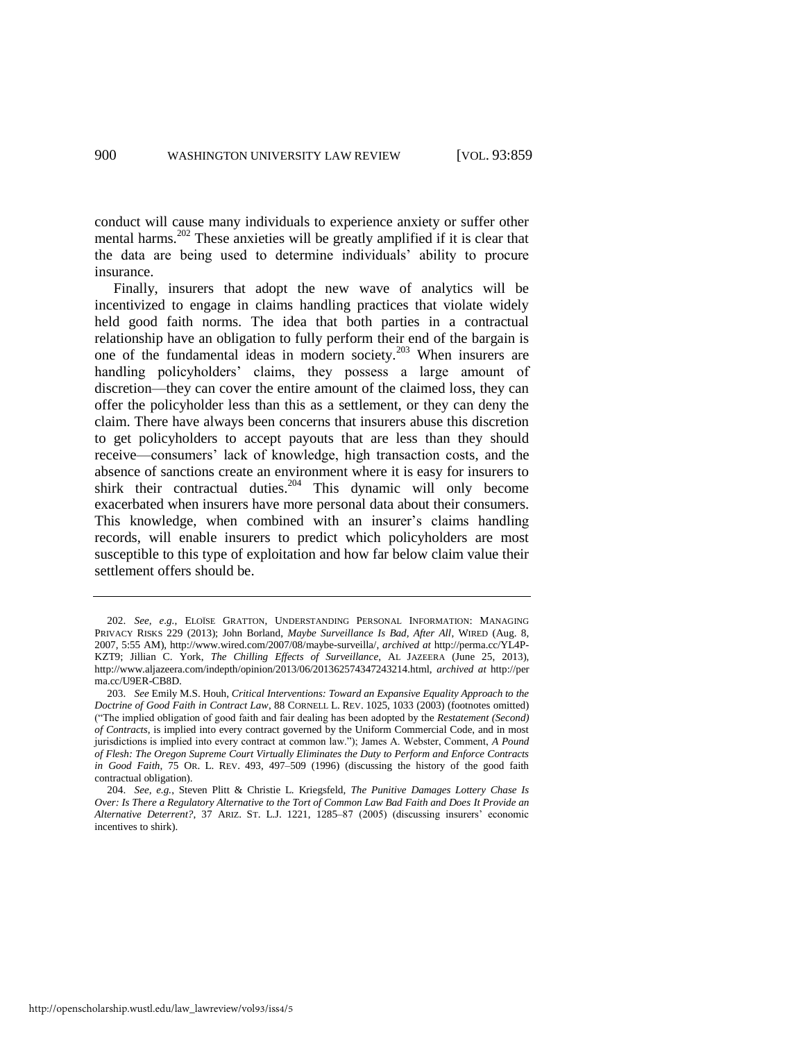conduct will cause many individuals to experience anxiety or suffer other mental harms.[202] These anxieties will be greatly amplified if it is clear that the data are being used to determine individuals' ability to procure insurance.

Finally, insurers that adopt the new wave of analytics will be incentivized to engage in claims handling practices that violate widely held good faith norms. The idea that both parties in a contractual relationship have an obligation to fully perform their end of the bargain is one of the fundamental ideas in modern society.[203] When insurers are handling policyholders' claims, they possess a large amount of discretion—they can cover the entire amount of the claimed loss, they can offer the policyholder less than this as a settlement, or they can deny the claim. There have always been concerns that insurers abuse this discretion to get policyholders to accept payouts that are less than they should receive—consumers' lack of knowledge, high transaction costs, and the absence of sanctions create an environment where it is easy for insurers to shirk their contractual duties.[204] This dynamic will only become exacerbated when insurers have more personal data about their consumers. This knowledge, when combined with an insurer's claims handling records, will enable insurers to predict which policyholders are most susceptible to this type of exploitation and how far below claim value their settlement offers should be.

---

202. *See, e.g.*, ELOÏSE GRATTON, UNDERSTANDING PERSONAL INFORMATION: MANAGING PRIVACY RISKS 229 (2013); John Borland, *Maybe Surveillance Is Bad, After All*, WIRED (Aug. 8, 2007, 5:55 AM), http://www.wired.com/2007/08/maybe-surveilla/, *archived at* http://perma.cc/YL4P-KZT9; Jillian C. York, *The Chilling Effects of Surveillance*, AL JAZEERA (June 25, 2013), http://www.aljazeera.com/indepth/opinion/2013/06/201362574347243214.html, *archived at* http://perma.cc/U9ER-CB8D.

203. *See* Emily M.S. Houh, *Critical Interventions: Toward an Expansive Equality Approach to the Doctrine of Good Faith in Contract Law*, 88 CORNELL L. REV. 1025, 1033 (2003) (footnotes omitted) ("The implied obligation of good faith and fair dealing has been adopted by the *Restatement (Second) of Contracts*, is implied into every contract governed by the Uniform Commercial Code, and in most jurisdictions is implied into every contract at common law."); James A. Webster, Comment, *A Pound of Flesh: The Oregon Supreme Court Virtually Eliminates the Duty to Perform and Enforce Contracts in Good Faith*, 75 OR. L. REV. 493, 497–509 (1996) (discussing the history of the good faith contractual obligation).

204. *See, e.g.*, Steven Plitt & Christie L. Kriegsfeld, *The Punitive Damages Lottery Chase Is Over: Is There a Regulatory Alternative to the Tort of Common Law Bad Faith and Does It Provide an Alternative Deterrent?*, 37 ARIZ. ST. L.J. 1221, 1285–87 (2005) (discussing insurers' economic incentives to shirk).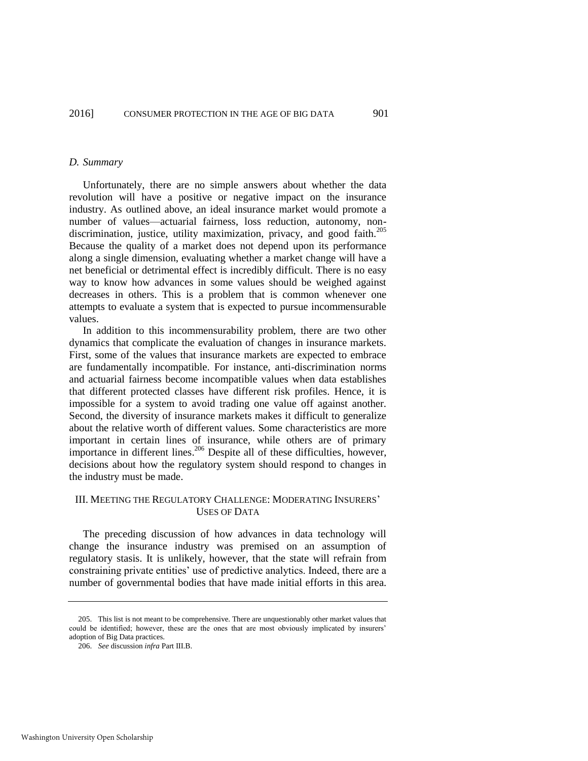### *D. Summary*

Unfortunately, there are no simple answers about whether the data revolution will have a positive or negative impact on the insurance industry. As outlined above, an ideal insurance market would promote a number of values—actuarial fairness, loss reduction, autonomy, non-discrimination, justice, utility maximization, privacy, and good faith.[205] Because the quality of a market does not depend upon its performance along a single dimension, evaluating whether a market change will have a net beneficial or detrimental effect is incredibly difficult. There is no easy way to know how advances in some values should be weighed against decreases in others. This is a problem that is common whenever one attempts to evaluate a system that is expected to pursue incommensurable values.

In addition to this incommensurability problem, there are two other dynamics that complicate the evaluation of changes in insurance markets. First, some of the values that insurance markets are expected to embrace are fundamentally incompatible. For instance, anti-discrimination norms and actuarial fairness become incompatible values when data establishes that different protected classes have different risk profiles. Hence, it is impossible for a system to avoid trading one value off against another. Second, the diversity of insurance markets makes it difficult to generalize about the relative worth of different values. Some characteristics are more important in certain lines of insurance, while others are of primary importance in different lines.[206] Despite all of these difficulties, however, decisions about how the regulatory system should respond to changes in the industry must be made.

## III. MEETING THE REGULATORY CHALLENGE: MODERATING INSURERS' USES OF DATA

The preceding discussion of how advances in data technology will change the insurance industry was premised on an assumption of regulatory stasis. It is unlikely, however, that the state will refrain from constraining private entities' use of predictive analytics. Indeed, there are a number of governmental bodies that have made initial efforts in this area.

---

205. This list is not meant to be comprehensive. There are unquestionably other market values that could be identified; however, these are the ones that are most obviously implicated by insurers' adoption of Big Data practices.

206. *See* discussion *infra* Part III.B.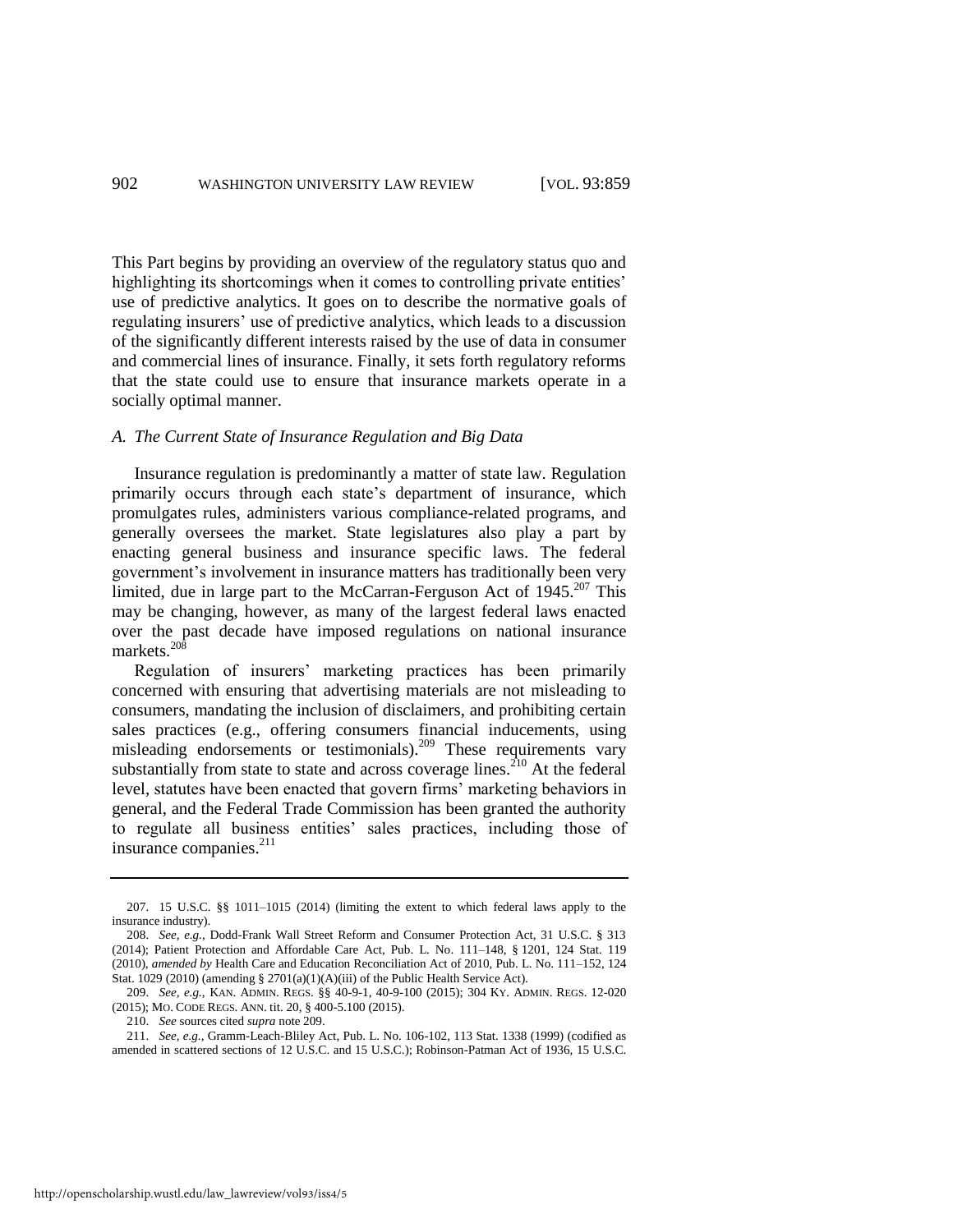This Part begins by providing an overview of the regulatory status quo and highlighting its shortcomings when it comes to controlling private entities' use of predictive analytics. It goes on to describe the normative goals of regulating insurers' use of predictive analytics, which leads to a discussion of the significantly different interests raised by the use of data in consumer and commercial lines of insurance. Finally, it sets forth regulatory reforms that the state could use to ensure that insurance markets operate in a socially optimal manner.

### *A. The Current State of Insurance Regulation and Big Data*

Insurance regulation is predominantly a matter of state law. Regulation primarily occurs through each state's department of insurance, which promulgates rules, administers various compliance-related programs, and generally oversees the market. State legislatures also play a part by enacting general business and insurance specific laws. The federal government's involvement in insurance matters has traditionally been very limited, due in large part to the McCarran-Ferguson Act of 1945.[207] This may be changing, however, as many of the largest federal laws enacted over the past decade have imposed regulations on national insurance markets.[208]

Regulation of insurers' marketing practices has been primarily concerned with ensuring that advertising materials are not misleading to consumers, mandating the inclusion of disclaimers, and prohibiting certain sales practices (e.g., offering consumers financial inducements, using misleading endorsements or testimonials).[209] These requirements vary substantially from state to state and across coverage lines.[210] At the federal level, statutes have been enacted that govern firms' marketing behaviors in general, and the Federal Trade Commission has been granted the authority to regulate all business entities' sales practices, including those of insurance companies.[211]

---

207. 15 U.S.C. §§ 1011–1015 (2014) (limiting the extent to which federal laws apply to the insurance industry).

208. *See, e.g.*, Dodd-Frank Wall Street Reform and Consumer Protection Act, 31 U.S.C. § 313 (2014); Patient Protection and Affordable Care Act, Pub. L. No. 111–148, § 1201, 124 Stat. 119 (2010), *amended by* Health Care and Education Reconciliation Act of 2010, Pub. L. No. 111–152, 124 Stat. 1029 (2010) (amending § 2701(a)(1)(A)(iii) of the Public Health Service Act).

209. *See, e.g.*, KAN. ADMIN. REGS. §§ 40-9-1, 40-9-100 (2015); 304 KY. ADMIN. REGS. 12-020 (2015); MO. CODE REGS. ANN. tit. 20, § 400-5.100 (2015).

210. *See* sources cited *supra* note 209.

211. *See, e.g.*, Gramm-Leach-Bliley Act, Pub. L. No. 106-102, 113 Stat. 1338 (1999) (codified as amended in scattered sections of 12 U.S.C. and 15 U.S.C.); Robinson-Patman Act of 1936, 15 U.S.C.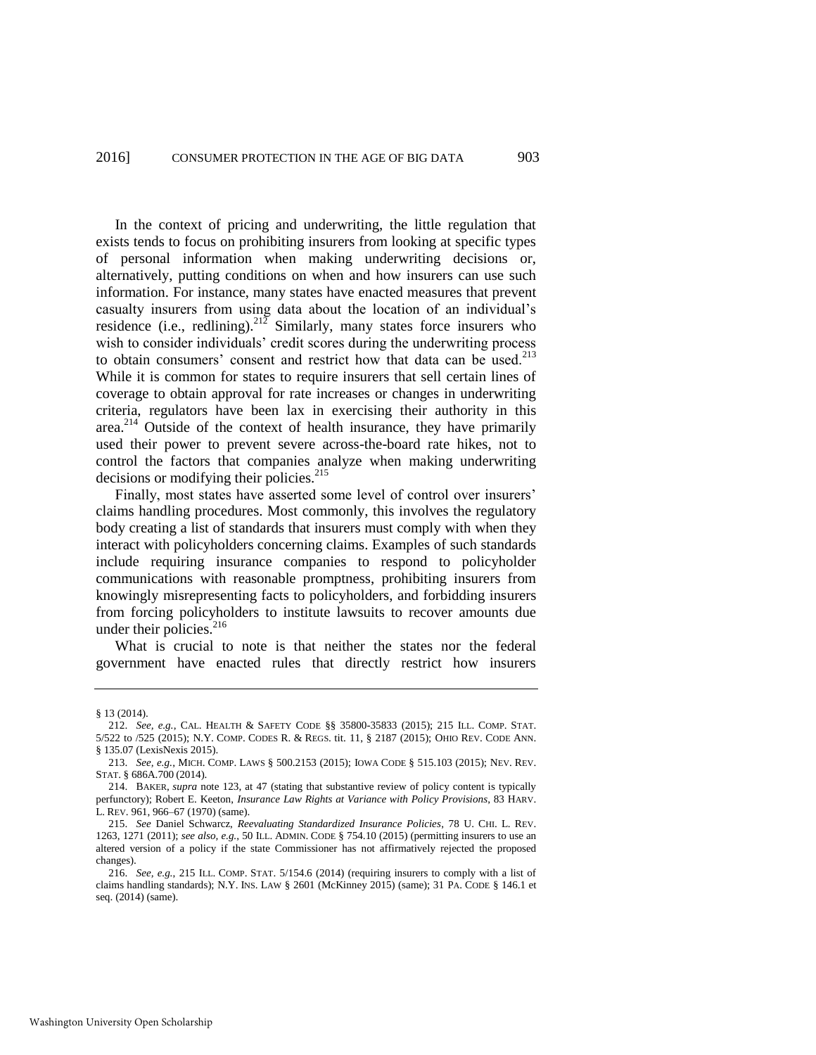In the context of pricing and underwriting, the little regulation that exists tends to focus on prohibiting insurers from looking at specific types of personal information when making underwriting decisions or, alternatively, putting conditions on when and how insurers can use such information. For instance, many states have enacted measures that prevent casualty insurers from using data about the location of an individual's residence (i.e., redlining).[212] Similarly, many states force insurers who wish to consider individuals' credit scores during the underwriting process to obtain consumers' consent and restrict how that data can be used.[213] While it is common for states to require insurers that sell certain lines of coverage to obtain approval for rate increases or changes in underwriting criteria, regulators have been lax in exercising their authority in this area.[214] Outside of the context of health insurance, they have primarily used their power to prevent severe across-the-board rate hikes, not to control the factors that companies analyze when making underwriting decisions or modifying their policies.[215]

Finally, most states have asserted some level of control over insurers' claims handling procedures. Most commonly, this involves the regulatory body creating a list of standards that insurers must comply with when they interact with policyholders concerning claims. Examples of such standards include requiring insurance companies to respond to policyholder communications with reasonable promptness, prohibiting insurers from knowingly misrepresenting facts to policyholders, and forbidding insurers from forcing policyholders to institute lawsuits to recover amounts due under their policies.[216]

What is crucial to note is that neither the states nor the federal government have enacted rules that directly restrict how insurers

---

§ 13 (2014).

212. *See, e.g.*, CAL. HEALTH & SAFETY CODE §§ 35800-35833 (2015); 215 ILL. COMP. STAT. 5/522 to /525 (2015); N.Y. COMP. CODES R. & REGS. tit. 11, § 2187 (2015); OHIO REV. CODE ANN. § 135.07 (LexisNexis 2015).

213. *See, e.g.*, MICH. COMP. LAWS § 500.2153 (2015); IOWA CODE § 515.103 (2015); NEV. REV. STAT. § 686A.700 (2014).

214. BAKER, *supra* note 123, at 47 (stating that substantive review of policy content is typically perfunctory); Robert E. Keeton, *Insurance Law Rights at Variance with Policy Provisions*, 83 HARV. L. REV. 961, 966–67 (1970) (same).

215. *See* Daniel Schwarcz, *Reevaluating Standardized Insurance Policies*, 78 U. CHI. L. REV. 1263, 1271 (2011); *see also, e.g.*, 50 ILL. ADMIN. CODE § 754.10 (2015) (permitting insurers to use an altered version of a policy if the state Commissioner has not affirmatively rejected the proposed changes).

216. *See, e.g.*, 215 ILL. COMP. STAT. 5/154.6 (2014) (requiring insurers to comply with a list of claims handling standards); N.Y. INS. LAW § 2601 (McKinney 2015) (same); 31 PA. CODE § 146.1 et seq. (2014) (same).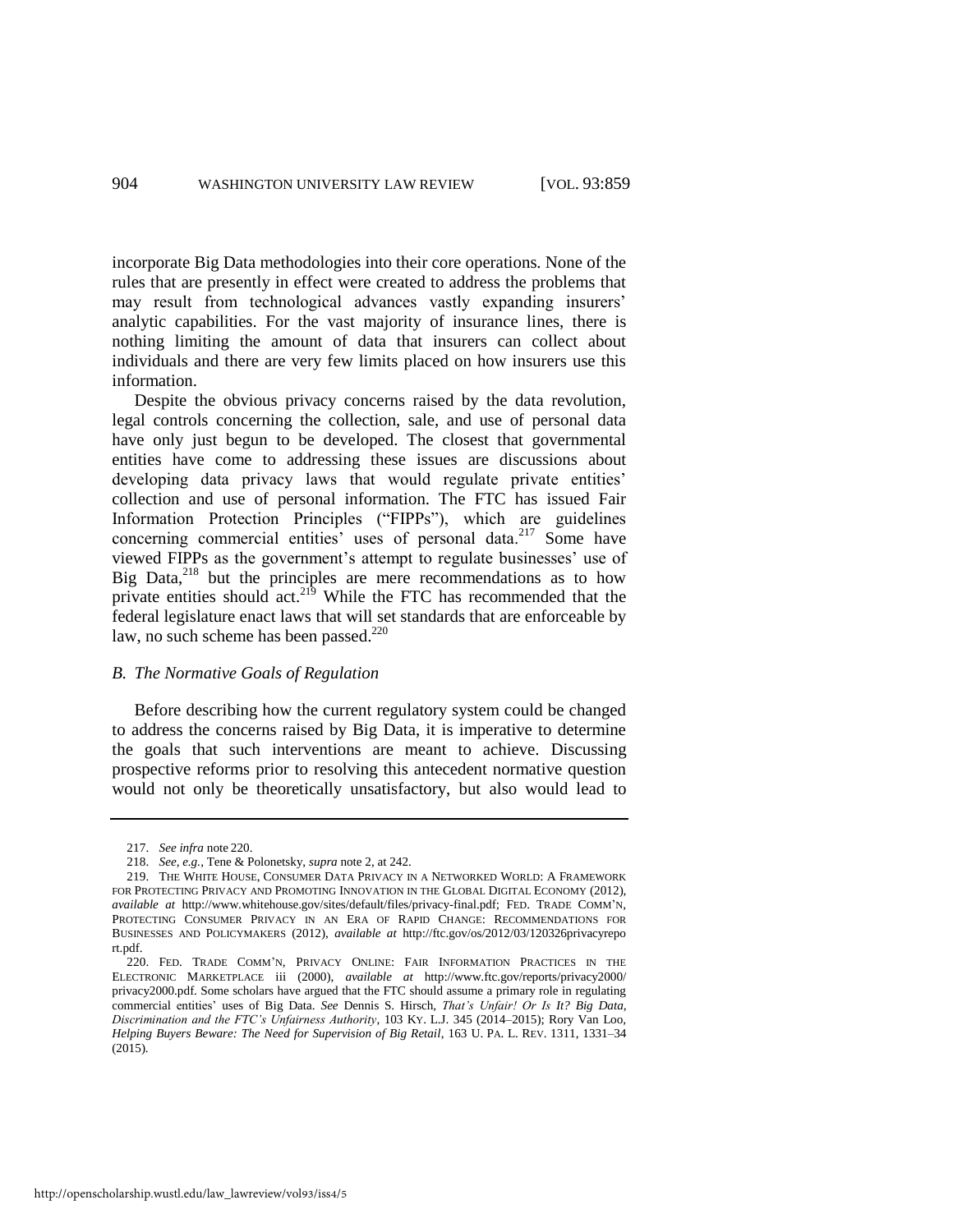incorporate Big Data methodologies into their core operations. None of the rules that are presently in effect were created to address the problems that may result from technological advances vastly expanding insurers' analytic capabilities. For the vast majority of insurance lines, there is nothing limiting the amount of data that insurers can collect about individuals and there are very few limits placed on how insurers use this information.

Despite the obvious privacy concerns raised by the data revolution, legal controls concerning the collection, sale, and use of personal data have only just begun to be developed. The closest that governmental entities have come to addressing these issues are discussions about developing data privacy laws that would regulate private entities' collection and use of personal information. The FTC has issued Fair Information Protection Principles ("FIPPs"), which are guidelines concerning commercial entities' uses of personal data.[217] Some have viewed FIPPs as the government's attempt to regulate businesses' use of Big Data,[218] but the principles are mere recommendations as to how private entities should act.[219] While the FTC has recommended that the federal legislature enact laws that will set standards that are enforceable by law, no such scheme has been passed.[220]

### *B. The Normative Goals of Regulation*

Before describing how the current regulatory system could be changed to address the concerns raised by Big Data, it is imperative to determine the goals that such interventions are meant to achieve. Discussing prospective reforms prior to resolving this antecedent normative question would not only be theoretically unsatisfactory, but also would lead to

---

217. *See infra* note 220.

218. *See, e.g.*, Tene & Polonetsky, *supra* note 2, at 242.

219. THE WHITE HOUSE, CONSUMER DATA PRIVACY IN A NETWORKED WORLD: A FRAMEWORK FOR PROTECTING PRIVACY AND PROMOTING INNOVATION IN THE GLOBAL DIGITAL ECONOMY (2012), *available at* http://www.whitehouse.gov/sites/default/files/privacy-final.pdf; FED. TRADE COMM'N, PROTECTING CONSUMER PRIVACY IN AN ERA OF RAPID CHANGE: RECOMMENDATIONS FOR BUSINESSES AND POLICYMAKERS (2012), *available at* http://ftc.gov/os/2012/03/120326privacyreport.pdf.

220. FED. TRADE COMM'N, PRIVACY ONLINE: FAIR INFORMATION PRACTICES IN THE ELECTRONIC MARKETPLACE iii (2000), *available at* http://www.ftc.gov/reports/privacy2000/privacy2000.pdf. Some scholars have argued that the FTC should assume a primary role in regulating commercial entities' uses of Big Data. *See* Dennis S. Hirsch, *That's Unfair! Or Is It? Big Data, Discrimination and the FTC's Unfairness Authority*, 103 KY. L.J. 345 (2014–2015); Rory Van Loo, *Helping Buyers Beware: The Need for Supervision of Big Retail*, 163 U. PA. L. REV. 1311, 1331–34 (2015).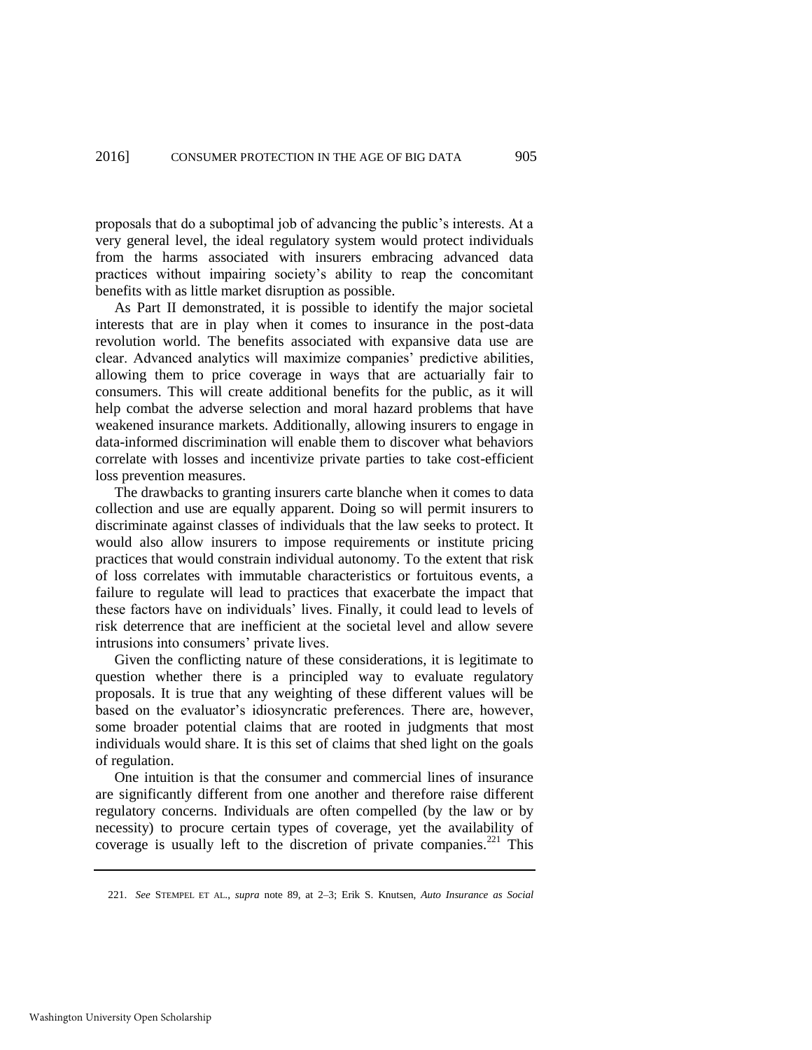proposals that do a suboptimal job of advancing the public's interests. At a very general level, the ideal regulatory system would protect individuals from the harms associated with insurers embracing advanced data practices without impairing society's ability to reap the concomitant benefits with as little market disruption as possible.

As Part II demonstrated, it is possible to identify the major societal interests that are in play when it comes to insurance in the post-data revolution world. The benefits associated with expansive data use are clear. Advanced analytics will maximize companies' predictive abilities, allowing them to price coverage in ways that are actuarially fair to consumers. This will create additional benefits for the public, as it will help combat the adverse selection and moral hazard problems that have weakened insurance markets. Additionally, allowing insurers to engage in data-informed discrimination will enable them to discover what behaviors correlate with losses and incentivize private parties to take cost-efficient loss prevention measures.

The drawbacks to granting insurers carte blanche when it comes to data collection and use are equally apparent. Doing so will permit insurers to discriminate against classes of individuals that the law seeks to protect. It would also allow insurers to impose requirements or institute pricing practices that would constrain individual autonomy. To the extent that risk of loss correlates with immutable characteristics or fortuitous events, a failure to regulate will lead to practices that exacerbate the impact that these factors have on individuals' lives. Finally, it could lead to levels of risk deterrence that are inefficient at the societal level and allow severe intrusions into consumers' private lives.

Given the conflicting nature of these considerations, it is legitimate to question whether there is a principled way to evaluate regulatory proposals. It is true that any weighting of these different values will be based on the evaluator's idiosyncratic preferences. There are, however, some broader potential claims that are rooted in judgments that most individuals would share. It is this set of claims that shed light on the goals of regulation.

One intuition is that the consumer and commercial lines of insurance are significantly different from one another and therefore raise different regulatory concerns. Individuals are often compelled (by the law or by necessity) to procure certain types of coverage, yet the availability of coverage is usually left to the discretion of private companies.[221] This

---

221. *See* STEMPEL ET AL., *supra* note 89, at 2–3; Erik S. Knutsen, *Auto Insurance as Social*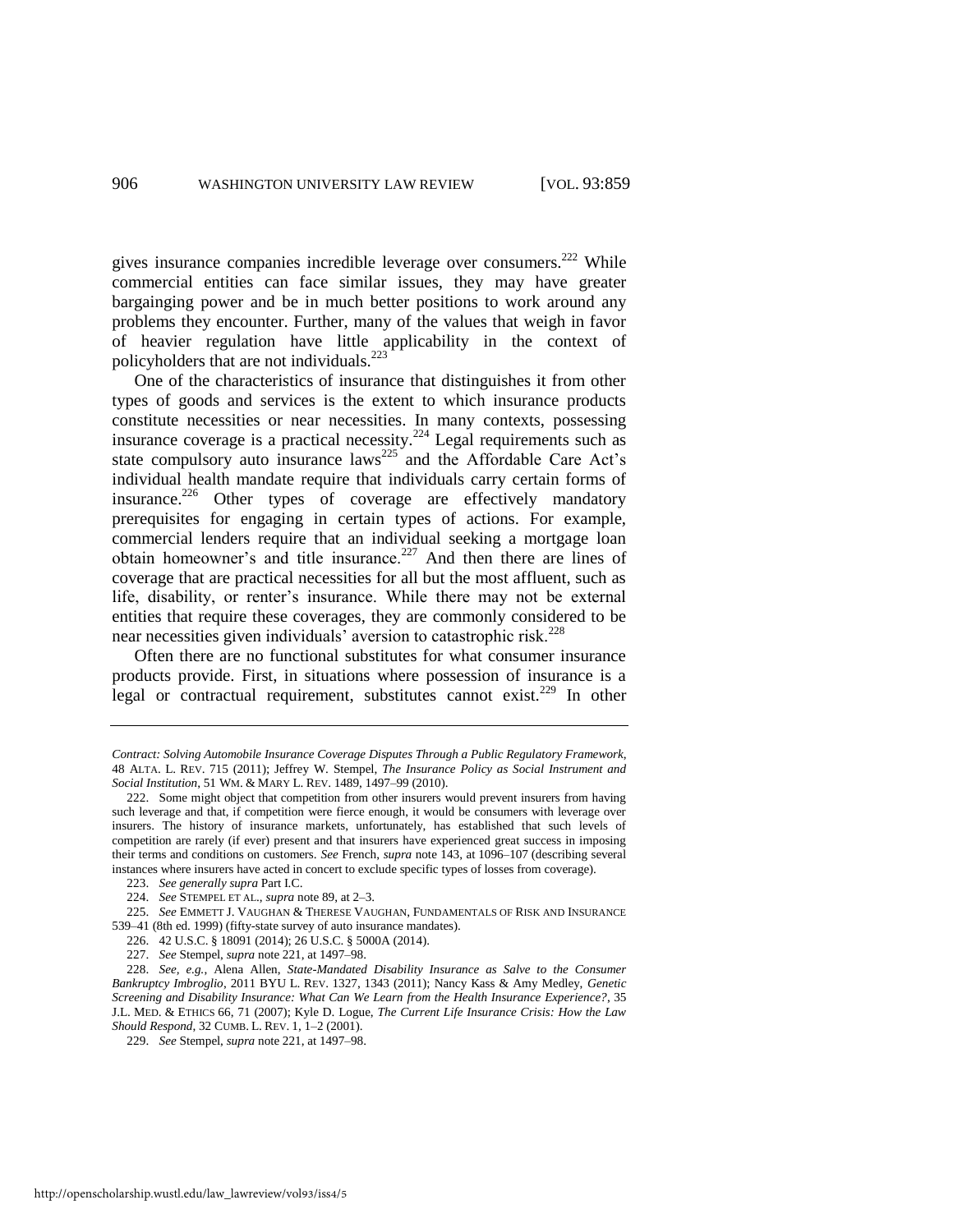gives insurance companies incredible leverage over consumers.[222] While commercial entities can face similar issues, they may have greater bargaining power and be in much better positions to work around any problems they encounter. Further, many of the values that weigh in favor of heavier regulation have little applicability in the context of policyholders that are not individuals.[223]

One of the characteristics of insurance that distinguishes it from other types of goods and services is the extent to which insurance products constitute necessities or near necessities. In many contexts, possessing insurance coverage is a practical necessity.[224] Legal requirements such as state compulsory auto insurance laws[225] and the Affordable Care Act's individual health mandate require that individuals carry certain forms of insurance.[226] Other types of coverage are effectively mandatory prerequisites for engaging in certain types of actions. For example, commercial lenders require that an individual seeking a mortgage loan obtain homeowner's and title insurance.[227] And then there are lines of coverage that are practical necessities for all but the most affluent, such as life, disability, or renter's insurance. While there may not be external entities that require these coverages, they are commonly considered to be near necessities given individuals' aversion to catastrophic risk.[228]

Often there are no functional substitutes for what consumer insurance products provide. First, in situations where possession of insurance is a legal or contractual requirement, substitutes cannot exist.[229] In other

---

*Contract: Solving Automobile Insurance Coverage Disputes Through a Public Regulatory Framework*, 48 ALTA. L. REV. 715 (2011); Jeffrey W. Stempel, *The Insurance Policy as Social Instrument and Social Institution*, 51 WM. & MARY L. REV. 1489, 1497–99 (2010).

222. Some might object that competition from other insurers would prevent insurers from having such leverage and that, if competition were fierce enough, it would be consumers with leverage over insurers. The history of insurance markets, unfortunately, has established that such levels of competition are rarely (if ever) present and that insurers have experienced great success in imposing their terms and conditions on customers. *See* French, *supra* note 143, at 1096–107 (describing several instances where insurers have acted in concert to exclude specific types of losses from coverage).

223. *See generally supra* Part I.C.

224. *See* STEMPEL ET AL., *supra* note 89, at 2–3.

225. *See* EMMETT J. VAUGHAN & THERESE VAUGHAN, FUNDAMENTALS OF RISK AND INSURANCE 539–41 (8th ed. 1999) (fifty-state survey of auto insurance mandates).

226. 42 U.S.C. § 18091 (2014); 26 U.S.C. § 5000A (2014).

227. *See* Stempel, *supra* note 221, at 1497–98.

228. *See, e.g.*, Alena Allen, *State-Mandated Disability Insurance as Salve to the Consumer Bankruptcy Imbroglio*, 2011 BYU L. REV. 1327, 1343 (2011); Nancy Kass & Amy Medley, *Genetic Screening and Disability Insurance: What Can We Learn from the Health Insurance Experience?*, 35 J.L. MED. & ETHICS 66, 71 (2007); Kyle D. Logue, *The Current Life Insurance Crisis: How the Law Should Respond*, 32 CUMB. L. REV. 1, 1–2 (2001).

229. *See* Stempel, *supra* note 221, at 1497–98.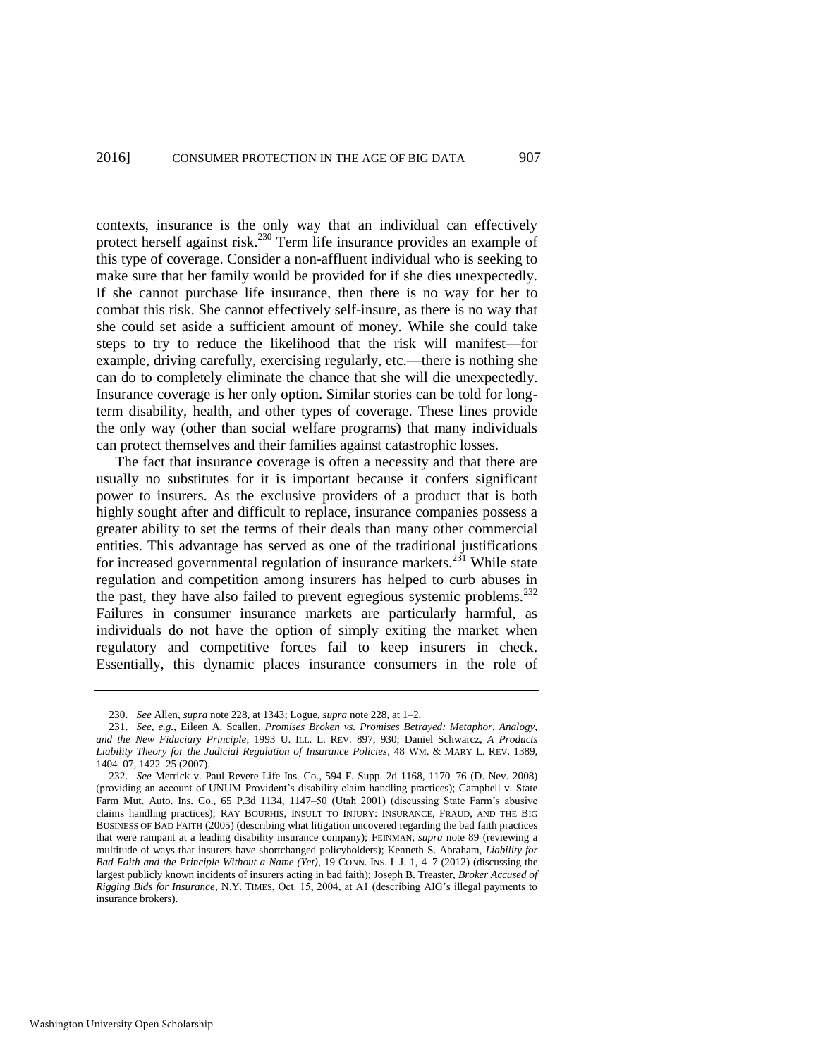contexts, insurance is the only way that an individual can effectively protect herself against risk.[230] Term life insurance provides an example of this type of coverage. Consider a non-affluent individual who is seeking to make sure that her family would be provided for if she dies unexpectedly. If she cannot purchase life insurance, then there is no way for her to combat this risk. She cannot effectively self-insure, as there is no way that she could set aside a sufficient amount of money. While she could take steps to try to reduce the likelihood that the risk will manifest—for example, driving carefully, exercising regularly, etc.—there is nothing she can do to completely eliminate the chance that she will die unexpectedly. Insurance coverage is her only option. Similar stories can be told for long-term disability, health, and other types of coverage. These lines provide the only way (other than social welfare programs) that many individuals can protect themselves and their families against catastrophic losses.

The fact that insurance coverage is often a necessity and that there are usually no substitutes for it is important because it confers significant power to insurers. As the exclusive providers of a product that is both highly sought after and difficult to replace, insurance companies possess a greater ability to set the terms of their deals than many other commercial entities. This advantage has served as one of the traditional justifications for increased governmental regulation of insurance markets.[231] While state regulation and competition among insurers has helped to curb abuses in the past, they have also failed to prevent egregious systemic problems.[232] Failures in consumer insurance markets are particularly harmful, as individuals do not have the option of simply exiting the market when regulatory and competitive forces fail to keep insurers in check. Essentially, this dynamic places insurance consumers in the role of

---

230. *See* Allen, *supra* note 228, at 1343; Logue, *supra* note 228, at 1–2.

231. *See, e.g.*, Eileen A. Scallen, *Promises Broken vs. Promises Betrayed: Metaphor, Analogy, and the New Fiduciary Principle*, 1993 U. ILL. L. REV. 897, 930; Daniel Schwarcz, *A Products Liability Theory for the Judicial Regulation of Insurance Policies*, 48 WM. & MARY L. REV. 1389, 1404–07, 1422–25 (2007).

232. *See* Merrick v. Paul Revere Life Ins. Co., 594 F. Supp. 2d 1168, 1170–76 (D. Nev. 2008) (providing an account of UNUM Provident's disability claim handling practices); Campbell v. State Farm Mut. Auto. Ins. Co., 65 P.3d 1134, 1147–50 (Utah 2001) (discussing State Farm's abusive claims handling practices); RAY BOURHIS, INSULT TO INJURY: INSURANCE, FRAUD, AND THE BIG BUSINESS OF BAD FAITH (2005) (describing what litigation uncovered regarding the bad faith practices that were rampant at a leading disability insurance company); FEINMAN, *supra* note 89 (reviewing a multitude of ways that insurers have shortchanged policyholders); Kenneth S. Abraham, *Liability for Bad Faith and the Principle Without a Name (Yet)*, 19 CONN. INS. L.J. 1, 4–7 (2012) (discussing the largest publicly known incidents of insurers acting in bad faith); Joseph B. Treaster, *Broker Accused of Rigging Bids for Insurance*, N.Y. TIMES, Oct. 15, 2004, at A1 (describing AIG's illegal payments to insurance brokers).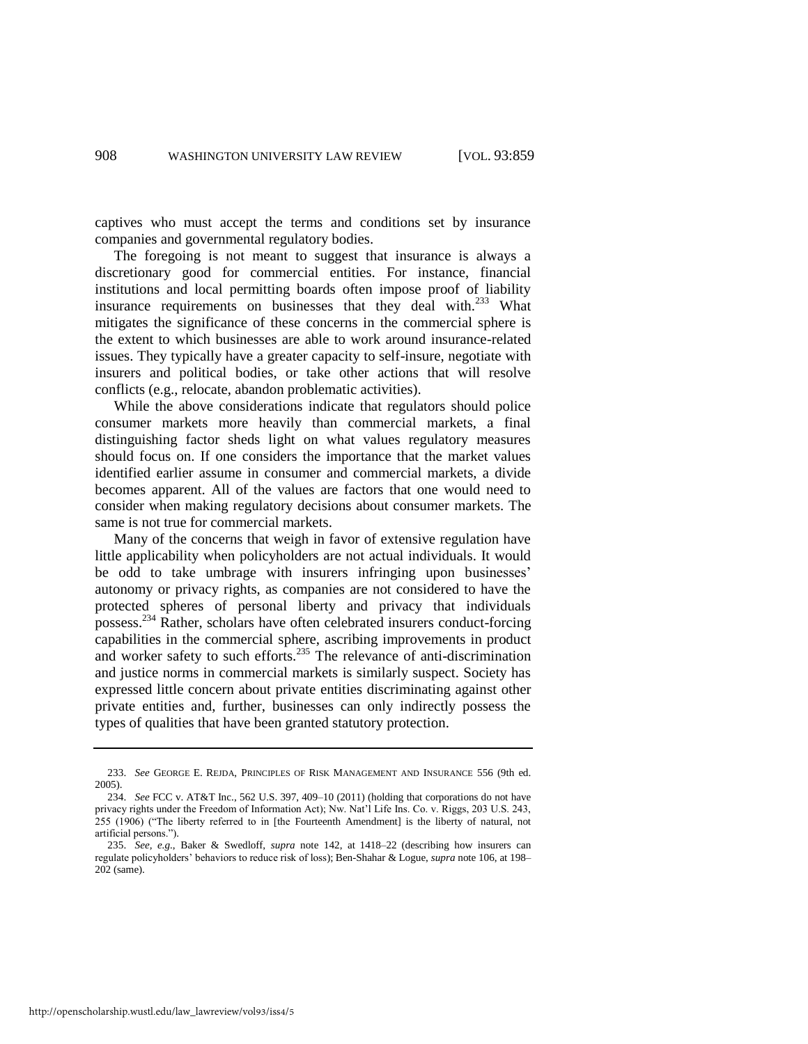captives who must accept the terms and conditions set by insurance companies and governmental regulatory bodies.

The foregoing is not meant to suggest that insurance is always a discretionary good for commercial entities. For instance, financial institutions and local permitting boards often impose proof of liability insurance requirements on businesses that they deal with.[233] What mitigates the significance of these concerns in the commercial sphere is the extent to which businesses are able to work around insurance-related issues. They typically have a greater capacity to self-insure, negotiate with insurers and political bodies, or take other actions that will resolve conflicts (e.g., relocate, abandon problematic activities).

While the above considerations indicate that regulators should police consumer markets more heavily than commercial markets, a final distinguishing factor sheds light on what values regulatory measures should focus on. If one considers the importance that the market values identified earlier assume in consumer and commercial markets, a divide becomes apparent. All of the values are factors that one would need to consider when making regulatory decisions about consumer markets. The same is not true for commercial markets.

Many of the concerns that weigh in favor of extensive regulation have little applicability when policyholders are not actual individuals. It would be odd to take umbrage with insurers infringing upon businesses' autonomy or privacy rights, as companies are not considered to have the protected spheres of personal liberty and privacy that individuals possess.[234] Rather, scholars have often celebrated insurers conduct-forcing capabilities in the commercial sphere, ascribing improvements in product and worker safety to such efforts.[235] The relevance of anti-discrimination and justice norms in commercial markets is similarly suspect. Society has expressed little concern about private entities discriminating against other private entities and, further, businesses can only indirectly possess the types of qualities that have been granted statutory protection.

---

233. *See* GEORGE E. REJDA, PRINCIPLES OF RISK MANAGEMENT AND INSURANCE 556 (9th ed. 2005).

234. *See* FCC v. AT&T Inc., 562 U.S. 397, 409–10 (2011) (holding that corporations do not have privacy rights under the Freedom of Information Act); Nw. Nat'l Life Ins. Co. v. Riggs, 203 U.S. 243, 255 (1906) ("The liberty referred to in [the Fourteenth Amendment] is the liberty of natural, not artificial persons.").

235. *See, e.g.*, Baker & Swedloff, *supra* note 142, at 1418–22 (describing how insurers can regulate policyholders' behaviors to reduce risk of loss); Ben-Shahar & Logue, *supra* note 106, at 198–202 (same).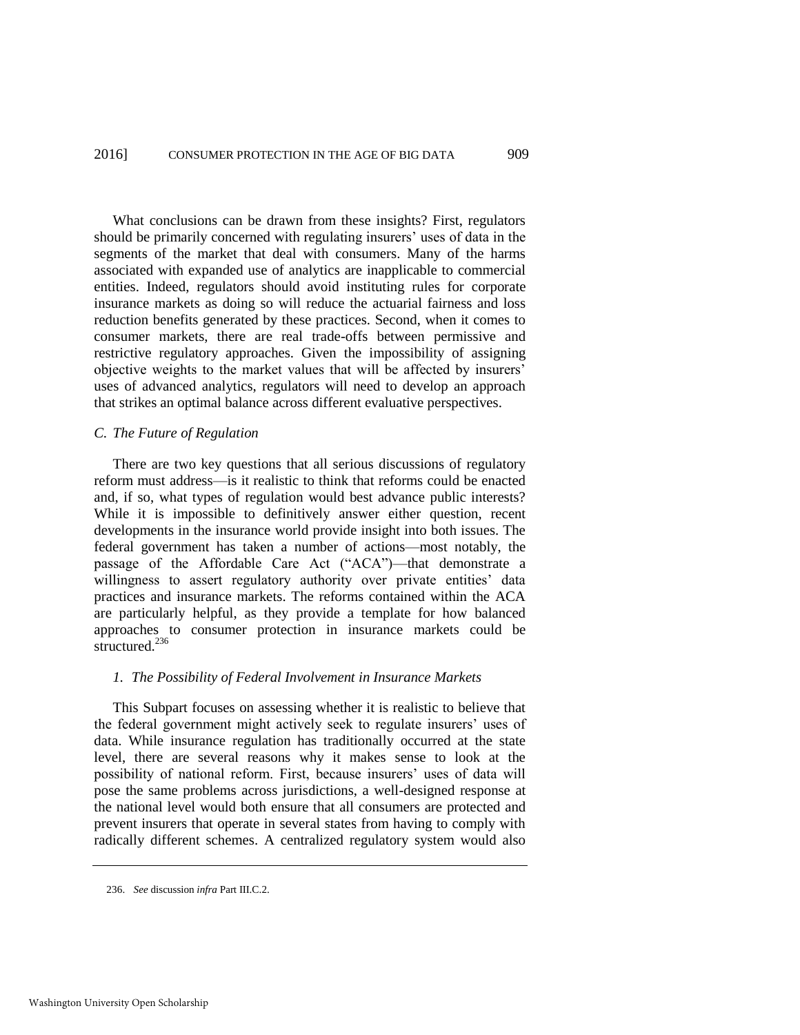What conclusions can be drawn from these insights? First, regulators should be primarily concerned with regulating insurers' uses of data in the segments of the market that deal with consumers. Many of the harms associated with expanded use of analytics are inapplicable to commercial entities. Indeed, regulators should avoid instituting rules for corporate insurance markets as doing so will reduce the actuarial fairness and loss reduction benefits generated by these practices. Second, when it comes to consumer markets, there are real trade-offs between permissive and restrictive regulatory approaches. Given the impossibility of assigning objective weights to the market values that will be affected by insurers' uses of advanced analytics, regulators will need to develop an approach that strikes an optimal balance across different evaluative perspectives.

### *C. The Future of Regulation*

There are two key questions that all serious discussions of regulatory reform must address—is it realistic to think that reforms could be enacted and, if so, what types of regulation would best advance public interests? While it is impossible to definitively answer either question, recent developments in the insurance world provide insight into both issues. The federal government has taken a number of actions—most notably, the passage of the Affordable Care Act ("ACA")—that demonstrate a willingness to assert regulatory authority over private entities' data practices and insurance markets. The reforms contained within the ACA are particularly helpful, as they provide a template for how balanced approaches to consumer protection in insurance markets could be structured.[236]

#### *1. The Possibility of Federal Involvement in Insurance Markets*

This Subpart focuses on assessing whether it is realistic to believe that the federal government might actively seek to regulate insurers' uses of data. While insurance regulation has traditionally occurred at the state level, there are several reasons why it makes sense to look at the possibility of national reform. First, because insurers' uses of data will pose the same problems across jurisdictions, a well-designed response at the national level would both ensure that all consumers are protected and prevent insurers that operate in several states from having to comply with radically different schemes. A centralized regulatory system would also

---

236. *See* discussion *infra* Part III.C.2.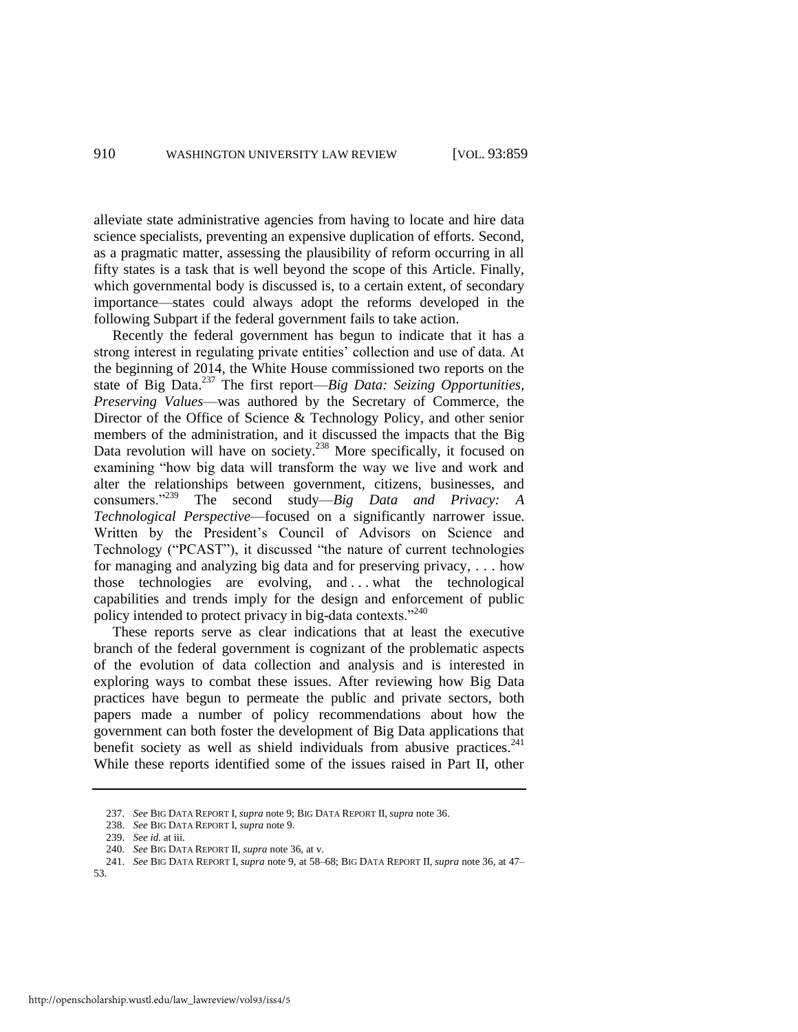alleviate state administrative agencies from having to locate and hire data science specialists, preventing an expensive duplication of efforts. Second, as a pragmatic matter, assessing the plausibility of reform occurring in all fifty states is a task that is well beyond the scope of this Article. Finally, which governmental body is discussed is, to a certain extent, of secondary importance—states could always adopt the reforms developed in the following Subpart if the federal government fails to take action.

Recently the federal government has begun to indicate that it has a strong interest in regulating private entities' collection and use of data. At the beginning of 2014, the White House commissioned two reports on the state of Big Data.[237] The first report—*Big Data: Seizing Opportunities, Preserving Values*—was authored by the Secretary of Commerce, the Director of the Office of Science & Technology Policy, and other senior members of the administration, and it discussed the impacts that the Big Data revolution will have on society.[238] More specifically, it focused on examining "how big data will transform the way we live and work and alter the relationships between government, citizens, businesses, and consumers."[239] The second study—*Big Data and Privacy: A Technological Perspective*—focused on a significantly narrower issue. Written by the President's Council of Advisors on Science and Technology ("PCAST"), it discussed "the nature of current technologies for managing and analyzing big data and for preserving privacy, . . . how those technologies are evolving, and . . . what the technological capabilities and trends imply for the design and enforcement of public policy intended to protect privacy in big-data contexts."[240]

These reports serve as clear indications that at least the executive branch of the federal government is cognizant of the problematic aspects of the evolution of data collection and analysis and is interested in exploring ways to combat these issues. After reviewing how Big Data practices have begun to permeate the public and private sectors, both papers made a number of policy recommendations about how the government can both foster the development of Big Data applications that benefit society as well as shield individuals from abusive practices.[241] While these reports identified some of the issues raised in Part II, other

---

237. *See* BIG DATA REPORT I, *supra* note 9; BIG DATA REPORT II, *supra* note 36.

238. *See* BIG DATA REPORT I, *supra* note 9.

239. *See id.* at iii.

240. *See* BIG DATA REPORT II, *supra* note 36, at v.

241. *See* BIG DATA REPORT I, *supra* note 9, at 58–68; BIG DATA REPORT II, *supra* note 36, at 47–53.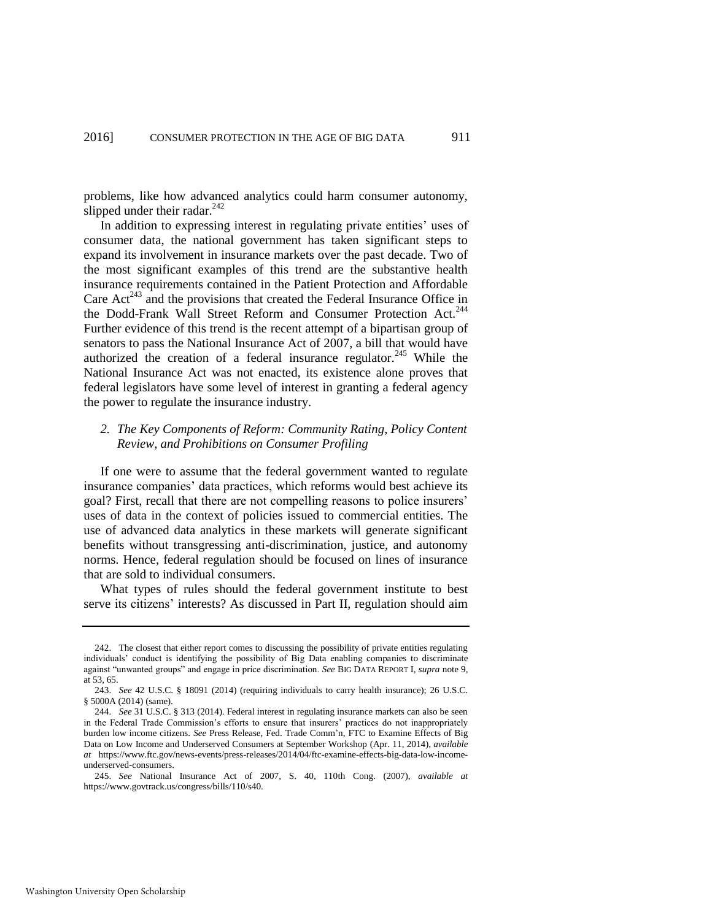problems, like how advanced analytics could harm consumer autonomy, slipped under their radar.[242]

In addition to expressing interest in regulating private entities' uses of consumer data, the national government has taken significant steps to expand its involvement in insurance markets over the past decade. Two of the most significant examples of this trend are the substantive health insurance requirements contained in the Patient Protection and Affordable Care Act[243] and the provisions that created the Federal Insurance Office in the Dodd-Frank Wall Street Reform and Consumer Protection Act.[244] Further evidence of this trend is the recent attempt of a bipartisan group of senators to pass the National Insurance Act of 2007, a bill that would have authorized the creation of a federal insurance regulator.[245] While the National Insurance Act was not enacted, its existence alone proves that federal legislators have some level of interest in granting a federal agency the power to regulate the insurance industry.

### *2. The Key Components of Reform: Community Rating, Policy Content Review, and Prohibitions on Consumer Profiling*

If one were to assume that the federal government wanted to regulate insurance companies' data practices, which reforms would best achieve its goal? First, recall that there are not compelling reasons to police insurers' uses of data in the context of policies issued to commercial entities. The use of advanced data analytics in these markets will generate significant benefits without transgressing anti-discrimination, justice, and autonomy norms. Hence, federal regulation should be focused on lines of insurance that are sold to individual consumers.

What types of rules should the federal government institute to best serve its citizens' interests? As discussed in Part II, regulation should aim

---

242. The closest that either report comes to discussing the possibility of private entities regulating individuals' conduct is identifying the possibility of Big Data enabling companies to discriminate against "unwanted groups" and engage in price discrimination. *See* BIG DATA REPORT I, *supra* note 9, at 53, 65.

243. *See* 42 U.S.C. § 18091 (2014) (requiring individuals to carry health insurance); 26 U.S.C. § 5000A (2014) (same).

244. *See* 31 U.S.C. § 313 (2014). Federal interest in regulating insurance markets can also be seen in the Federal Trade Commission's efforts to ensure that insurers' practices do not inappropriately burden low income citizens. *See* Press Release, Fed. Trade Comm'n, FTC to Examine Effects of Big Data on Low Income and Underserved Consumers at September Workshop (Apr. 11, 2014), *available at* https://www.ftc.gov/news-events/press-releases/2014/04/ftc-examine-effects-big-data-low-income-underserved-consumers.

245. *See* National Insurance Act of 2007, S. 40, 110th Cong. (2007), *available at* https://www.govtrack.us/congress/bills/110/s40.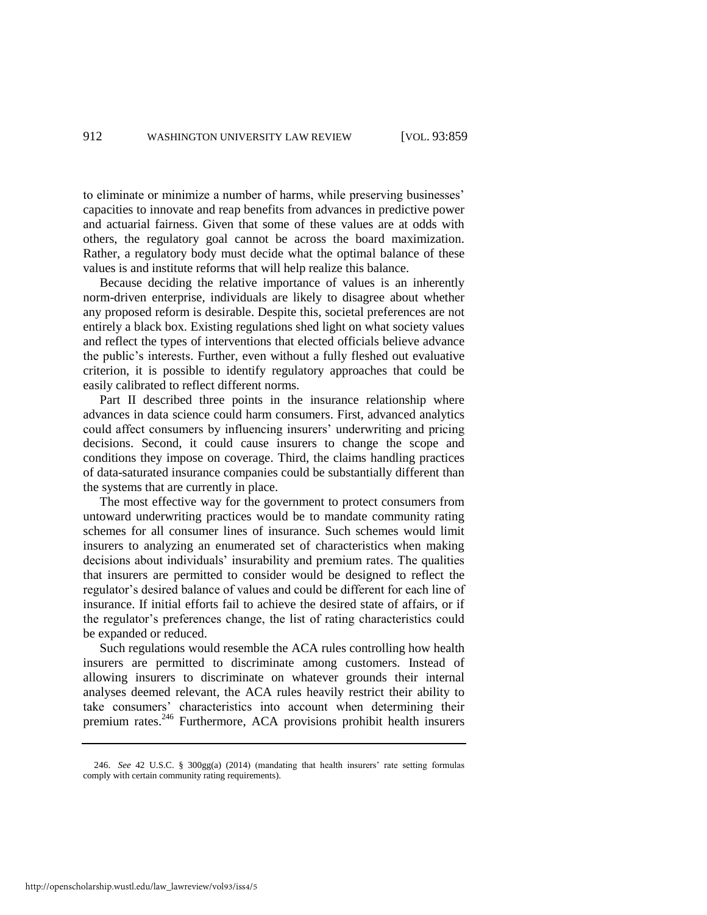to eliminate or minimize a number of harms, while preserving businesses' capacities to innovate and reap benefits from advances in predictive power and actuarial fairness. Given that some of these values are at odds with others, the regulatory goal cannot be across the board maximization. Rather, a regulatory body must decide what the optimal balance of these values is and institute reforms that will help realize this balance.

Because deciding the relative importance of values is an inherently norm-driven enterprise, individuals are likely to disagree about whether any proposed reform is desirable. Despite this, societal preferences are not entirely a black box. Existing regulations shed light on what society values and reflect the types of interventions that elected officials believe advance the public's interests. Further, even without a fully fleshed out evaluative criterion, it is possible to identify regulatory approaches that could be easily calibrated to reflect different norms.

Part II described three points in the insurance relationship where advances in data science could harm consumers. First, advanced analytics could affect consumers by influencing insurers' underwriting and pricing decisions. Second, it could cause insurers to change the scope and conditions they impose on coverage. Third, the claims handling practices of data-saturated insurance companies could be substantially different than the systems that are currently in place.

The most effective way for the government to protect consumers from untoward underwriting practices would be to mandate community rating schemes for all consumer lines of insurance. Such schemes would limit insurers to analyzing an enumerated set of characteristics when making decisions about individuals' insurability and premium rates. The qualities that insurers are permitted to consider would be designed to reflect the regulator's desired balance of values and could be different for each line of insurance. If initial efforts fail to achieve the desired state of affairs, or if the regulator's preferences change, the list of rating characteristics could be expanded or reduced.

Such regulations would resemble the ACA rules controlling how health insurers are permitted to discriminate among customers. Instead of allowing insurers to discriminate on whatever grounds their internal analyses deemed relevant, the ACA rules heavily restrict their ability to take consumers' characteristics into account when determining their premium rates.[246] Furthermore, ACA provisions prohibit health insurers

246. *See* 42 U.S.C. § 300gg(a) (2014) (mandating that health insurers' rate setting formulas comply with certain community rating requirements).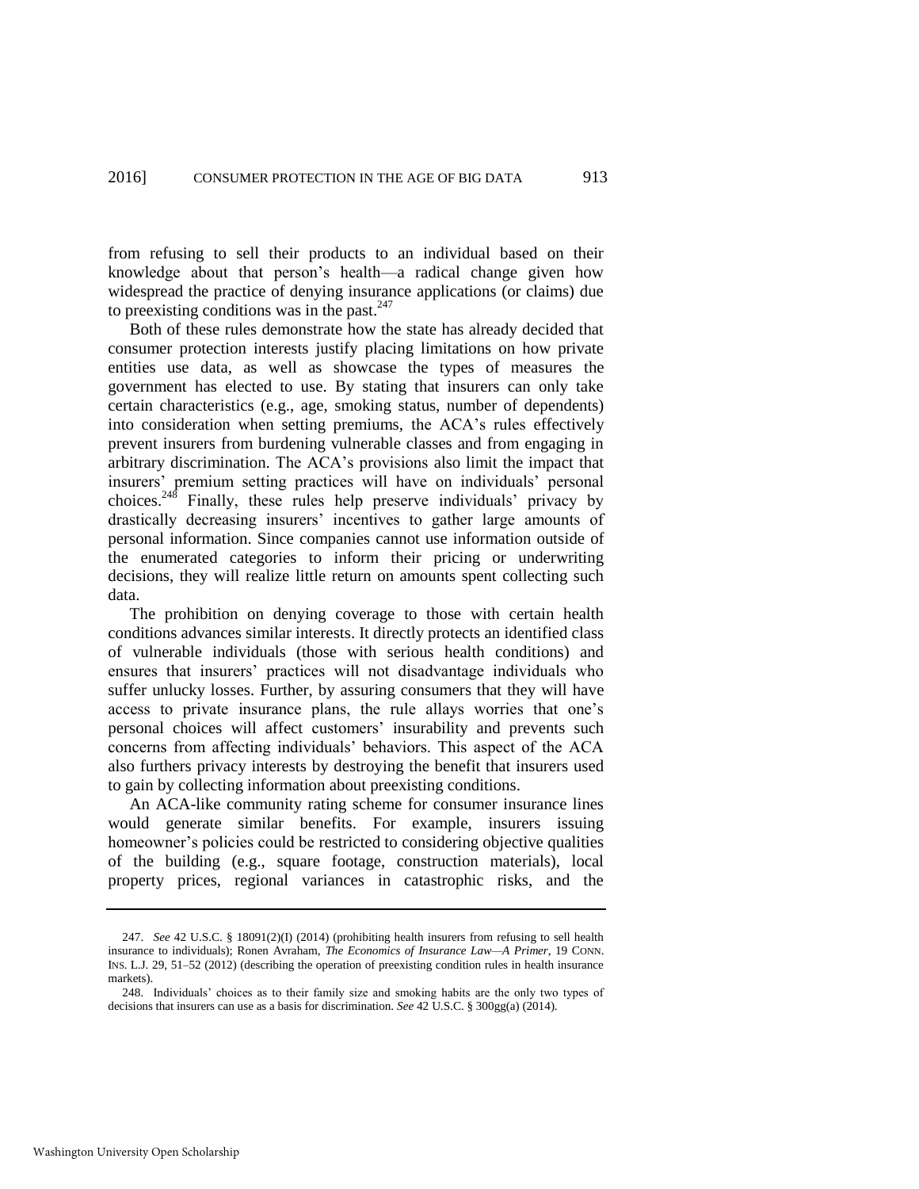from refusing to sell their products to an individual based on their knowledge about that person's health—a radical change given how widespread the practice of denying insurance applications (or claims) due to preexisting conditions was in the past.[247]

Both of these rules demonstrate how the state has already decided that consumer protection interests justify placing limitations on how private entities use data, as well as showcase the types of measures the government has elected to use. By stating that insurers can only take certain characteristics (e.g., age, smoking status, number of dependents) into consideration when setting premiums, the ACA's rules effectively prevent insurers from burdening vulnerable classes and from engaging in arbitrary discrimination. The ACA's provisions also limit the impact that insurers' premium setting practices will have on individuals' personal choices.[248] Finally, these rules help preserve individuals' privacy by drastically decreasing insurers' incentives to gather large amounts of personal information. Since companies cannot use information outside of the enumerated categories to inform their pricing or underwriting decisions, they will realize little return on amounts spent collecting such data.

The prohibition on denying coverage to those with certain health conditions advances similar interests. It directly protects an identified class of vulnerable individuals (those with serious health conditions) and ensures that insurers' practices will not disadvantage individuals who suffer unlucky losses. Further, by assuring consumers that they will have access to private insurance plans, the rule allays worries that one's personal choices will affect customers' insurability and prevents such concerns from affecting individuals' behaviors. This aspect of the ACA also furthers privacy interests by destroying the benefit that insurers used to gain by collecting information about preexisting conditions.

An ACA-like community rating scheme for consumer insurance lines would generate similar benefits. For example, insurers issuing homeowner's policies could be restricted to considering objective qualities of the building (e.g., square footage, construction materials), local property prices, regional variances in catastrophic risks, and the

---

247. *See* 42 U.S.C. § 18091(2)(I) (2014) (prohibiting health insurers from refusing to sell health insurance to individuals); Ronen Avraham, *The Economics of Insurance Law—A Primer*, 19 CONN. INS. L.J. 29, 51–52 (2012) (describing the operation of preexisting condition rules in health insurance markets).

248. Individuals' choices as to their family size and smoking habits are the only two types of decisions that insurers can use as a basis for discrimination. *See* 42 U.S.C. § 300gg(a) (2014).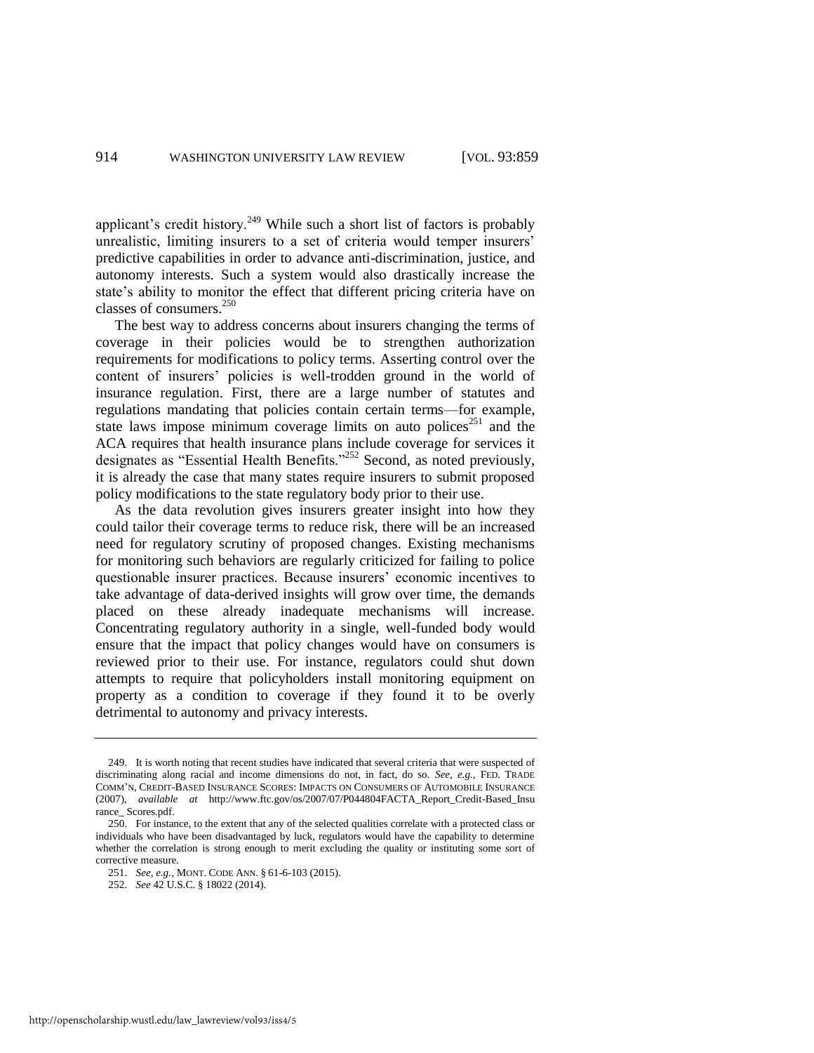applicant's credit history.[249] While such a short list of factors is probably unrealistic, limiting insurers to a set of criteria would temper insurers' predictive capabilities in order to advance anti-discrimination, justice, and autonomy interests. Such a system would also drastically increase the state's ability to monitor the effect that different pricing criteria have on classes of consumers.[250]

The best way to address concerns about insurers changing the terms of coverage in their policies would be to strengthen authorization requirements for modifications to policy terms. Asserting control over the content of insurers' policies is well-trodden ground in the world of insurance regulation. First, there are a large number of statutes and regulations mandating that policies contain certain terms—for example, state laws impose minimum coverage limits on auto polices[251] and the ACA requires that health insurance plans include coverage for services it designates as "Essential Health Benefits."[252] Second, as noted previously, it is already the case that many states require insurers to submit proposed policy modifications to the state regulatory body prior to their use.

As the data revolution gives insurers greater insight into how they could tailor their coverage terms to reduce risk, there will be an increased need for regulatory scrutiny of proposed changes. Existing mechanisms for monitoring such behaviors are regularly criticized for failing to police questionable insurer practices. Because insurers' economic incentives to take advantage of data-derived insights will grow over time, the demands placed on these already inadequate mechanisms will increase. Concentrating regulatory authority in a single, well-funded body would ensure that the impact that policy changes would have on consumers is reviewed prior to their use. For instance, regulators could shut down attempts to require that policyholders install monitoring equipment on property as a condition to coverage if they found it to be overly detrimental to autonomy and privacy interests.

---

249. It is worth noting that recent studies have indicated that several criteria that were suspected of discriminating along racial and income dimensions do not, in fact, do so. *See, e.g.*, FED. TRADE COMM'N, CREDIT-BASED INSURANCE SCORES: IMPACTS ON CONSUMERS OF AUTOMOBILE INSURANCE (2007), *available at* http://www.ftc.gov/os/2007/07/P044804FACTA_Report_Credit-Based_Insurance_ Scores.pdf.

250. For instance, to the extent that any of the selected qualities correlate with a protected class or individuals who have been disadvantaged by luck, regulators would have the capability to determine whether the correlation is strong enough to merit excluding the quality or instituting some sort of corrective measure.

251. *See, e.g.*, MONT. CODE ANN. § 61-6-103 (2015).

252. *See* 42 U.S.C. § 18022 (2014).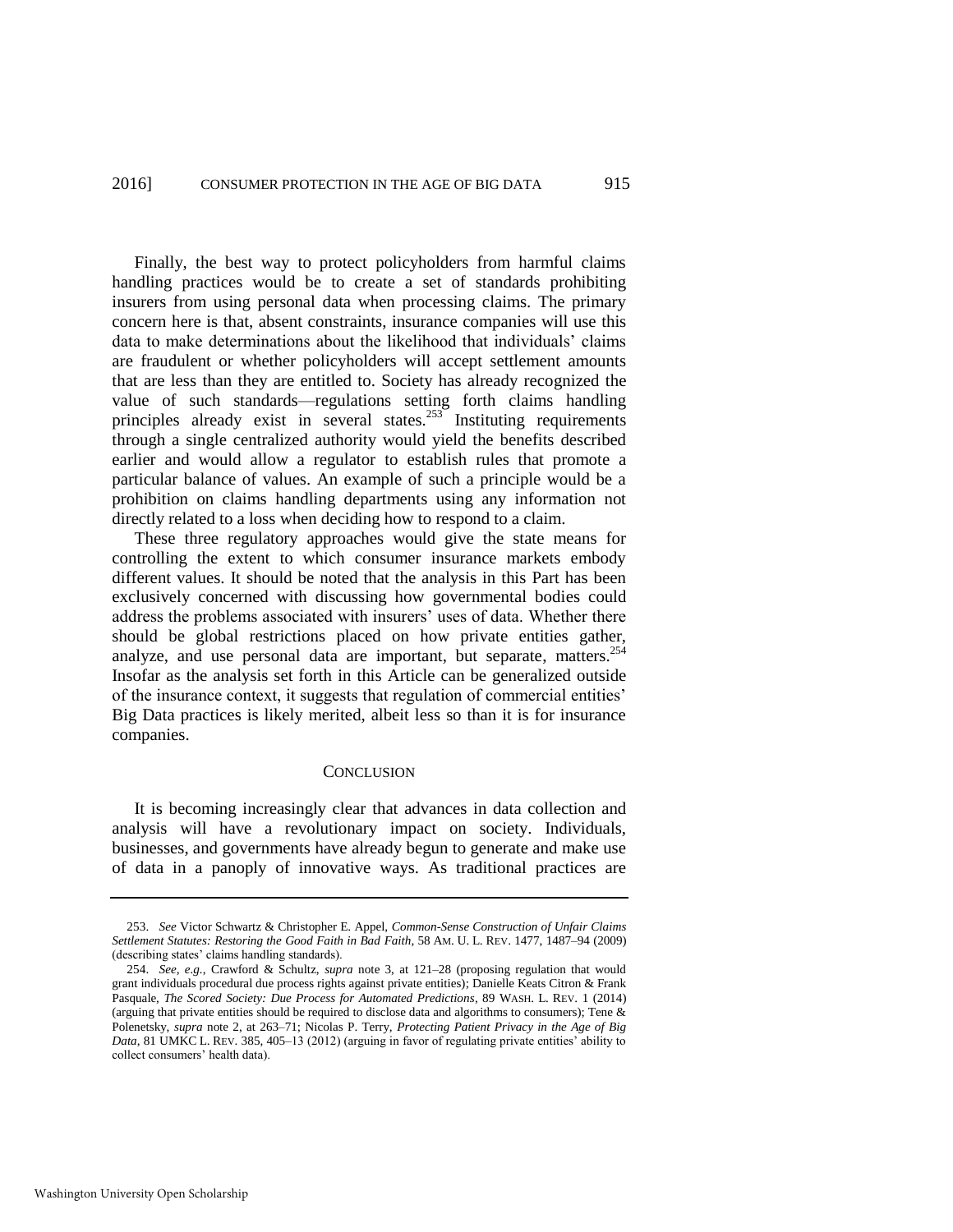Finally, the best way to protect policyholders from harmful claims handling practices would be to create a set of standards prohibiting insurers from using personal data when processing claims. The primary concern here is that, absent constraints, insurance companies will use this data to make determinations about the likelihood that individuals' claims are fraudulent or whether policyholders will accept settlement amounts that are less than they are entitled to. Society has already recognized the value of such standards—regulations setting forth claims handling principles already exist in several states.[253] Instituting requirements through a single centralized authority would yield the benefits described earlier and would allow a regulator to establish rules that promote a particular balance of values. An example of such a principle would be a prohibition on claims handling departments using any information not directly related to a loss when deciding how to respond to a claim.

These three regulatory approaches would give the state means for controlling the extent to which consumer insurance markets embody different values. It should be noted that the analysis in this Part has been exclusively concerned with discussing how governmental bodies could address the problems associated with insurers' uses of data. Whether there should be global restrictions placed on how private entities gather, analyze, and use personal data are important, but separate, matters.[254] Insofar as the analysis set forth in this Article can be generalized outside of the insurance context, it suggests that regulation of commercial entities' Big Data practices is likely merited, albeit less so than it is for insurance companies.

## CONCLUSION

It is becoming increasingly clear that advances in data collection and analysis will have a revolutionary impact on society. Individuals, businesses, and governments have already begun to generate and make use of data in a panoply of innovative ways. As traditional practices are

---

253. *See* Victor Schwartz & Christopher E. Appel, *Common-Sense Construction of Unfair Claims Settlement Statutes: Restoring the Good Faith in Bad Faith*, 58 AM. U. L. REV. 1477, 1487–94 (2009) (describing states' claims handling standards).

254. *See, e.g.*, Crawford & Schultz, *supra* note 3, at 121–28 (proposing regulation that would grant individuals procedural due process rights against private entities); Danielle Keats Citron & Frank Pasquale, *The Scored Society: Due Process for Automated Predictions*, 89 WASH. L. REV. 1 (2014) (arguing that private entities should be required to disclose data and algorithms to consumers); Tene & Polenetsky, *supra* note 2, at 263–71; Nicolas P. Terry, *Protecting Patient Privacy in the Age of Big Data*, 81 UMKC L. REV. 385, 405–13 (2012) (arguing in favor of regulating private entities' ability to collect consumers' health data).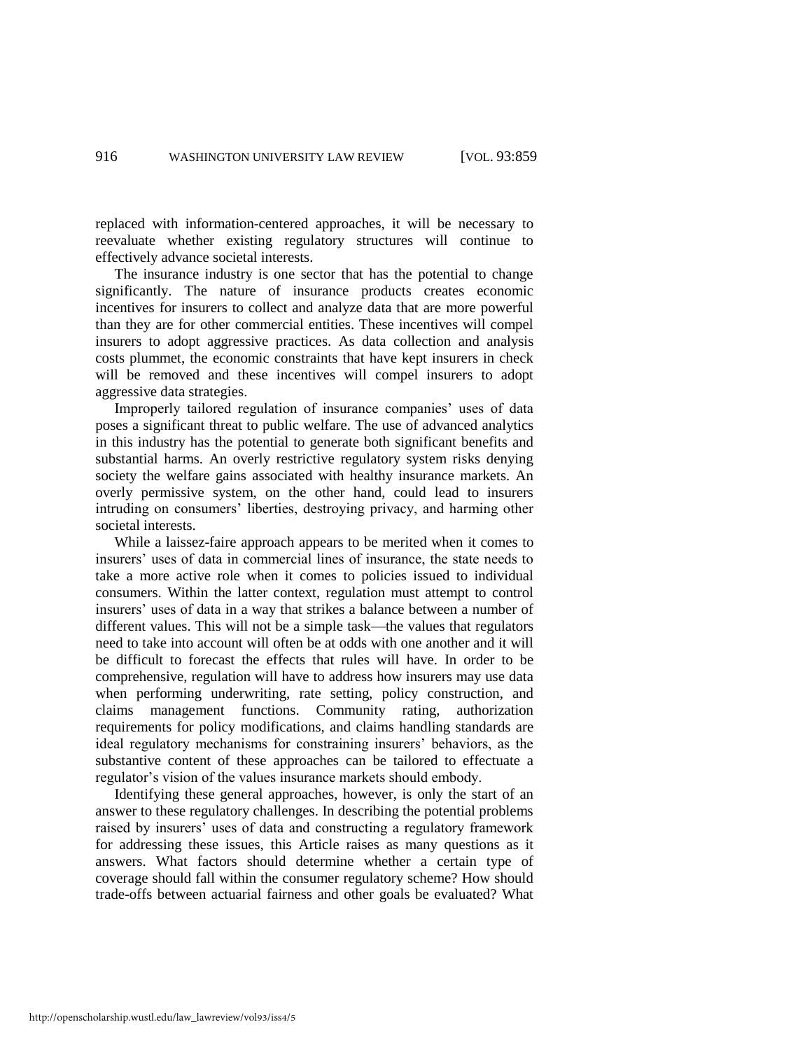replaced with information-centered approaches, it will be necessary to reevaluate whether existing regulatory structures will continue to effectively advance societal interests.

The insurance industry is one sector that has the potential to change significantly. The nature of insurance products creates economic incentives for insurers to collect and analyze data that are more powerful than they are for other commercial entities. These incentives will compel insurers to adopt aggressive practices. As data collection and analysis costs plummet, the economic constraints that have kept insurers in check will be removed and these incentives will compel insurers to adopt aggressive data strategies.

Improperly tailored regulation of insurance companies' uses of data poses a significant threat to public welfare. The use of advanced analytics in this industry has the potential to generate both significant benefits and substantial harms. An overly restrictive regulatory system risks denying society the welfare gains associated with healthy insurance markets. An overly permissive system, on the other hand, could lead to insurers intruding on consumers' liberties, destroying privacy, and harming other societal interests.

While a laissez-faire approach appears to be merited when it comes to insurers' uses of data in commercial lines of insurance, the state needs to take a more active role when it comes to policies issued to individual consumers. Within the latter context, regulation must attempt to control insurers' uses of data in a way that strikes a balance between a number of different values. This will not be a simple task—the values that regulators need to take into account will often be at odds with one another and it will be difficult to forecast the effects that rules will have. In order to be comprehensive, regulation will have to address how insurers may use data when performing underwriting, rate setting, policy construction, and claims management functions. Community rating, authorization requirements for policy modifications, and claims handling standards are ideal regulatory mechanisms for constraining insurers' behaviors, as the substantive content of these approaches can be tailored to effectuate a regulator's vision of the values insurance markets should embody.

Identifying these general approaches, however, is only the start of an answer to these regulatory challenges. In describing the potential problems raised by insurers' uses of data and constructing a regulatory framework for addressing these issues, this Article raises as many questions as it answers. What factors should determine whether a certain type of coverage should fall within the consumer regulatory scheme? How should trade-offs between actuarial fairness and other goals be evaluated? What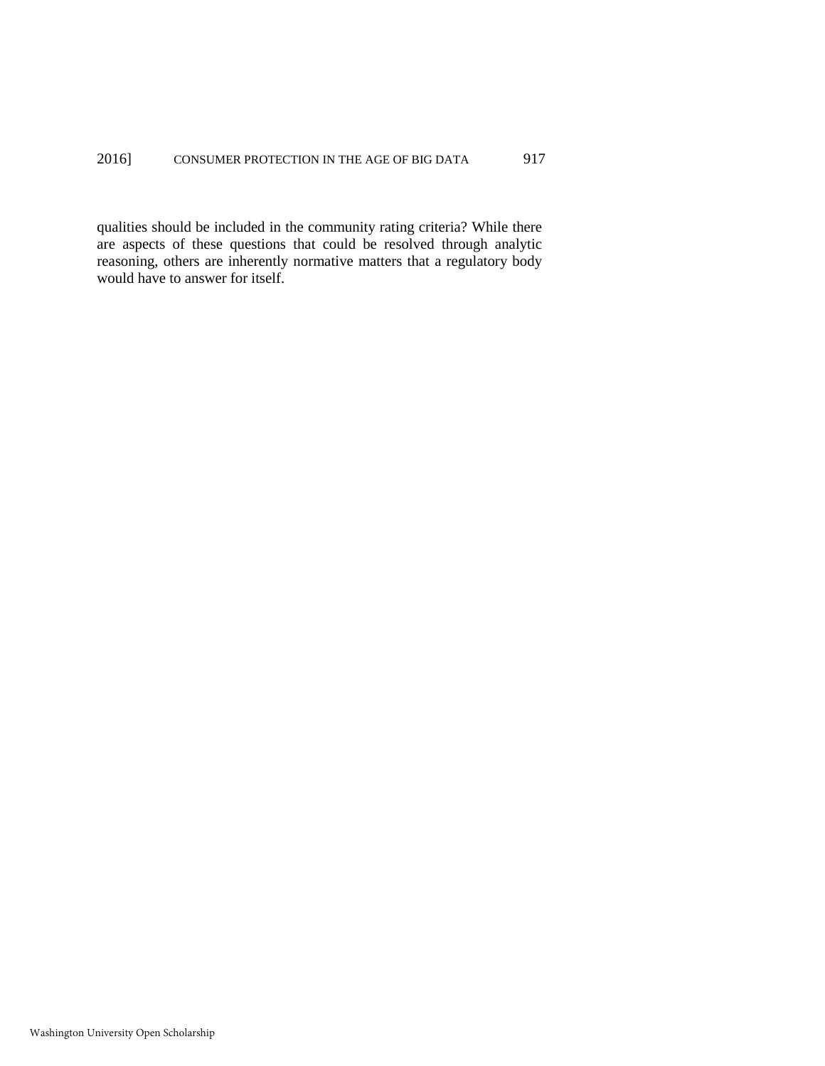qualities should be included in the community rating criteria? While there are aspects of these questions that could be resolved through analytic reasoning, others are inherently normative matters that a regulatory body would have to answer for itself.